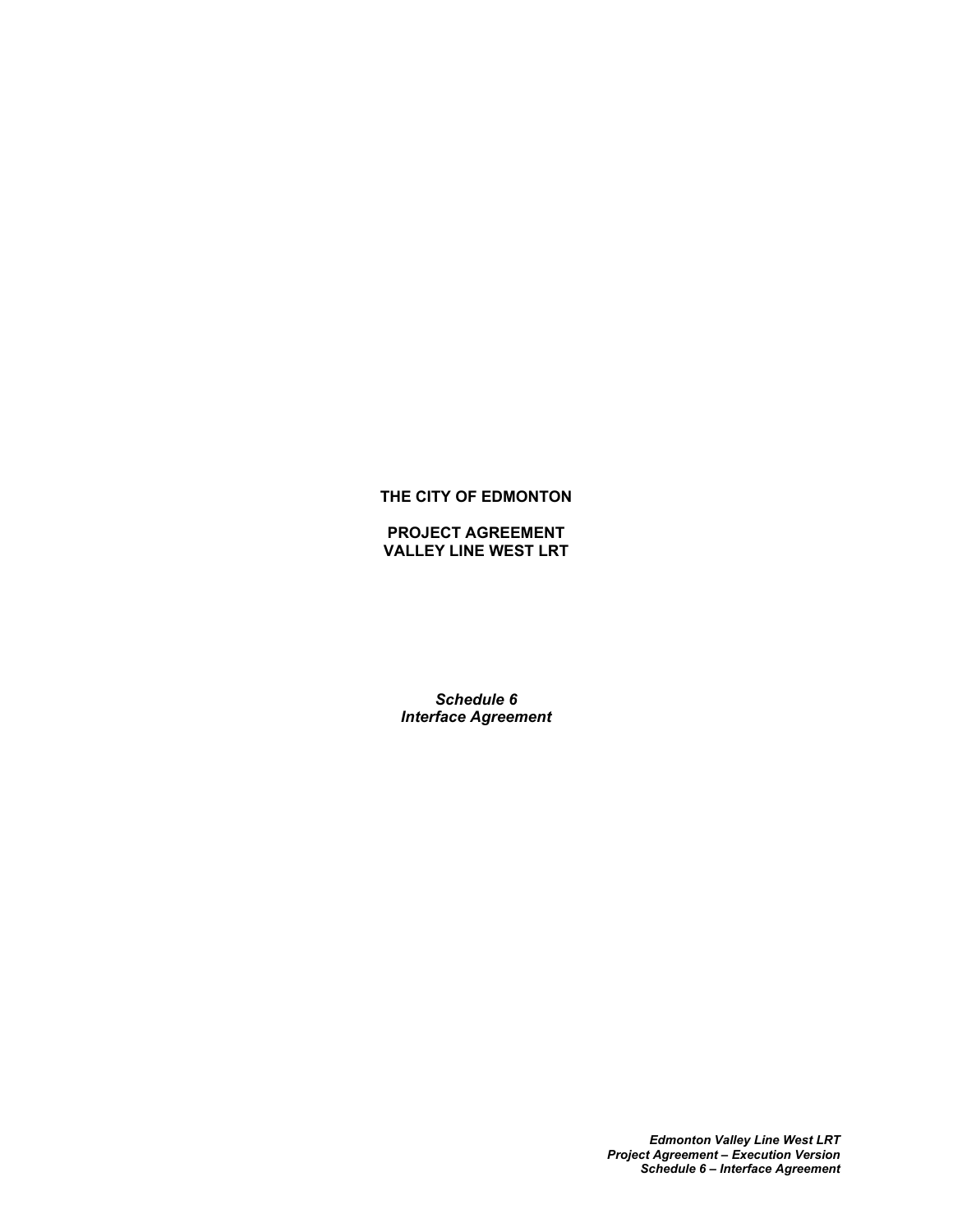**THE CITY OF EDMONTON**

**PROJECT AGREEMENT**
**VALLEY LINE WEST LRT**

***Schedule 6***
***Interface Agreement***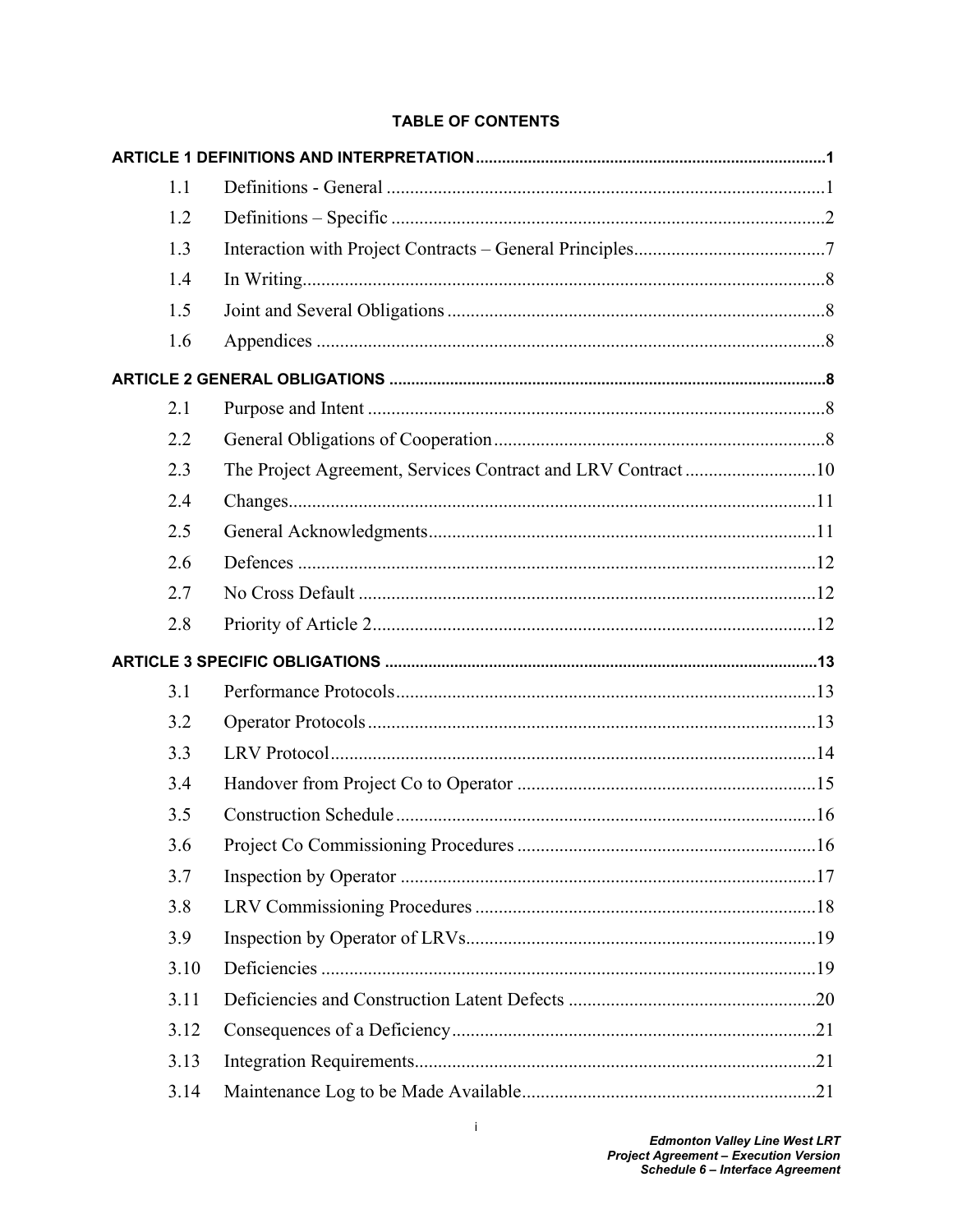**TABLE OF CONTENTS**

| | | |
|---|---|---|
| **ARTICLE 1 DEFINITIONS AND INTERPRETATION** | | **1** |
| 1.1 | Definitions - General | 1 |
| 1.2 | Definitions – Specific | 2 |
| 1.3 | Interaction with Project Contracts – General Principles | 7 |
| 1.4 | In Writing | 8 |
| 1.5 | Joint and Several Obligations | 8 |
| 1.6 | Appendices | 8 |
| **ARTICLE 2 GENERAL OBLIGATIONS** | | **8** |
| 2.1 | Purpose and Intent | 8 |
| 2.2 | General Obligations of Cooperation | 8 |
| 2.3 | The Project Agreement, Services Contract and LRV Contract | 10 |
| 2.4 | Changes | 11 |
| 2.5 | General Acknowledgments | 11 |
| 2.6 | Defences | 12 |
| 2.7 | No Cross Default | 12 |
| 2.8 | Priority of Article 2 | 12 |
| **ARTICLE 3 SPECIFIC OBLIGATIONS** | | **13** |
| 3.1 | Performance Protocols | 13 |
| 3.2 | Operator Protocols | 13 |
| 3.3 | LRV Protocol | 14 |
| 3.4 | Handover from Project Co to Operator | 15 |
| 3.5 | Construction Schedule | 16 |
| 3.6 | Project Co Commissioning Procedures | 16 |
| 3.7 | Inspection by Operator | 17 |
| 3.8 | LRV Commissioning Procedures | 18 |
| 3.9 | Inspection by Operator of LRVs | 19 |
| 3.10 | Deficiencies | 19 |
| 3.11 | Deficiencies and Construction Latent Defects | 20 |
| 3.12 | Consequences of a Deficiency | 21 |
| 3.13 | Integration Requirements | 21 |
| 3.14 | Maintenance Log to be Made Available | 21 |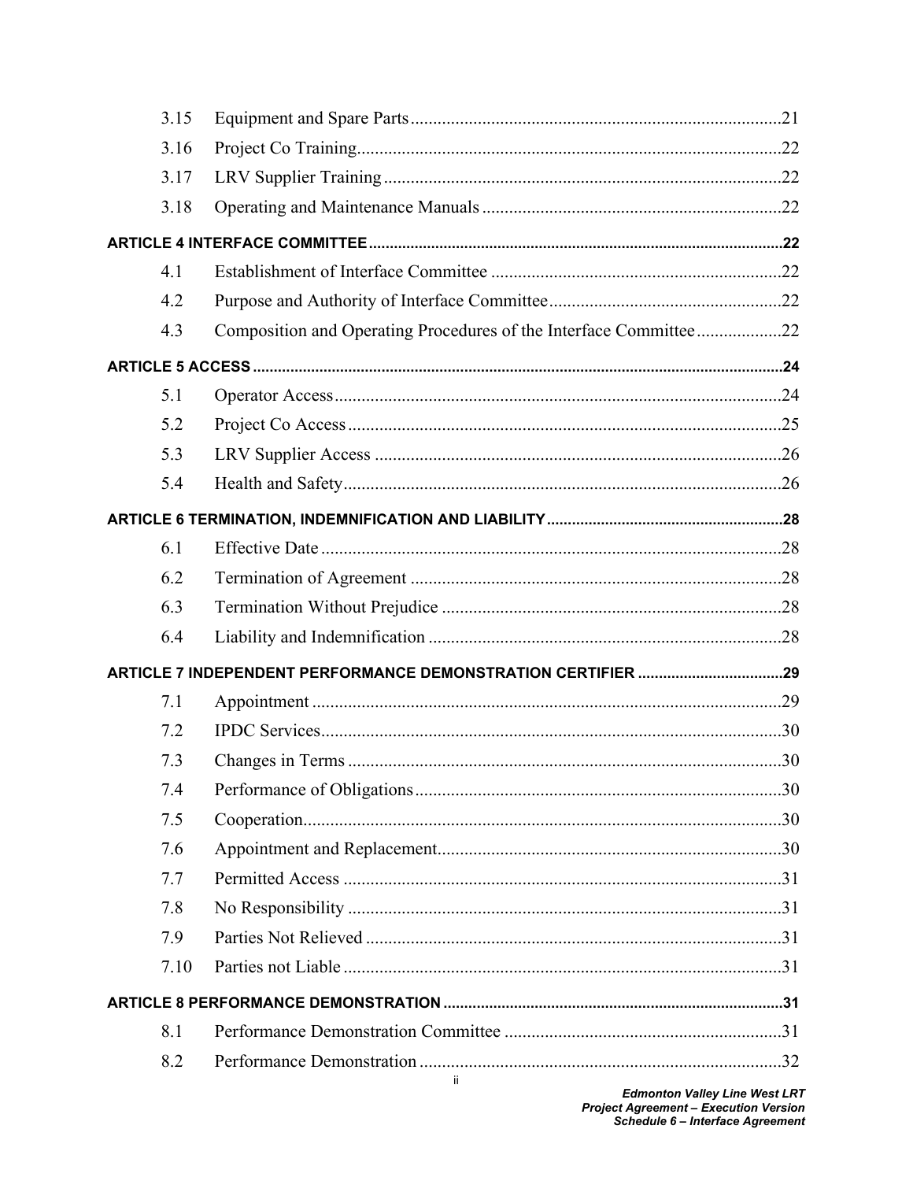| | | |
|---|---|---|
| 3.15 | Equipment and Spare Parts | 21 |
| 3.16 | Project Co Training | 22 |
| 3.17 | LRV Supplier Training | 22 |
| 3.18 | Operating and Maintenance Manuals | 22 |
| **ARTICLE 4 INTERFACE COMMITTEE** | | **22** |
| 4.1 | Establishment of Interface Committee | 22 |
| 4.2 | Purpose and Authority of Interface Committee | 22 |
| 4.3 | Composition and Operating Procedures of the Interface Committee | 22 |
| **ARTICLE 5 ACCESS** | | **24** |
| 5.1 | Operator Access | 24 |
| 5.2 | Project Co Access | 25 |
| 5.3 | LRV Supplier Access | 26 |
| 5.4 | Health and Safety | 26 |
| **ARTICLE 6 TERMINATION, INDEMNIFICATION AND LIABILITY** | | **28** |
| 6.1 | Effective Date | 28 |
| 6.2 | Termination of Agreement | 28 |
| 6.3 | Termination Without Prejudice | 28 |
| 6.4 | Liability and Indemnification | 28 |
| **ARTICLE 7 INDEPENDENT PERFORMANCE DEMONSTRATION CERTIFIER** | | **29** |
| 7.1 | Appointment | 29 |
| 7.2 | IPDC Services | 30 |
| 7.3 | Changes in Terms | 30 |
| 7.4 | Performance of Obligations | 30 |
| 7.5 | Cooperation | 30 |
| 7.6 | Appointment and Replacement | 30 |
| 7.7 | Permitted Access | 31 |
| 7.8 | No Responsibility | 31 |
| 7.9 | Parties Not Relieved | 31 |
| 7.10 | Parties not Liable | 31 |
| **ARTICLE 8 PERFORMANCE DEMONSTRATION** | | **31** |
| 8.1 | Performance Demonstration Committee | 31 |
| 8.2 | Performance Demonstration | 32 |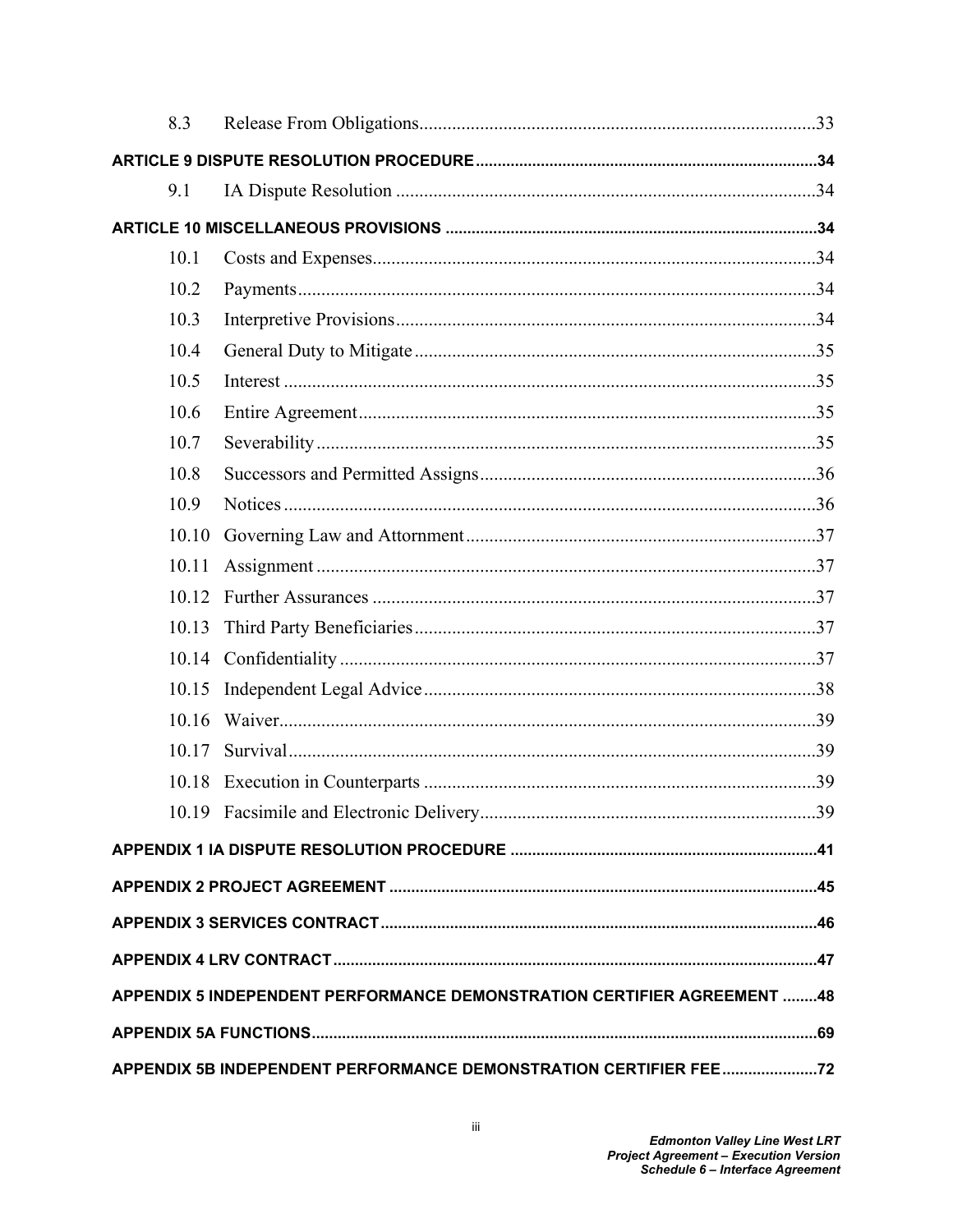8.3 Release From Obligations....33

**ARTICLE 9 DISPUTE RESOLUTION PROCEDURE....34**

9.1 IA Dispute Resolution....34

**ARTICLE 10 MISCELLANEOUS PROVISIONS....34**

10.1 Costs and Expenses....34

10.2 Payments....34

10.3 Interpretive Provisions....34

10.4 General Duty to Mitigate....35

10.5 Interest....35

10.6 Entire Agreement....35

10.7 Severability....35

10.8 Successors and Permitted Assigns....36

10.9 Notices....36

10.10 Governing Law and Attornment....37

10.11 Assignment....37

10.12 Further Assurances....37

10.13 Third Party Beneficiaries....37

10.14 Confidentiality....37

10.15 Independent Legal Advice....38

10.16 Waiver....39

10.17 Survival....39

10.18 Execution in Counterparts....39

10.19 Facsimile and Electronic Delivery....39

**APPENDIX 1 IA DISPUTE RESOLUTION PROCEDURE....41**

**APPENDIX 2 PROJECT AGREEMENT....45**

**APPENDIX 3 SERVICES CONTRACT....46**

**APPENDIX 4 LRV CONTRACT....47**

**APPENDIX 5 INDEPENDENT PERFORMANCE DEMONSTRATION CERTIFIER AGREEMENT....48**

**APPENDIX 5A FUNCTIONS....69**

**APPENDIX 5B INDEPENDENT PERFORMANCE DEMONSTRATION CERTIFIER FEE....72**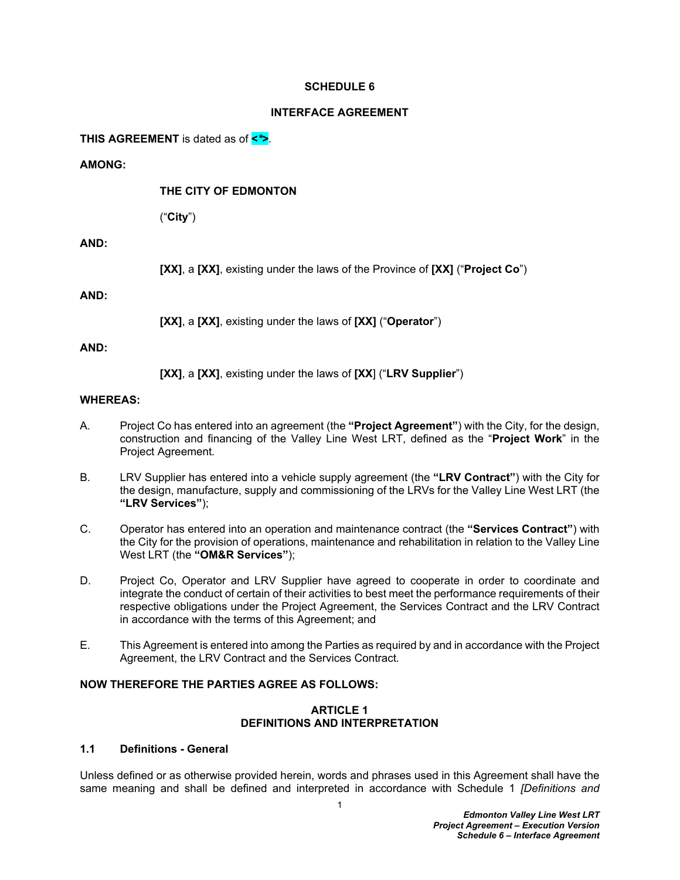# SCHEDULE 6

## INTERFACE AGREEMENT

**THIS AGREEMENT** is dated as of **<*>**.

**AMONG:**

**THE CITY OF EDMONTON**

("**City**")

**AND:**

**[XX]**, a **[XX]**, existing under the laws of the Province of **[XX]** ("**Project Co**")

**AND:**

**[XX]**, a **[XX]**, existing under the laws of **[XX]** ("**Operator**")

**AND:**

**[XX]**, a **[XX]**, existing under the laws of **[XX**] ("**LRV Supplier**")

**WHEREAS:**

A. Project Co has entered into an agreement (the **"Project Agreement"**) with the City, for the design, construction and financing of the Valley Line West LRT, defined as the "**Project Work**" in the Project Agreement*.*

B. LRV Supplier has entered into a vehicle supply agreement (the **"LRV Contract"**) with the City for the design, manufacture, supply and commissioning of the LRVs for the Valley Line West LRT (the **"LRV Services"**);

C. Operator has entered into an operation and maintenance contract (the **"Services Contract"**) with the City for the provision of operations, maintenance and rehabilitation in relation to the Valley Line West LRT (the **"OM&R Services"**);

D. Project Co, Operator and LRV Supplier have agreed to cooperate in order to coordinate and integrate the conduct of certain of their activities to best meet the performance requirements of their respective obligations under the Project Agreement, the Services Contract and the LRV Contract in accordance with the terms of this Agreement; and

E. This Agreement is entered into among the Parties as required by and in accordance with the Project Agreement, the LRV Contract and the Services Contract*.*

**NOW THEREFORE THE PARTIES AGREE AS FOLLOWS:**

## ARTICLE 1 DEFINITIONS AND INTERPRETATION

### 1.1 Definitions - General

Unless defined or as otherwise provided herein, words and phrases used in this Agreement shall have the same meaning and shall be defined and interpreted in accordance with Schedule 1 *[Definitions and*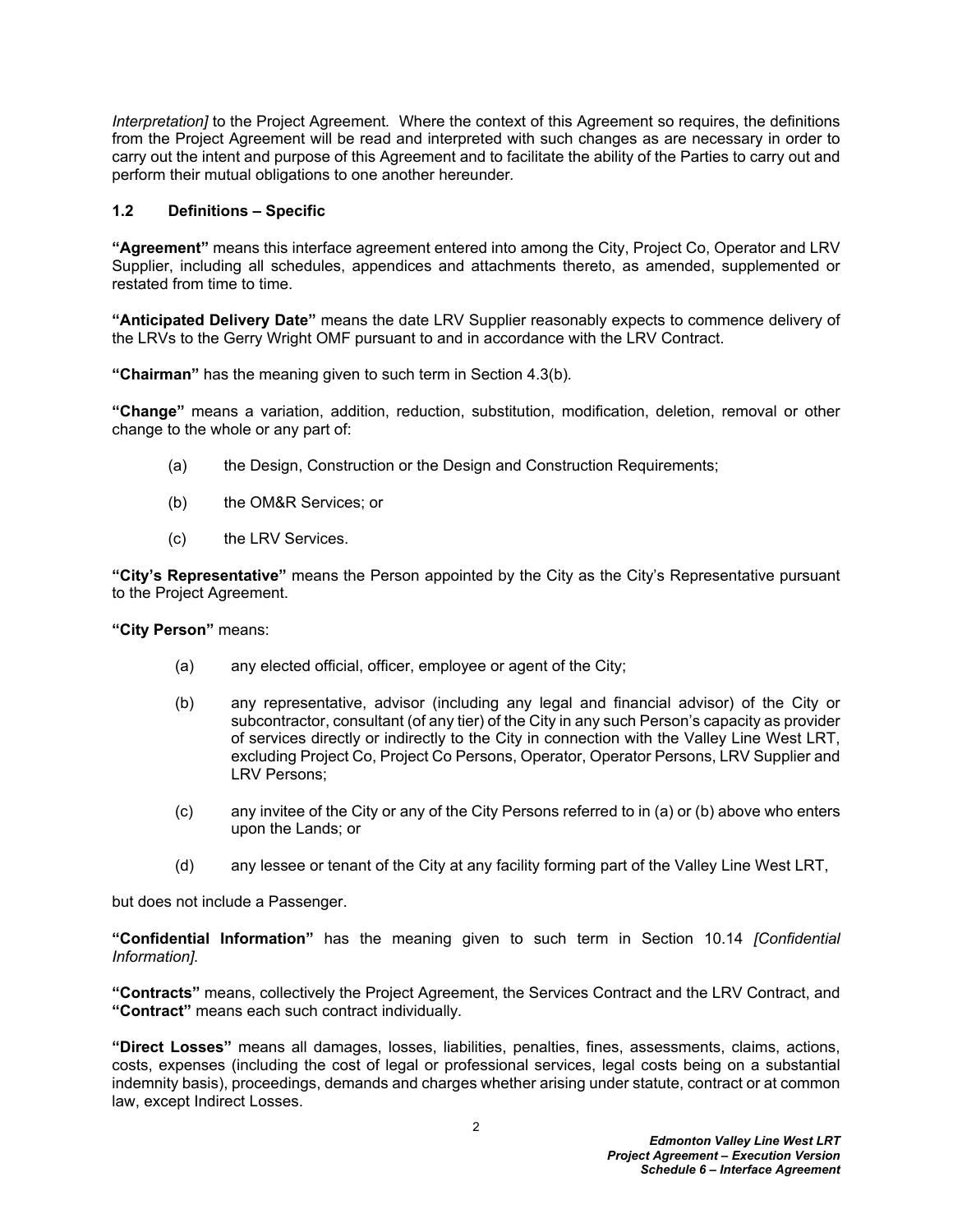*Interpretation]* to the Project Agreement. Where the context of this Agreement so requires, the definitions from the Project Agreement will be read and interpreted with such changes as are necessary in order to carry out the intent and purpose of this Agreement and to facilitate the ability of the Parties to carry out and perform their mutual obligations to one another hereunder.

### 1.2 Definitions – Specific

**"Agreement"** means this interface agreement entered into among the City, Project Co, Operator and LRV Supplier, including all schedules, appendices and attachments thereto, as amended, supplemented or restated from time to time.

**"Anticipated Delivery Date"** means the date LRV Supplier reasonably expects to commence delivery of the LRVs to the Gerry Wright OMF pursuant to and in accordance with the LRV Contract.

**"Chairman"** has the meaning given to such term in Section 4.3(b).

**"Change"** means a variation, addition, reduction, substitution, modification, deletion, removal or other change to the whole or any part of:

- (a) the Design, Construction or the Design and Construction Requirements;
- (b) the OM&R Services; or
- (c) the LRV Services.

**"City's Representative"** means the Person appointed by the City as the City's Representative pursuant to the Project Agreement.

**"City Person"** means:

- (a) any elected official, officer, employee or agent of the City;
- (b) any representative, advisor (including any legal and financial advisor) of the City or subcontractor, consultant (of any tier) of the City in any such Person's capacity as provider of services directly or indirectly to the City in connection with the Valley Line West LRT, excluding Project Co, Project Co Persons, Operator, Operator Persons, LRV Supplier and LRV Persons;
- (c) any invitee of the City or any of the City Persons referred to in (a) or (b) above who enters upon the Lands; or
- (d) any lessee or tenant of the City at any facility forming part of the Valley Line West LRT,

but does not include a Passenger.

**"Confidential Information"** has the meaning given to such term in Section 10.14 *[Confidential Information]*.

**"Contracts"** means, collectively the Project Agreement, the Services Contract and the LRV Contract, and **"Contract"** means each such contract individually.

**"Direct Losses"** means all damages, losses, liabilities, penalties, fines, assessments, claims, actions, costs, expenses (including the cost of legal or professional services, legal costs being on a substantial indemnity basis), proceedings, demands and charges whether arising under statute, contract or at common law, except Indirect Losses.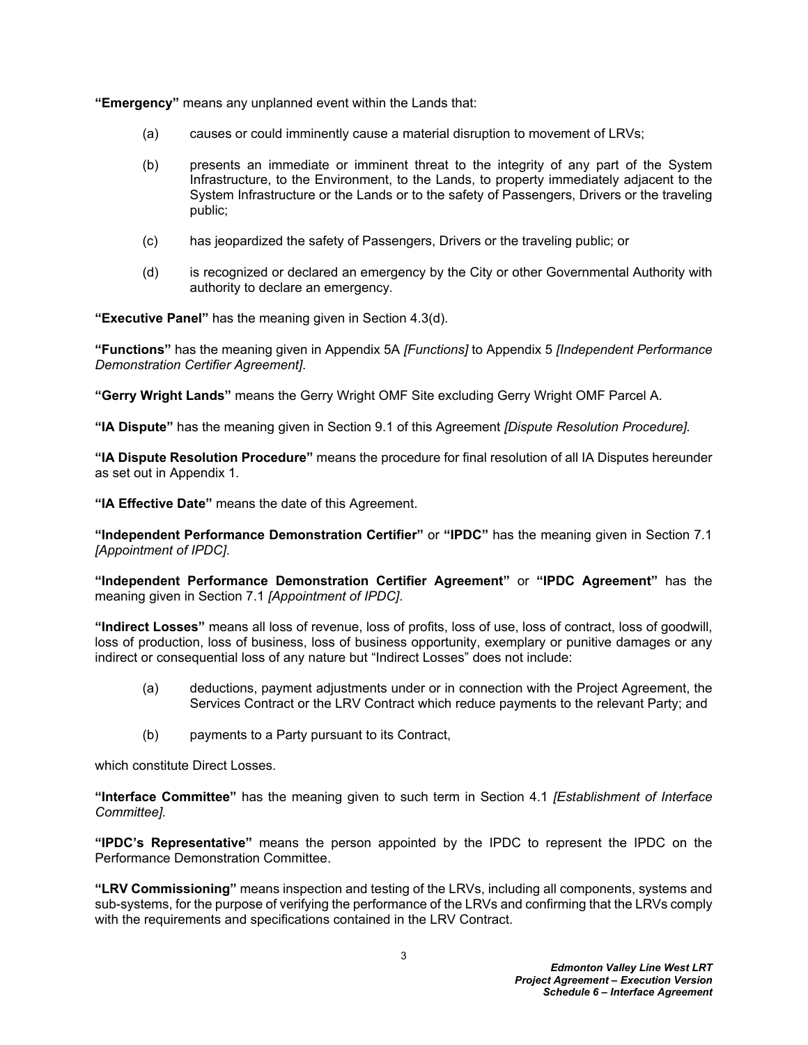**"Emergency"** means any unplanned event within the Lands that:

(a) causes or could imminently cause a material disruption to movement of LRVs;

(b) presents an immediate or imminent threat to the integrity of any part of the System Infrastructure, to the Environment, to the Lands, to property immediately adjacent to the System Infrastructure or the Lands or to the safety of Passengers, Drivers or the traveling public;

(c) has jeopardized the safety of Passengers, Drivers or the traveling public; or

(d) is recognized or declared an emergency by the City or other Governmental Authority with authority to declare an emergency.

**"Executive Panel"** has the meaning given in Section 4.3(d).

**"Functions"** has the meaning given in Appendix 5A *[Functions]* to Appendix 5 *[Independent Performance Demonstration Certifier Agreement]*.

**"Gerry Wright Lands"** means the Gerry Wright OMF Site excluding Gerry Wright OMF Parcel A.

**"IA Dispute"** has the meaning given in Section 9.1 of this Agreement *[Dispute Resolution Procedure]*.

**"IA Dispute Resolution Procedure"** means the procedure for final resolution of all IA Disputes hereunder as set out in Appendix 1.

**"IA Effective Date"** means the date of this Agreement.

**"Independent Performance Demonstration Certifier"** or **"IPDC"** has the meaning given in Section 7.1 *[Appointment of IPDC]*.

**"Independent Performance Demonstration Certifier Agreement"** or **"IPDC Agreement"** has the meaning given in Section 7.1 *[Appointment of IPDC]*.

**"Indirect Losses"** means all loss of revenue, loss of profits, loss of use, loss of contract, loss of goodwill, loss of production, loss of business, loss of business opportunity, exemplary or punitive damages or any indirect or consequential loss of any nature but "Indirect Losses" does not include:

(a) deductions, payment adjustments under or in connection with the Project Agreement, the Services Contract or the LRV Contract which reduce payments to the relevant Party; and

(b) payments to a Party pursuant to its Contract,

which constitute Direct Losses.

**"Interface Committee"** has the meaning given to such term in Section 4.1 *[Establishment of Interface Committee].*

**"IPDC's Representative"** means the person appointed by the IPDC to represent the IPDC on the Performance Demonstration Committee.

**"LRV Commissioning"** means inspection and testing of the LRVs, including all components, systems and sub-systems, for the purpose of verifying the performance of the LRVs and confirming that the LRVs comply with the requirements and specifications contained in the LRV Contract.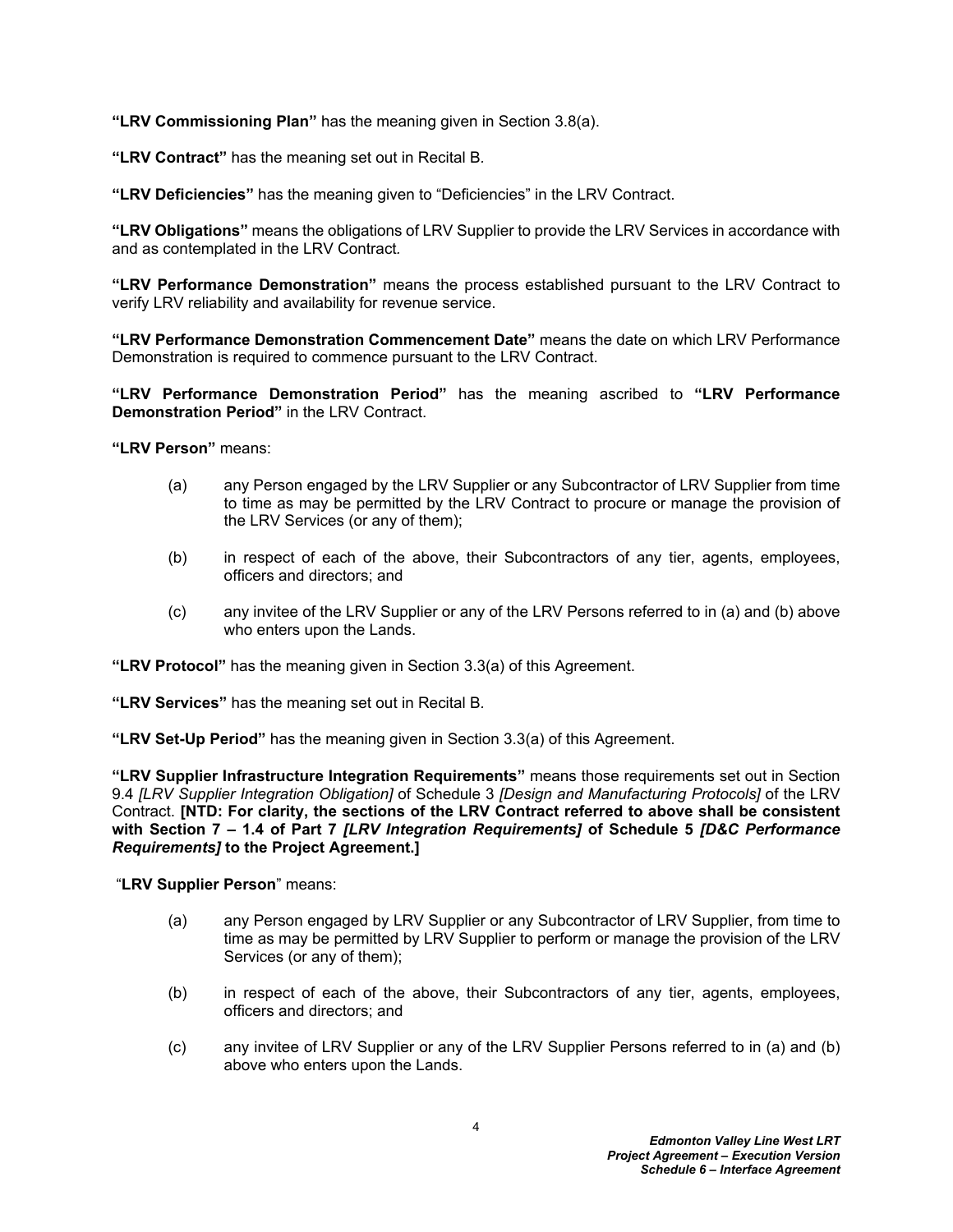**"LRV Commissioning Plan"** has the meaning given in Section 3.8(a).

**"LRV Contract"** has the meaning set out in Recital B.

**"LRV Deficiencies"** has the meaning given to "Deficiencies" in the LRV Contract.

**"LRV Obligations"** means the obligations of LRV Supplier to provide the LRV Services in accordance with and as contemplated in the LRV Contract.

**"LRV Performance Demonstration"** means the process established pursuant to the LRV Contract to verify LRV reliability and availability for revenue service.

**"LRV Performance Demonstration Commencement Date"** means the date on which LRV Performance Demonstration is required to commence pursuant to the LRV Contract.

**"LRV Performance Demonstration Period"** has the meaning ascribed to **"LRV Performance Demonstration Period"** in the LRV Contract.

**"LRV Person"** means:

(a) any Person engaged by the LRV Supplier or any Subcontractor of LRV Supplier from time to time as may be permitted by the LRV Contract to procure or manage the provision of the LRV Services (or any of them);

(b) in respect of each of the above, their Subcontractors of any tier, agents, employees, officers and directors; and

(c) any invitee of the LRV Supplier or any of the LRV Persons referred to in (a) and (b) above who enters upon the Lands.

**"LRV Protocol"** has the meaning given in Section 3.3(a) of this Agreement.

**"LRV Services"** has the meaning set out in Recital B.

**"LRV Set-Up Period"** has the meaning given in Section 3.3(a) of this Agreement.

**"LRV Supplier Infrastructure Integration Requirements"** means those requirements set out in Section 9.4 *[LRV Supplier Integration Obligation]* of Schedule 3 *[Design and Manufacturing Protocols]* of the LRV Contract. **[NTD: For clarity, the sections of the LRV Contract referred to above shall be consistent with Section 7 – 1.4 of Part 7 *[LRV Integration Requirements]* of Schedule 5 *[D&C Performance Requirements]* to the Project Agreement.]**

"**LRV Supplier Person**" means:

(a) any Person engaged by LRV Supplier or any Subcontractor of LRV Supplier, from time to time as may be permitted by LRV Supplier to perform or manage the provision of the LRV Services (or any of them);

(b) in respect of each of the above, their Subcontractors of any tier, agents, employees, officers and directors; and

(c) any invitee of LRV Supplier or any of the LRV Supplier Persons referred to in (a) and (b) above who enters upon the Lands.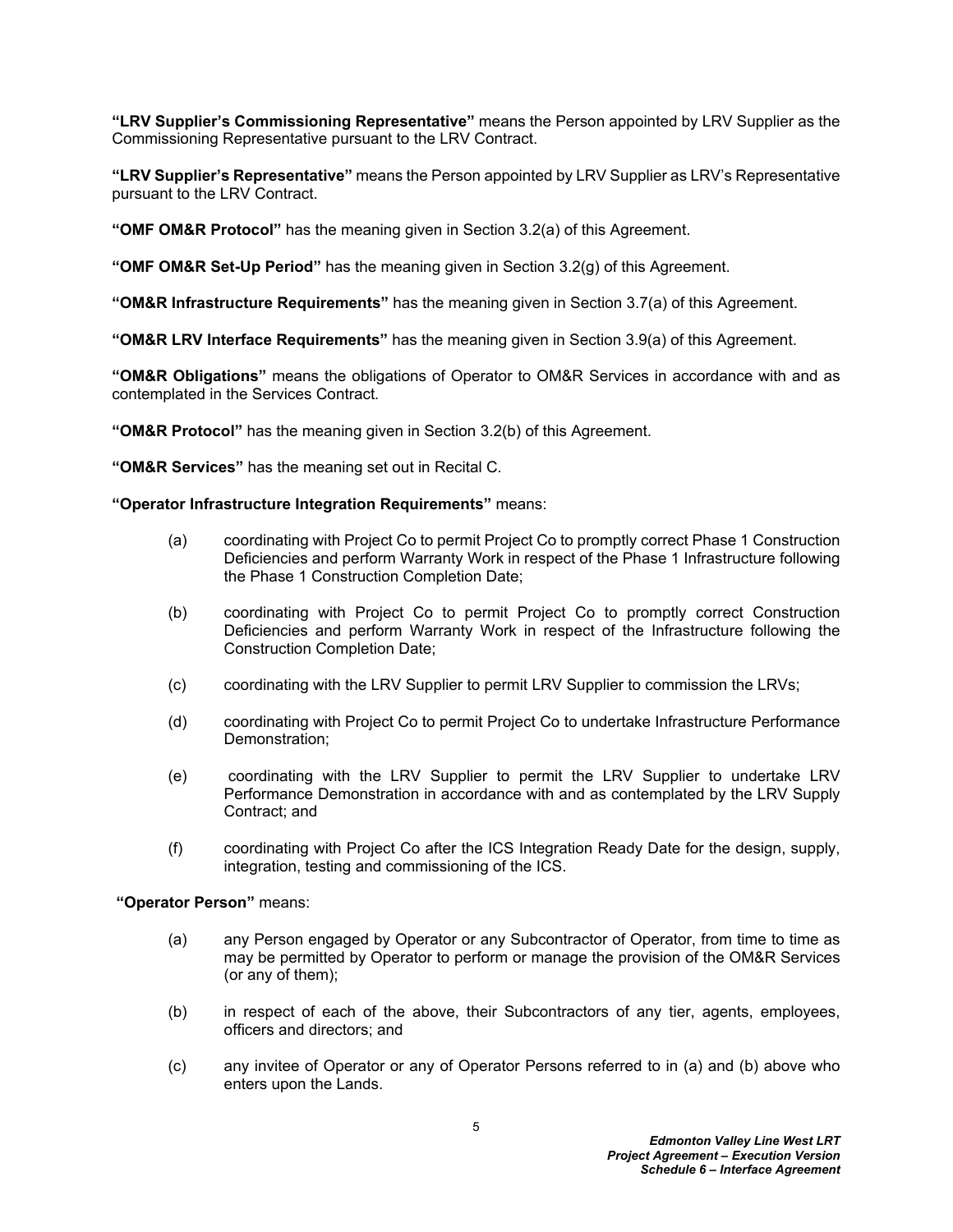**"LRV Supplier's Commissioning Representative"** means the Person appointed by LRV Supplier as the Commissioning Representative pursuant to the LRV Contract.

**"LRV Supplier's Representative"** means the Person appointed by LRV Supplier as LRV's Representative pursuant to the LRV Contract.

**"OMF OM&R Protocol"** has the meaning given in Section 3.2(a) of this Agreement.

**"OMF OM&R Set-Up Period"** has the meaning given in Section 3.2(g) of this Agreement.

**"OM&R Infrastructure Requirements"** has the meaning given in Section 3.7(a) of this Agreement.

**"OM&R LRV Interface Requirements"** has the meaning given in Section 3.9(a) of this Agreement.

**"OM&R Obligations"** means the obligations of Operator to OM&R Services in accordance with and as contemplated in the Services Contract.

**"OM&R Protocol"** has the meaning given in Section 3.2(b) of this Agreement.

**"OM&R Services"** has the meaning set out in Recital C.

**"Operator Infrastructure Integration Requirements"** means:

(a) coordinating with Project Co to permit Project Co to promptly correct Phase 1 Construction Deficiencies and perform Warranty Work in respect of the Phase 1 Infrastructure following the Phase 1 Construction Completion Date;

(b) coordinating with Project Co to permit Project Co to promptly correct Construction Deficiencies and perform Warranty Work in respect of the Infrastructure following the Construction Completion Date;

(c) coordinating with the LRV Supplier to permit LRV Supplier to commission the LRVs;

(d) coordinating with Project Co to permit Project Co to undertake Infrastructure Performance Demonstration;

(e) coordinating with the LRV Supplier to permit the LRV Supplier to undertake LRV Performance Demonstration in accordance with and as contemplated by the LRV Supply Contract; and

(f) coordinating with Project Co after the ICS Integration Ready Date for the design, supply, integration, testing and commissioning of the ICS.

**"Operator Person"** means:

(a) any Person engaged by Operator or any Subcontractor of Operator, from time to time as may be permitted by Operator to perform or manage the provision of the OM&R Services (or any of them);

(b) in respect of each of the above, their Subcontractors of any tier, agents, employees, officers and directors; and

(c) any invitee of Operator or any of Operator Persons referred to in (a) and (b) above who enters upon the Lands.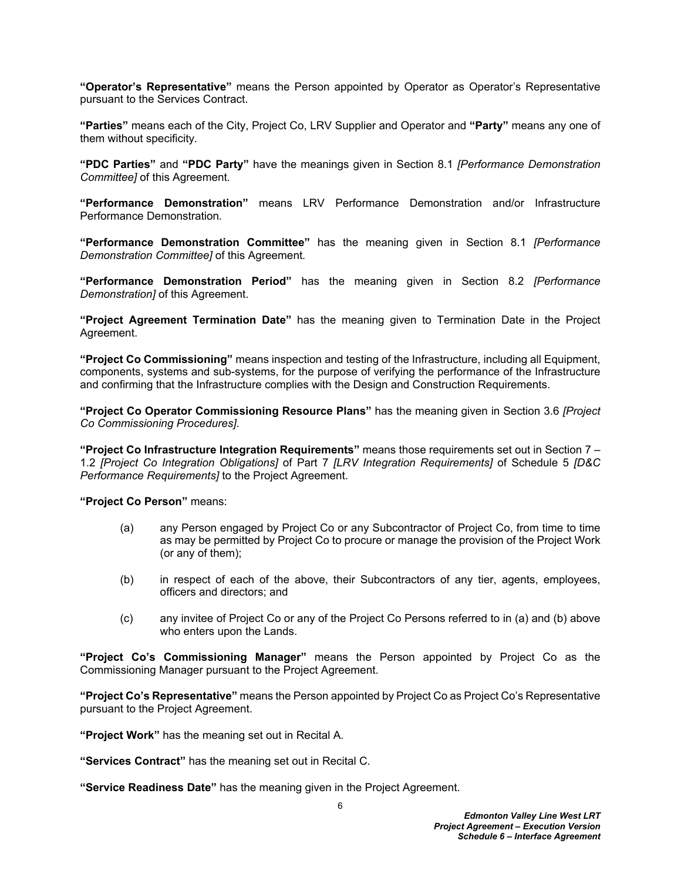**"Operator's Representative"** means the Person appointed by Operator as Operator's Representative pursuant to the Services Contract.

**"Parties"** means each of the City, Project Co, LRV Supplier and Operator and **"Party"** means any one of them without specificity.

**"PDC Parties"** and **"PDC Party"** have the meanings given in Section 8.1 *[Performance Demonstration Committee]* of this Agreement.

**"Performance Demonstration"** means LRV Performance Demonstration and/or Infrastructure Performance Demonstration.

**"Performance Demonstration Committee"** has the meaning given in Section 8.1 *[Performance Demonstration Committee]* of this Agreement.

**"Performance Demonstration Period"** has the meaning given in Section 8.2 *[Performance Demonstration]* of this Agreement.

**"Project Agreement Termination Date"** has the meaning given to Termination Date in the Project Agreement.

**"Project Co Commissioning"** means inspection and testing of the Infrastructure, including all Equipment, components, systems and sub-systems, for the purpose of verifying the performance of the Infrastructure and confirming that the Infrastructure complies with the Design and Construction Requirements.

**"Project Co Operator Commissioning Resource Plans"** has the meaning given in Section 3.6 *[Project Co Commissioning Procedures]*.

**"Project Co Infrastructure Integration Requirements"** means those requirements set out in Section 7 – 1.2 *[Project Co Integration Obligations]* of Part 7 *[LRV Integration Requirements]* of Schedule 5 *[D&C Performance Requirements]* to the Project Agreement.

**"Project Co Person"** means:

(a) any Person engaged by Project Co or any Subcontractor of Project Co, from time to time as may be permitted by Project Co to procure or manage the provision of the Project Work (or any of them);

(b) in respect of each of the above, their Subcontractors of any tier, agents, employees, officers and directors; and

(c) any invitee of Project Co or any of the Project Co Persons referred to in (a) and (b) above who enters upon the Lands.

**"Project Co's Commissioning Manager"** means the Person appointed by Project Co as the Commissioning Manager pursuant to the Project Agreement.

**"Project Co's Representative"** means the Person appointed by Project Co as Project Co's Representative pursuant to the Project Agreement.

**"Project Work"** has the meaning set out in Recital A.

**"Services Contract"** has the meaning set out in Recital C.

**"Service Readiness Date"** has the meaning given in the Project Agreement.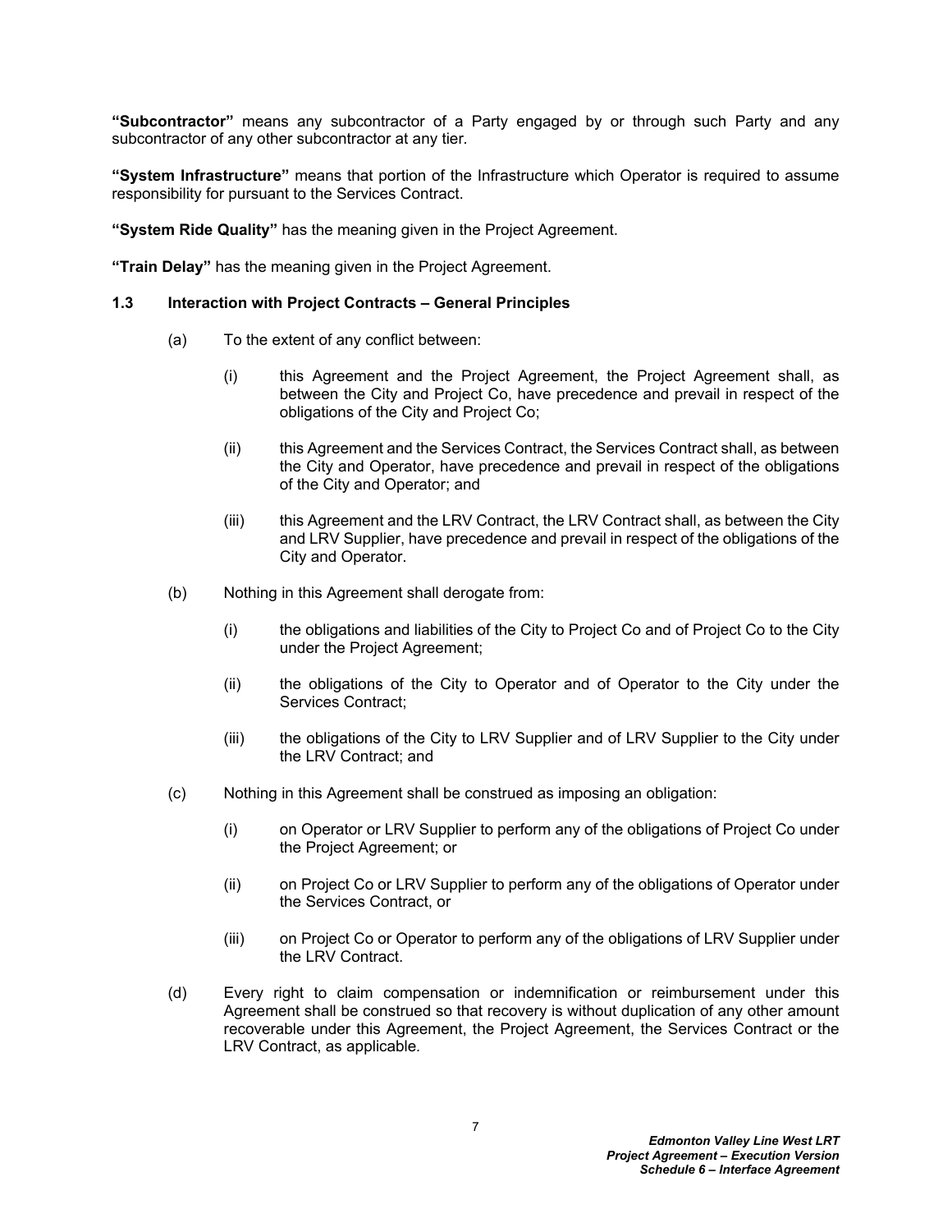**"Subcontractor"** means any subcontractor of a Party engaged by or through such Party and any subcontractor of any other subcontractor at any tier.

**"System Infrastructure"** means that portion of the Infrastructure which Operator is required to assume responsibility for pursuant to the Services Contract.

**"System Ride Quality"** has the meaning given in the Project Agreement.

**"Train Delay"** has the meaning given in the Project Agreement.

### 1.3 Interaction with Project Contracts – General Principles

(a) To the extent of any conflict between:

(i) this Agreement and the Project Agreement, the Project Agreement shall, as between the City and Project Co, have precedence and prevail in respect of the obligations of the City and Project Co;

(ii) this Agreement and the Services Contract, the Services Contract shall, as between the City and Operator, have precedence and prevail in respect of the obligations of the City and Operator; and

(iii) this Agreement and the LRV Contract, the LRV Contract shall, as between the City and LRV Supplier, have precedence and prevail in respect of the obligations of the City and Operator.

(b) Nothing in this Agreement shall derogate from:

(i) the obligations and liabilities of the City to Project Co and of Project Co to the City under the Project Agreement;

(ii) the obligations of the City to Operator and of Operator to the City under the Services Contract;

(iii) the obligations of the City to LRV Supplier and of LRV Supplier to the City under the LRV Contract; and

(c) Nothing in this Agreement shall be construed as imposing an obligation:

(i) on Operator or LRV Supplier to perform any of the obligations of Project Co under the Project Agreement; or

(ii) on Project Co or LRV Supplier to perform any of the obligations of Operator under the Services Contract, or

(iii) on Project Co or Operator to perform any of the obligations of LRV Supplier under the LRV Contract.

(d) Every right to claim compensation or indemnification or reimbursement under this Agreement shall be construed so that recovery is without duplication of any other amount recoverable under this Agreement, the Project Agreement, the Services Contract or the LRV Contract, as applicable.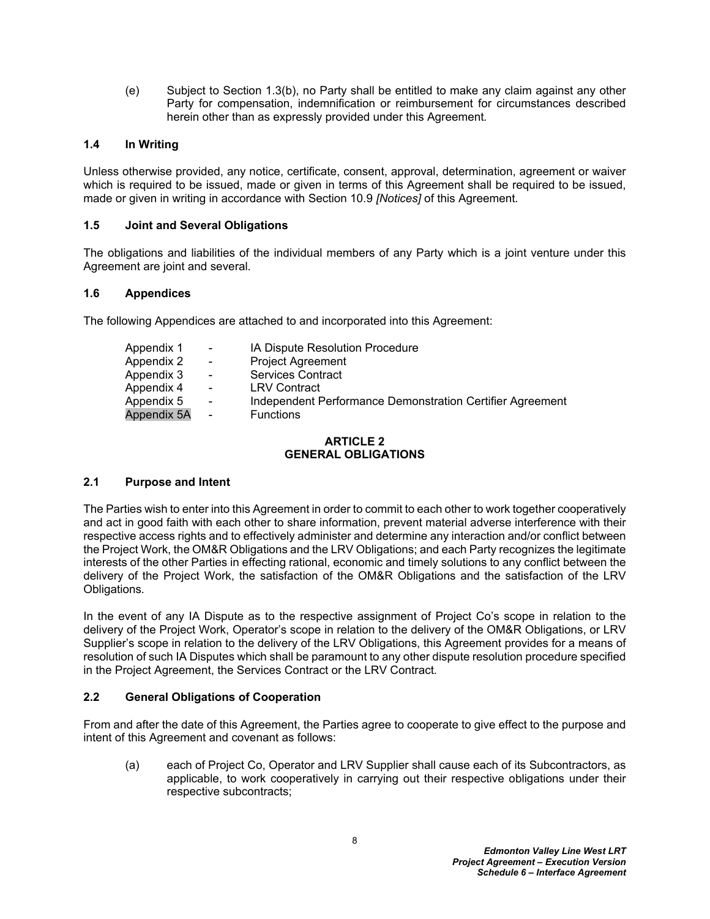(e) Subject to Section 1.3(b), no Party shall be entitled to make any claim against any other Party for compensation, indemnification or reimbursement for circumstances described herein other than as expressly provided under this Agreement.

### 1.4 In Writing

Unless otherwise provided, any notice, certificate, consent, approval, determination, agreement or waiver which is required to be issued, made or given in terms of this Agreement shall be required to be issued, made or given in writing in accordance with Section 10.9 *[Notices]* of this Agreement.

### 1.5 Joint and Several Obligations

The obligations and liabilities of the individual members of any Party which is a joint venture under this Agreement are joint and several.

### 1.6 Appendices

The following Appendices are attached to and incorporated into this Agreement:

| | | |
|---|---|---|
| Appendix 1 | - | IA Dispute Resolution Procedure |
| Appendix 2 | - | Project Agreement |
| Appendix 3 | - | Services Contract |
| Appendix 4 | - | LRV Contract |
| Appendix 5 | - | Independent Performance Demonstration Certifier Agreement |
| Appendix 5A | - | Functions |

## ARTICLE 2
## GENERAL OBLIGATIONS

### 2.1 Purpose and Intent

The Parties wish to enter into this Agreement in order to commit to each other to work together cooperatively and act in good faith with each other to share information, prevent material adverse interference with their respective access rights and to effectively administer and determine any interaction and/or conflict between the Project Work, the OM&R Obligations and the LRV Obligations; and each Party recognizes the legitimate interests of the other Parties in effecting rational, economic and timely solutions to any conflict between the delivery of the Project Work, the satisfaction of the OM&R Obligations and the satisfaction of the LRV Obligations.

In the event of any IA Dispute as to the respective assignment of Project Co's scope in relation to the delivery of the Project Work, Operator's scope in relation to the delivery of the OM&R Obligations, or LRV Supplier's scope in relation to the delivery of the LRV Obligations, this Agreement provides for a means of resolution of such IA Disputes which shall be paramount to any other dispute resolution procedure specified in the Project Agreement, the Services Contract or the LRV Contract.

### 2.2 General Obligations of Cooperation

From and after the date of this Agreement, the Parties agree to cooperate to give effect to the purpose and intent of this Agreement and covenant as follows:

(a) each of Project Co, Operator and LRV Supplier shall cause each of its Subcontractors, as applicable, to work cooperatively in carrying out their respective obligations under their respective subcontracts;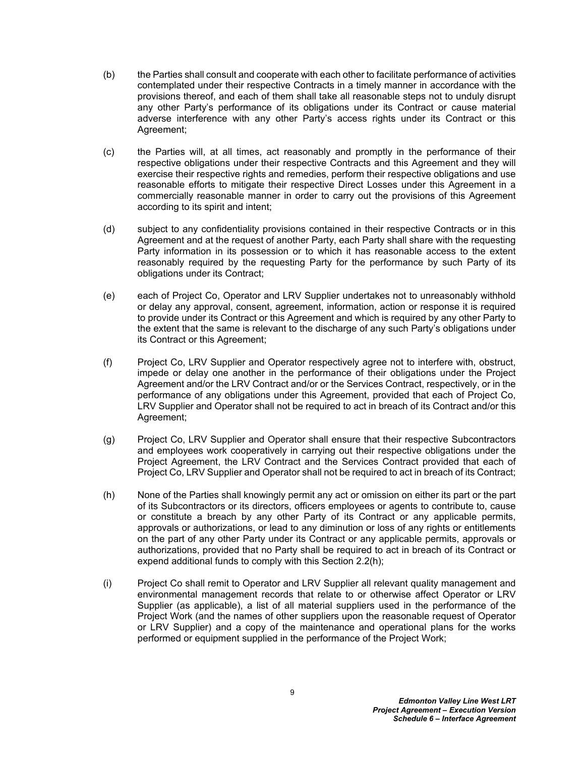(b) the Parties shall consult and cooperate with each other to facilitate performance of activities contemplated under their respective Contracts in a timely manner in accordance with the provisions thereof, and each of them shall take all reasonable steps not to unduly disrupt any other Party's performance of its obligations under its Contract or cause material adverse interference with any other Party's access rights under its Contract or this Agreement;

(c) the Parties will, at all times, act reasonably and promptly in the performance of their respective obligations under their respective Contracts and this Agreement and they will exercise their respective rights and remedies, perform their respective obligations and use reasonable efforts to mitigate their respective Direct Losses under this Agreement in a commercially reasonable manner in order to carry out the provisions of this Agreement according to its spirit and intent;

(d) subject to any confidentiality provisions contained in their respective Contracts or in this Agreement and at the request of another Party, each Party shall share with the requesting Party information in its possession or to which it has reasonable access to the extent reasonably required by the requesting Party for the performance by such Party of its obligations under its Contract;

(e) each of Project Co, Operator and LRV Supplier undertakes not to unreasonably withhold or delay any approval, consent, agreement, information, action or response it is required to provide under its Contract or this Agreement and which is required by any other Party to the extent that the same is relevant to the discharge of any such Party's obligations under its Contract or this Agreement;

(f) Project Co, LRV Supplier and Operator respectively agree not to interfere with, obstruct, impede or delay one another in the performance of their obligations under the Project Agreement and/or the LRV Contract and/or the Services Contract, respectively, or in the performance of any obligations under this Agreement, provided that each of Project Co, LRV Supplier and Operator shall not be required to act in breach of its Contract and/or this Agreement;

(g) Project Co, LRV Supplier and Operator shall ensure that their respective Subcontractors and employees work cooperatively in carrying out their respective obligations under the Project Agreement, the LRV Contract and the Services Contract provided that each of Project Co, LRV Supplier and Operator shall not be required to act in breach of its Contract;

(h) None of the Parties shall knowingly permit any act or omission on either its part or the part of its Subcontractors or its directors, officers employees or agents to contribute to, cause or constitute a breach by any other Party of its Contract or any applicable permits, approvals or authorizations, or lead to any diminution or loss of any rights or entitlements on the part of any other Party under its Contract or any applicable permits, approvals or authorizations, provided that no Party shall be required to act in breach of its Contract or expend additional funds to comply with this Section 2.2(h);

(i) Project Co shall remit to Operator and LRV Supplier all relevant quality management and environmental management records that relate to or otherwise affect Operator or LRV Supplier (as applicable), a list of all material suppliers used in the performance of the Project Work (and the names of other suppliers upon the reasonable request of Operator or LRV Supplier) and a copy of the maintenance and operational plans for the works performed or equipment supplied in the performance of the Project Work;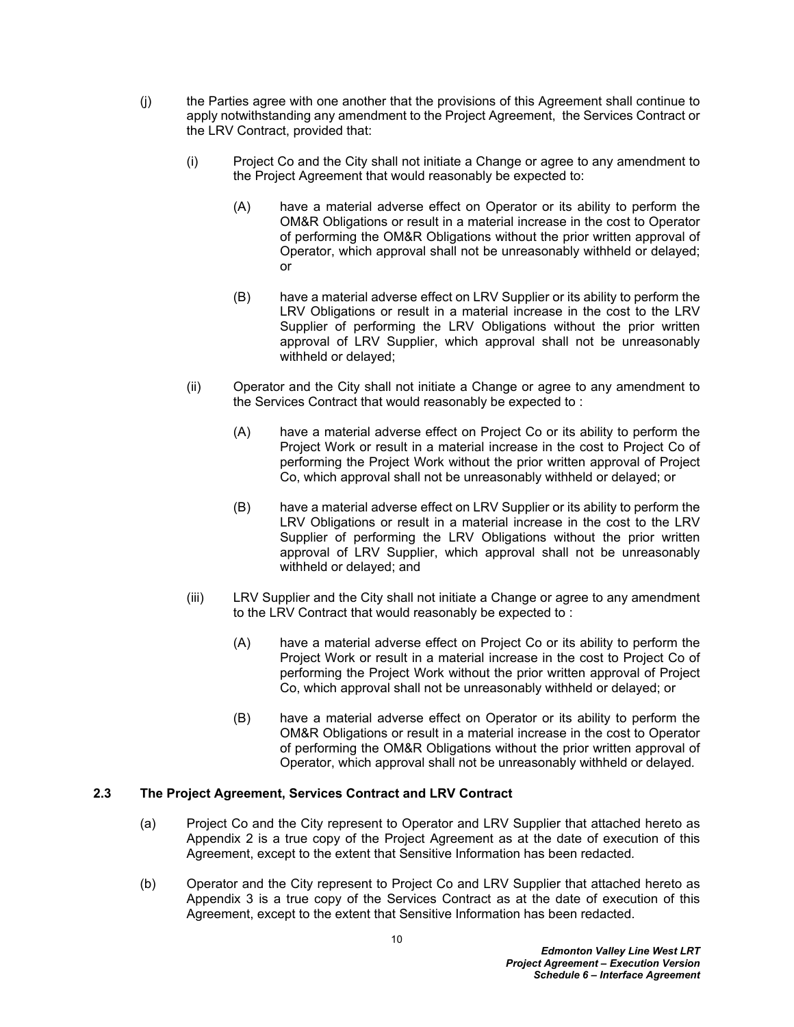(j) the Parties agree with one another that the provisions of this Agreement shall continue to apply notwithstanding any amendment to the Project Agreement, the Services Contract or the LRV Contract, provided that:

   (i) Project Co and the City shall not initiate a Change or agree to any amendment to the Project Agreement that would reasonably be expected to:

      (A) have a material adverse effect on Operator or its ability to perform the OM&R Obligations or result in a material increase in the cost to Operator of performing the OM&R Obligations without the prior written approval of Operator, which approval shall not be unreasonably withheld or delayed; or

      (B) have a material adverse effect on LRV Supplier or its ability to perform the LRV Obligations or result in a material increase in the cost to the LRV Supplier of performing the LRV Obligations without the prior written approval of LRV Supplier, which approval shall not be unreasonably withheld or delayed;

   (ii) Operator and the City shall not initiate a Change or agree to any amendment to the Services Contract that would reasonably be expected to :

      (A) have a material adverse effect on Project Co or its ability to perform the Project Work or result in a material increase in the cost to Project Co of performing the Project Work without the prior written approval of Project Co, which approval shall not be unreasonably withheld or delayed; or

      (B) have a material adverse effect on LRV Supplier or its ability to perform the LRV Obligations or result in a material increase in the cost to the LRV Supplier of performing the LRV Obligations without the prior written approval of LRV Supplier, which approval shall not be unreasonably withheld or delayed; and

   (iii) LRV Supplier and the City shall not initiate a Change or agree to any amendment to the LRV Contract that would reasonably be expected to :

      (A) have a material adverse effect on Project Co or its ability to perform the Project Work or result in a material increase in the cost to Project Co of performing the Project Work without the prior written approval of Project Co, which approval shall not be unreasonably withheld or delayed; or

      (B) have a material adverse effect on Operator or its ability to perform the OM&R Obligations or result in a material increase in the cost to Operator of performing the OM&R Obligations without the prior written approval of Operator, which approval shall not be unreasonably withheld or delayed.

### 2.3 The Project Agreement, Services Contract and LRV Contract

(a) Project Co and the City represent to Operator and LRV Supplier that attached hereto as Appendix 2 is a true copy of the Project Agreement as at the date of execution of this Agreement, except to the extent that Sensitive Information has been redacted.

(b) Operator and the City represent to Project Co and LRV Supplier that attached hereto as Appendix 3 is a true copy of the Services Contract as at the date of execution of this Agreement, except to the extent that Sensitive Information has been redacted.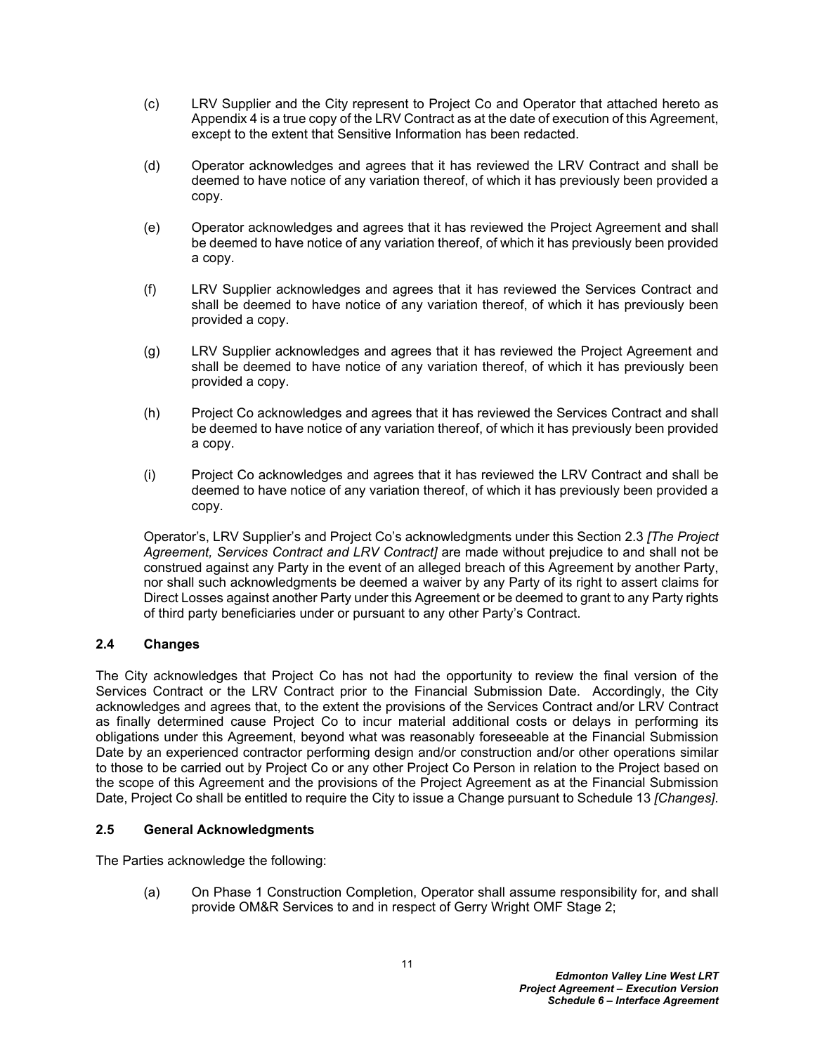(c) LRV Supplier and the City represent to Project Co and Operator that attached hereto as Appendix 4 is a true copy of the LRV Contract as at the date of execution of this Agreement, except to the extent that Sensitive Information has been redacted.

(d) Operator acknowledges and agrees that it has reviewed the LRV Contract and shall be deemed to have notice of any variation thereof, of which it has previously been provided a copy.

(e) Operator acknowledges and agrees that it has reviewed the Project Agreement and shall be deemed to have notice of any variation thereof, of which it has previously been provided a copy.

(f) LRV Supplier acknowledges and agrees that it has reviewed the Services Contract and shall be deemed to have notice of any variation thereof, of which it has previously been provided a copy.

(g) LRV Supplier acknowledges and agrees that it has reviewed the Project Agreement and shall be deemed to have notice of any variation thereof, of which it has previously been provided a copy.

(h) Project Co acknowledges and agrees that it has reviewed the Services Contract and shall be deemed to have notice of any variation thereof, of which it has previously been provided a copy.

(i) Project Co acknowledges and agrees that it has reviewed the LRV Contract and shall be deemed to have notice of any variation thereof, of which it has previously been provided a copy.

Operator's, LRV Supplier's and Project Co's acknowledgments under this Section 2.3 *[The Project Agreement, Services Contract and LRV Contract]* are made without prejudice to and shall not be construed against any Party in the event of an alleged breach of this Agreement by another Party, nor shall such acknowledgments be deemed a waiver by any Party of its right to assert claims for Direct Losses against another Party under this Agreement or be deemed to grant to any Party rights of third party beneficiaries under or pursuant to any other Party's Contract.

## 2.4 Changes

The City acknowledges that Project Co has not had the opportunity to review the final version of the Services Contract or the LRV Contract prior to the Financial Submission Date. Accordingly, the City acknowledges and agrees that, to the extent the provisions of the Services Contract and/or LRV Contract as finally determined cause Project Co to incur material additional costs or delays in performing its obligations under this Agreement, beyond what was reasonably foreseeable at the Financial Submission Date by an experienced contractor performing design and/or construction and/or other operations similar to those to be carried out by Project Co or any other Project Co Person in relation to the Project based on the scope of this Agreement and the provisions of the Project Agreement as at the Financial Submission Date, Project Co shall be entitled to require the City to issue a Change pursuant to Schedule 13 *[Changes]*.

## 2.5 General Acknowledgments

The Parties acknowledge the following:

(a) On Phase 1 Construction Completion, Operator shall assume responsibility for, and shall provide OM&R Services to and in respect of Gerry Wright OMF Stage 2;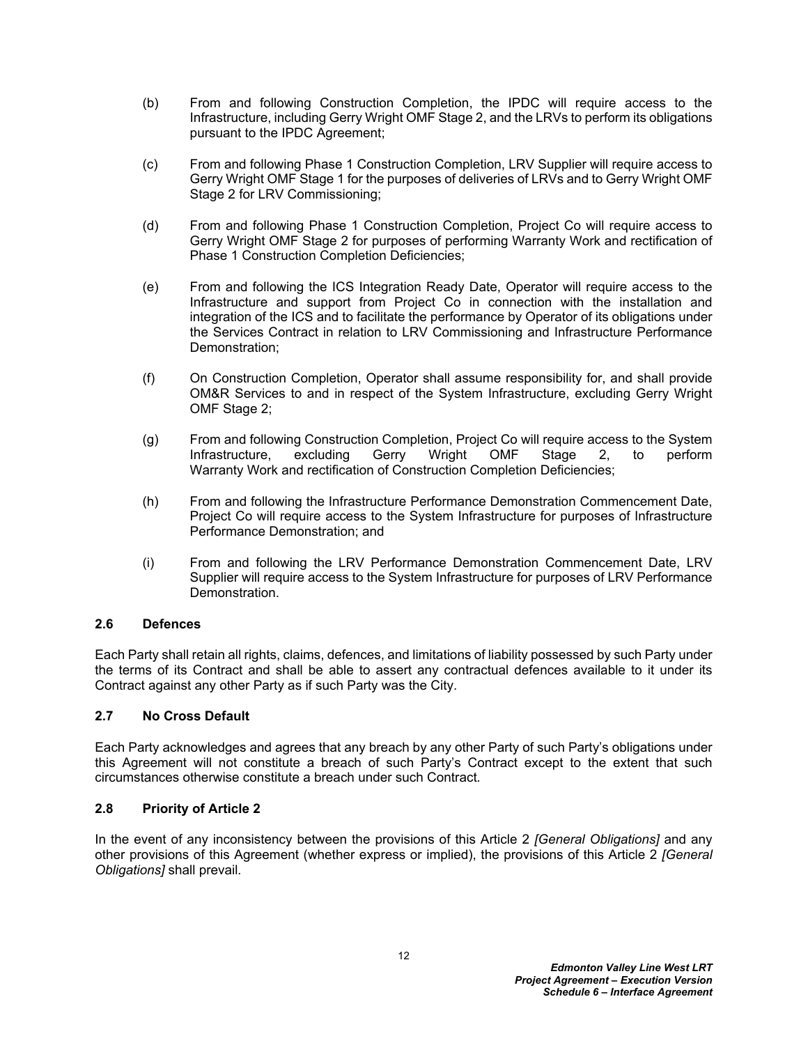(b) From and following Construction Completion, the IPDC will require access to the Infrastructure, including Gerry Wright OMF Stage 2, and the LRVs to perform its obligations pursuant to the IPDC Agreement;

(c) From and following Phase 1 Construction Completion, LRV Supplier will require access to Gerry Wright OMF Stage 1 for the purposes of deliveries of LRVs and to Gerry Wright OMF Stage 2 for LRV Commissioning;

(d) From and following Phase 1 Construction Completion, Project Co will require access to Gerry Wright OMF Stage 2 for purposes of performing Warranty Work and rectification of Phase 1 Construction Completion Deficiencies;

(e) From and following the ICS Integration Ready Date, Operator will require access to the Infrastructure and support from Project Co in connection with the installation and integration of the ICS and to facilitate the performance by Operator of its obligations under the Services Contract in relation to LRV Commissioning and Infrastructure Performance Demonstration;

(f) On Construction Completion, Operator shall assume responsibility for, and shall provide OM&R Services to and in respect of the System Infrastructure, excluding Gerry Wright OMF Stage 2;

(g) From and following Construction Completion, Project Co will require access to the System Infrastructure, excluding Gerry Wright OMF Stage 2, to perform Warranty Work and rectification of Construction Completion Deficiencies;

(h) From and following the Infrastructure Performance Demonstration Commencement Date, Project Co will require access to the System Infrastructure for purposes of Infrastructure Performance Demonstration; and

(i) From and following the LRV Performance Demonstration Commencement Date, LRV Supplier will require access to the System Infrastructure for purposes of LRV Performance Demonstration.

### 2.6 Defences

Each Party shall retain all rights, claims, defences, and limitations of liability possessed by such Party under the terms of its Contract and shall be able to assert any contractual defences available to it under its Contract against any other Party as if such Party was the City.

### 2.7 No Cross Default

Each Party acknowledges and agrees that any breach by any other Party of such Party's obligations under this Agreement will not constitute a breach of such Party's Contract except to the extent that such circumstances otherwise constitute a breach under such Contract.

### 2.8 Priority of Article 2

In the event of any inconsistency between the provisions of this Article 2 *[General Obligations]* and any other provisions of this Agreement (whether express or implied), the provisions of this Article 2 *[General Obligations]* shall prevail.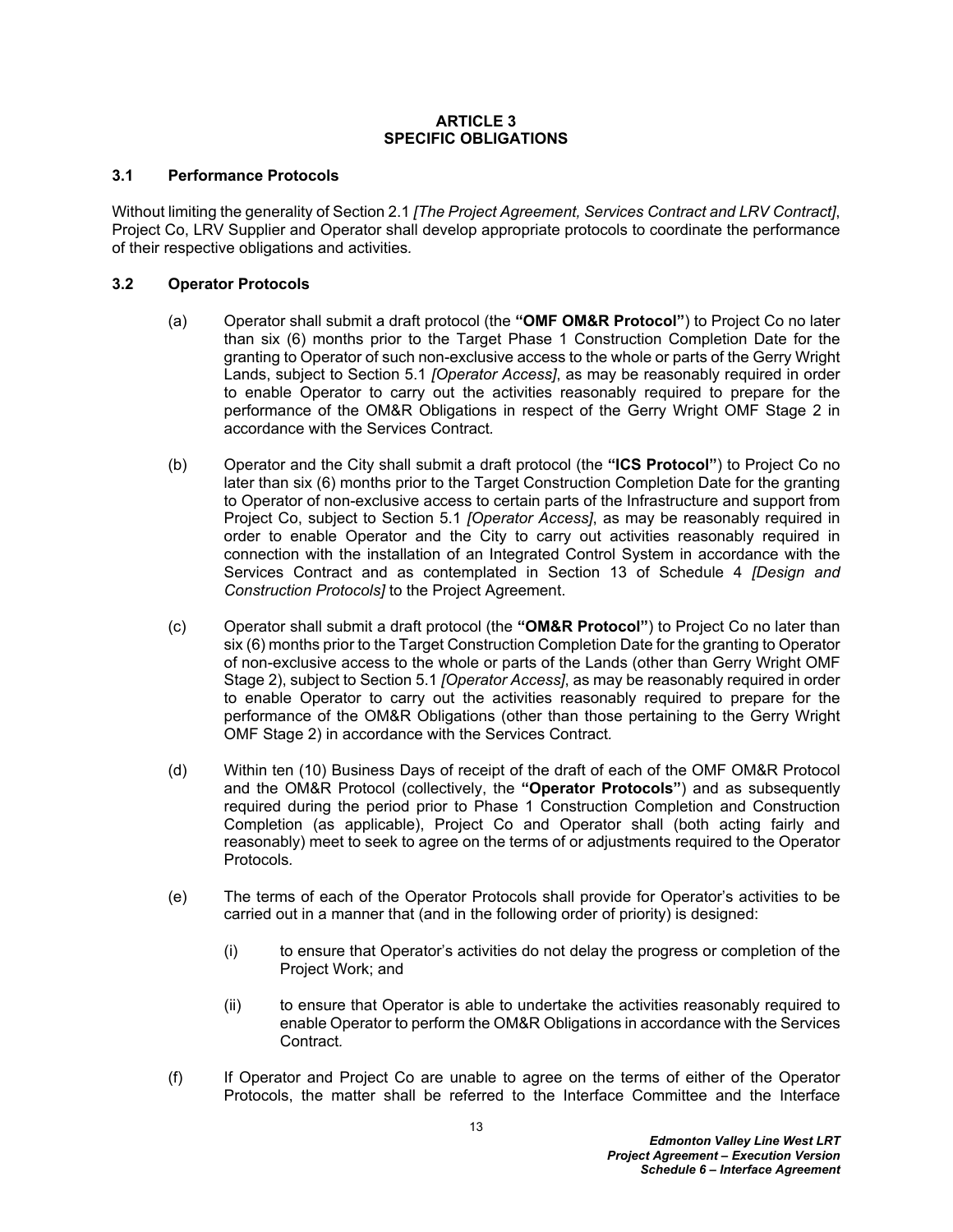# ARTICLE 3
# SPECIFIC OBLIGATIONS

## 3.1 Performance Protocols

Without limiting the generality of Section 2.1 *[The Project Agreement, Services Contract and LRV Contract]*, Project Co, LRV Supplier and Operator shall develop appropriate protocols to coordinate the performance of their respective obligations and activities.

## 3.2 Operator Protocols

(a) Operator shall submit a draft protocol (the **"OMF OM&R Protocol"**) to Project Co no later than six (6) months prior to the Target Phase 1 Construction Completion Date for the granting to Operator of such non-exclusive access to the whole or parts of the Gerry Wright Lands, subject to Section 5.1 *[Operator Access]*, as may be reasonably required in order to enable Operator to carry out the activities reasonably required to prepare for the performance of the OM&R Obligations in respect of the Gerry Wright OMF Stage 2 in accordance with the Services Contract.

(b) Operator and the City shall submit a draft protocol (the **"ICS Protocol"**) to Project Co no later than six (6) months prior to the Target Construction Completion Date for the granting to Operator of non-exclusive access to certain parts of the Infrastructure and support from Project Co, subject to Section 5.1 *[Operator Access]*, as may be reasonably required in order to enable Operator and the City to carry out activities reasonably required in connection with the installation of an Integrated Control System in accordance with the Services Contract and as contemplated in Section 13 of Schedule 4 *[Design and Construction Protocols]* to the Project Agreement.

(c) Operator shall submit a draft protocol (the **"OM&R Protocol"**) to Project Co no later than six (6) months prior to the Target Construction Completion Date for the granting to Operator of non-exclusive access to the whole or parts of the Lands (other than Gerry Wright OMF Stage 2), subject to Section 5.1 *[Operator Access]*, as may be reasonably required in order to enable Operator to carry out the activities reasonably required to prepare for the performance of the OM&R Obligations (other than those pertaining to the Gerry Wright OMF Stage 2) in accordance with the Services Contract*.*

(d) Within ten (10) Business Days of receipt of the draft of each of the OMF OM&R Protocol and the OM&R Protocol (collectively, the **"Operator Protocols"**) and as subsequently required during the period prior to Phase 1 Construction Completion and Construction Completion (as applicable), Project Co and Operator shall (both acting fairly and reasonably) meet to seek to agree on the terms of or adjustments required to the Operator Protocols.

(e) The terms of each of the Operator Protocols shall provide for Operator's activities to be carried out in a manner that (and in the following order of priority) is designed:

(i) to ensure that Operator's activities do not delay the progress or completion of the Project Work; and

(ii) to ensure that Operator is able to undertake the activities reasonably required to enable Operator to perform the OM&R Obligations in accordance with the Services Contract.

(f) If Operator and Project Co are unable to agree on the terms of either of the Operator Protocols, the matter shall be referred to the Interface Committee and the Interface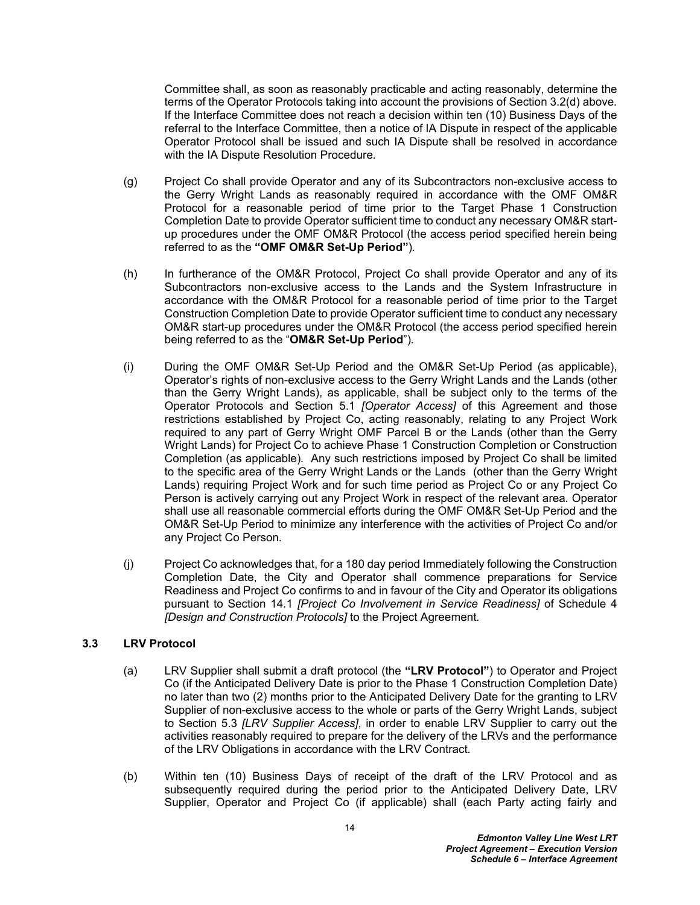Committee shall, as soon as reasonably practicable and acting reasonably, determine the terms of the Operator Protocols taking into account the provisions of Section 3.2(d) above. If the Interface Committee does not reach a decision within ten (10) Business Days of the referral to the Interface Committee, then a notice of IA Dispute in respect of the applicable Operator Protocol shall be issued and such IA Dispute shall be resolved in accordance with the IA Dispute Resolution Procedure.

(g) Project Co shall provide Operator and any of its Subcontractors non-exclusive access to the Gerry Wright Lands as reasonably required in accordance with the OMF OM&R Protocol for a reasonable period of time prior to the Target Phase 1 Construction Completion Date to provide Operator sufficient time to conduct any necessary OM&R start-up procedures under the OMF OM&R Protocol (the access period specified herein being referred to as the **"OMF OM&R Set-Up Period"**).

(h) In furtherance of the OM&R Protocol, Project Co shall provide Operator and any of its Subcontractors non-exclusive access to the Lands and the System Infrastructure in accordance with the OM&R Protocol for a reasonable period of time prior to the Target Construction Completion Date to provide Operator sufficient time to conduct any necessary OM&R start-up procedures under the OM&R Protocol (the access period specified herein being referred to as the "**OM&R Set-Up Period**").

(i) During the OMF OM&R Set-Up Period and the OM&R Set-Up Period (as applicable), Operator's rights of non-exclusive access to the Gerry Wright Lands and the Lands (other than the Gerry Wright Lands), as applicable, shall be subject only to the terms of the Operator Protocols and Section 5.1 *[Operator Access]* of this Agreement and those restrictions established by Project Co, acting reasonably, relating to any Project Work required to any part of Gerry Wright OMF Parcel B or the Lands (other than the Gerry Wright Lands) for Project Co to achieve Phase 1 Construction Completion or Construction Completion (as applicable). Any such restrictions imposed by Project Co shall be limited to the specific area of the Gerry Wright Lands or the Lands (other than the Gerry Wright Lands) requiring Project Work and for such time period as Project Co or any Project Co Person is actively carrying out any Project Work in respect of the relevant area. Operator shall use all reasonable commercial efforts during the OMF OM&R Set-Up Period and the OM&R Set-Up Period to minimize any interference with the activities of Project Co and/or any Project Co Person.

(j) Project Co acknowledges that, for a 180 day period Immediately following the Construction Completion Date, the City and Operator shall commence preparations for Service Readiness and Project Co confirms to and in favour of the City and Operator its obligations pursuant to Section 14.1 *[Project Co Involvement in Service Readiness]* of Schedule 4 *[Design and Construction Protocols]* to the Project Agreement.

### 3.3 LRV Protocol

(a) LRV Supplier shall submit a draft protocol (the **"LRV Protocol"**) to Operator and Project Co (if the Anticipated Delivery Date is prior to the Phase 1 Construction Completion Date) no later than two (2) months prior to the Anticipated Delivery Date for the granting to LRV Supplier of non-exclusive access to the whole or parts of the Gerry Wright Lands, subject to Section 5.3 *[LRV Supplier Access]*, in order to enable LRV Supplier to carry out the activities reasonably required to prepare for the delivery of the LRVs and the performance of the LRV Obligations in accordance with the LRV Contract.

(b) Within ten (10) Business Days of receipt of the draft of the LRV Protocol and as subsequently required during the period prior to the Anticipated Delivery Date, LRV Supplier, Operator and Project Co (if applicable) shall (each Party acting fairly and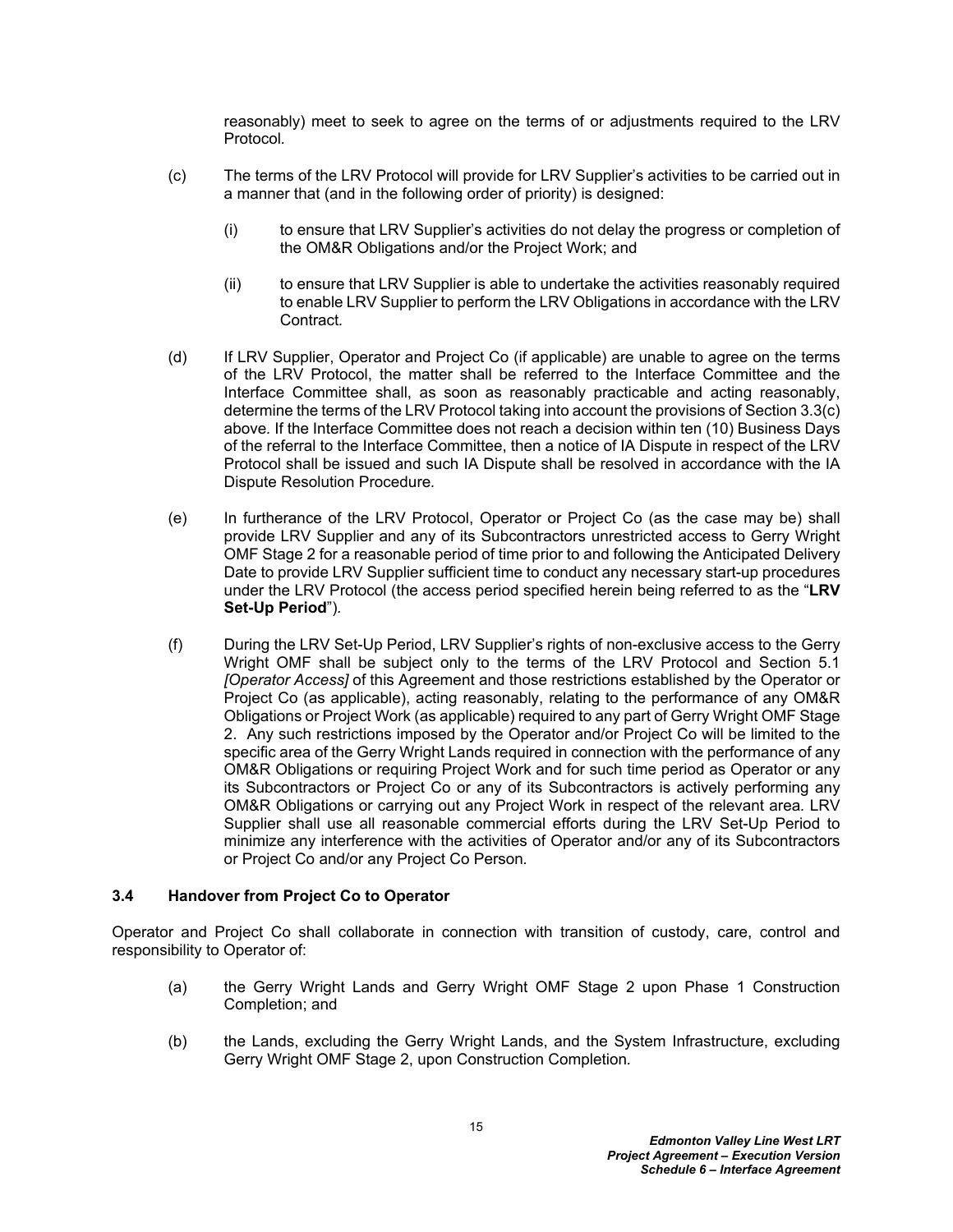reasonably) meet to seek to agree on the terms of or adjustments required to the LRV Protocol.

(c) The terms of the LRV Protocol will provide for LRV Supplier's activities to be carried out in a manner that (and in the following order of priority) is designed:

(i) to ensure that LRV Supplier's activities do not delay the progress or completion of the OM&R Obligations and/or the Project Work; and

(ii) to ensure that LRV Supplier is able to undertake the activities reasonably required to enable LRV Supplier to perform the LRV Obligations in accordance with the LRV Contract.

(d) If LRV Supplier, Operator and Project Co (if applicable) are unable to agree on the terms of the LRV Protocol, the matter shall be referred to the Interface Committee and the Interface Committee shall, as soon as reasonably practicable and acting reasonably, determine the terms of the LRV Protocol taking into account the provisions of Section 3.3(c) above. If the Interface Committee does not reach a decision within ten (10) Business Days of the referral to the Interface Committee, then a notice of IA Dispute in respect of the LRV Protocol shall be issued and such IA Dispute shall be resolved in accordance with the IA Dispute Resolution Procedure.

(e) In furtherance of the LRV Protocol, Operator or Project Co (as the case may be) shall provide LRV Supplier and any of its Subcontractors unrestricted access to Gerry Wright OMF Stage 2 for a reasonable period of time prior to and following the Anticipated Delivery Date to provide LRV Supplier sufficient time to conduct any necessary start-up procedures under the LRV Protocol (the access period specified herein being referred to as the "**LRV Set-Up Period**").

(f) During the LRV Set-Up Period, LRV Supplier's rights of non-exclusive access to the Gerry Wright OMF shall be subject only to the terms of the LRV Protocol and Section 5.1 *[Operator Access]* of this Agreement and those restrictions established by the Operator or Project Co (as applicable), acting reasonably, relating to the performance of any OM&R Obligations or Project Work (as applicable) required to any part of Gerry Wright OMF Stage 2. Any such restrictions imposed by the Operator and/or Project Co will be limited to the specific area of the Gerry Wright Lands required in connection with the performance of any OM&R Obligations or requiring Project Work and for such time period as Operator or any its Subcontractors or Project Co or any of its Subcontractors is actively performing any OM&R Obligations or carrying out any Project Work in respect of the relevant area. LRV Supplier shall use all reasonable commercial efforts during the LRV Set-Up Period to minimize any interference with the activities of Operator and/or any of its Subcontractors or Project Co and/or any Project Co Person.

### 3.4 Handover from Project Co to Operator

Operator and Project Co shall collaborate in connection with transition of custody, care, control and responsibility to Operator of:

(a) the Gerry Wright Lands and Gerry Wright OMF Stage 2 upon Phase 1 Construction Completion; and

(b) the Lands, excluding the Gerry Wright Lands, and the System Infrastructure, excluding Gerry Wright OMF Stage 2, upon Construction Completion.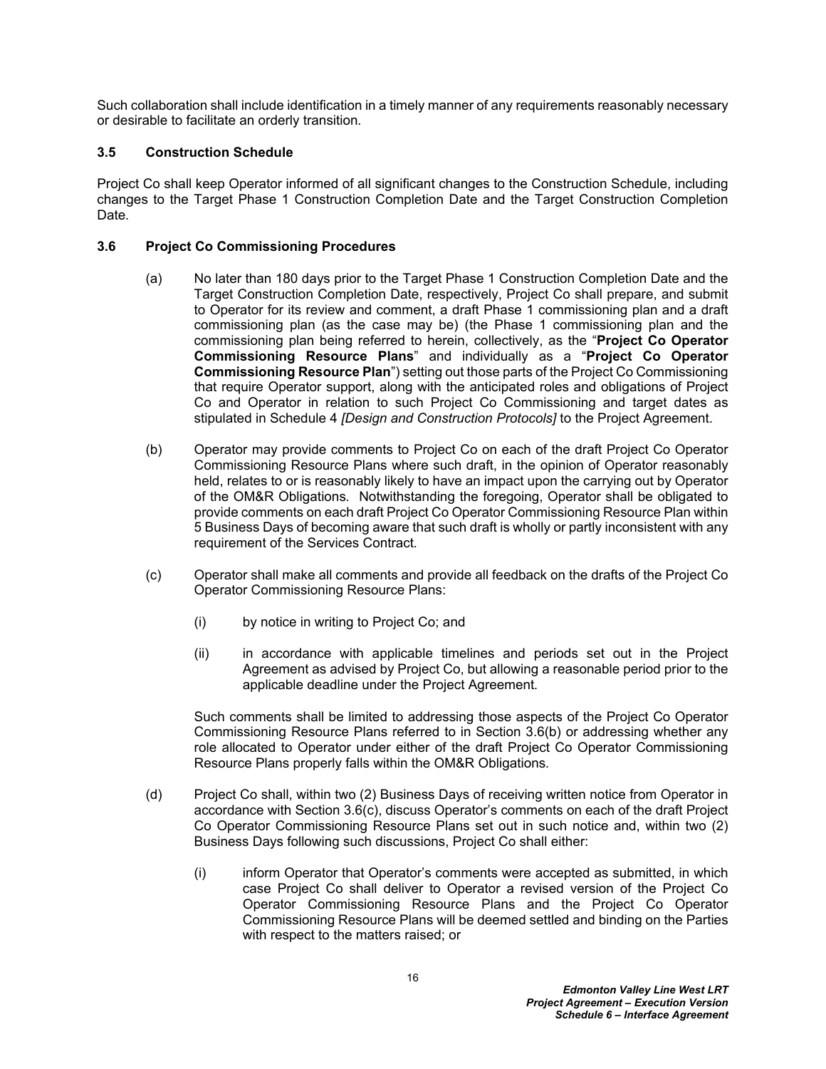Such collaboration shall include identification in a timely manner of any requirements reasonably necessary or desirable to facilitate an orderly transition.

### 3.5 Construction Schedule

Project Co shall keep Operator informed of all significant changes to the Construction Schedule, including changes to the Target Phase 1 Construction Completion Date and the Target Construction Completion Date.

### 3.6 Project Co Commissioning Procedures

(a) No later than 180 days prior to the Target Phase 1 Construction Completion Date and the Target Construction Completion Date, respectively, Project Co shall prepare, and submit to Operator for its review and comment, a draft Phase 1 commissioning plan and a draft commissioning plan (as the case may be) (the Phase 1 commissioning plan and the commissioning plan being referred to herein, collectively, as the "**Project Co Operator Commissioning Resource Plans**" and individually as a "**Project Co Operator Commissioning Resource Plan**") setting out those parts of the Project Co Commissioning that require Operator support, along with the anticipated roles and obligations of Project Co and Operator in relation to such Project Co Commissioning and target dates as stipulated in Schedule 4 *[Design and Construction Protocols]* to the Project Agreement.

(b) Operator may provide comments to Project Co on each of the draft Project Co Operator Commissioning Resource Plans where such draft, in the opinion of Operator reasonably held, relates to or is reasonably likely to have an impact upon the carrying out by Operator of the OM&R Obligations. Notwithstanding the foregoing, Operator shall be obligated to provide comments on each draft Project Co Operator Commissioning Resource Plan within 5 Business Days of becoming aware that such draft is wholly or partly inconsistent with any requirement of the Services Contract.

(c) Operator shall make all comments and provide all feedback on the drafts of the Project Co Operator Commissioning Resource Plans:

(i) by notice in writing to Project Co; and

(ii) in accordance with applicable timelines and periods set out in the Project Agreement as advised by Project Co, but allowing a reasonable period prior to the applicable deadline under the Project Agreement.

Such comments shall be limited to addressing those aspects of the Project Co Operator Commissioning Resource Plans referred to in Section 3.6(b) or addressing whether any role allocated to Operator under either of the draft Project Co Operator Commissioning Resource Plans properly falls within the OM&R Obligations.

(d) Project Co shall, within two (2) Business Days of receiving written notice from Operator in accordance with Section 3.6(c), discuss Operator's comments on each of the draft Project Co Operator Commissioning Resource Plans set out in such notice and, within two (2) Business Days following such discussions, Project Co shall either:

(i) inform Operator that Operator's comments were accepted as submitted, in which case Project Co shall deliver to Operator a revised version of the Project Co Operator Commissioning Resource Plans and the Project Co Operator Commissioning Resource Plans will be deemed settled and binding on the Parties with respect to the matters raised; or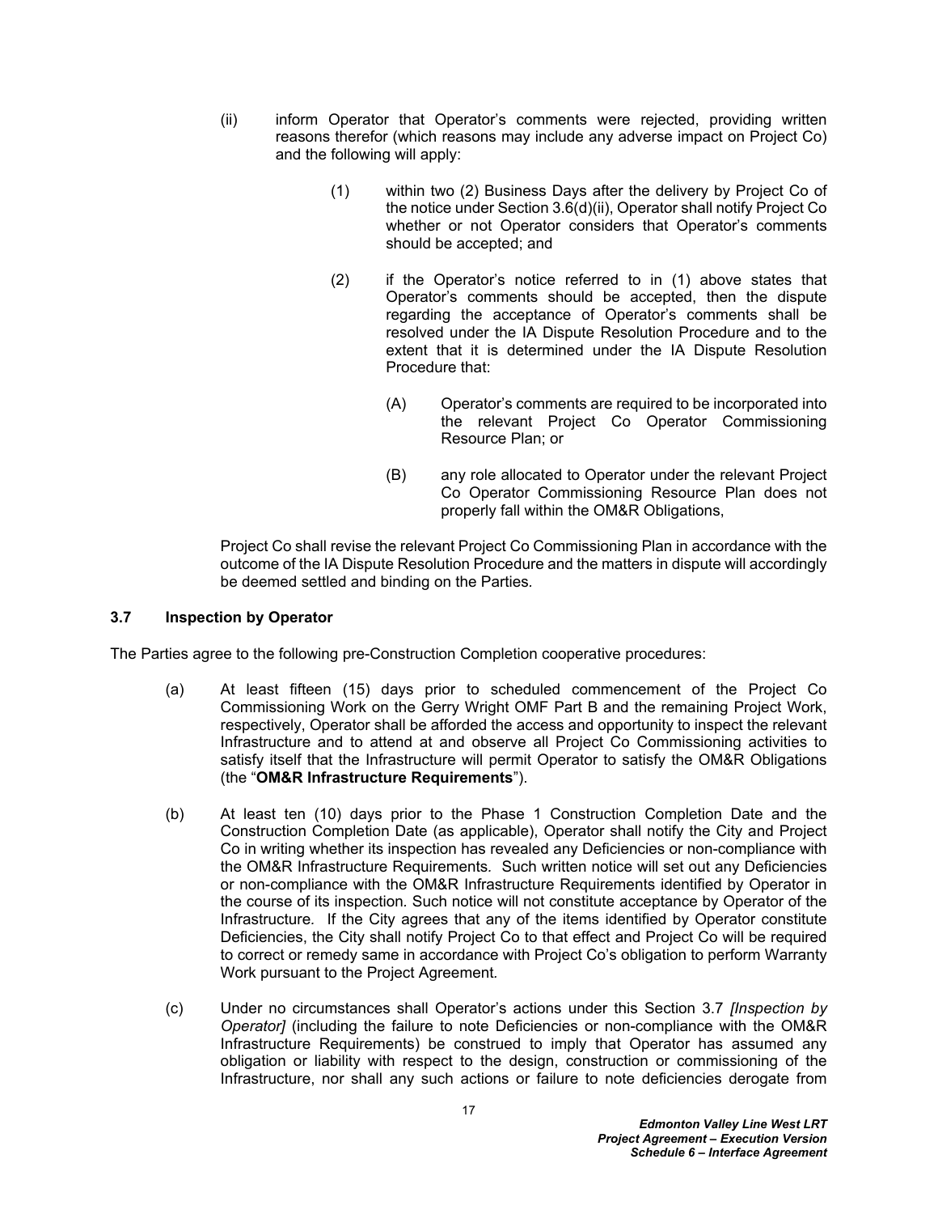(ii) inform Operator that Operator's comments were rejected, providing written reasons therefor (which reasons may include any adverse impact on Project Co) and the following will apply:

(1) within two (2) Business Days after the delivery by Project Co of the notice under Section 3.6(d)(ii), Operator shall notify Project Co whether or not Operator considers that Operator's comments should be accepted; and

(2) if the Operator's notice referred to in (1) above states that Operator's comments should be accepted, then the dispute regarding the acceptance of Operator's comments shall be resolved under the IA Dispute Resolution Procedure and to the extent that it is determined under the IA Dispute Resolution Procedure that:

(A) Operator's comments are required to be incorporated into the relevant Project Co Operator Commissioning Resource Plan; or

(B) any role allocated to Operator under the relevant Project Co Operator Commissioning Resource Plan does not properly fall within the OM&R Obligations,

Project Co shall revise the relevant Project Co Commissioning Plan in accordance with the outcome of the IA Dispute Resolution Procedure and the matters in dispute will accordingly be deemed settled and binding on the Parties.

### 3.7 Inspection by Operator

The Parties agree to the following pre-Construction Completion cooperative procedures:

(a) At least fifteen (15) days prior to scheduled commencement of the Project Co Commissioning Work on the Gerry Wright OMF Part B and the remaining Project Work, respectively, Operator shall be afforded the access and opportunity to inspect the relevant Infrastructure and to attend at and observe all Project Co Commissioning activities to satisfy itself that the Infrastructure will permit Operator to satisfy the OM&R Obligations (the "**OM&R Infrastructure Requirements**").

(b) At least ten (10) days prior to the Phase 1 Construction Completion Date and the Construction Completion Date (as applicable), Operator shall notify the City and Project Co in writing whether its inspection has revealed any Deficiencies or non-compliance with the OM&R Infrastructure Requirements. Such written notice will set out any Deficiencies or non-compliance with the OM&R Infrastructure Requirements identified by Operator in the course of its inspection. Such notice will not constitute acceptance by Operator of the Infrastructure. If the City agrees that any of the items identified by Operator constitute Deficiencies, the City shall notify Project Co to that effect and Project Co will be required to correct or remedy same in accordance with Project Co's obligation to perform Warranty Work pursuant to the Project Agreement.

(c) Under no circumstances shall Operator's actions under this Section 3.7 *[Inspection by Operator]* (including the failure to note Deficiencies or non-compliance with the OM&R Infrastructure Requirements) be construed to imply that Operator has assumed any obligation or liability with respect to the design, construction or commissioning of the Infrastructure, nor shall any such actions or failure to note deficiencies derogate from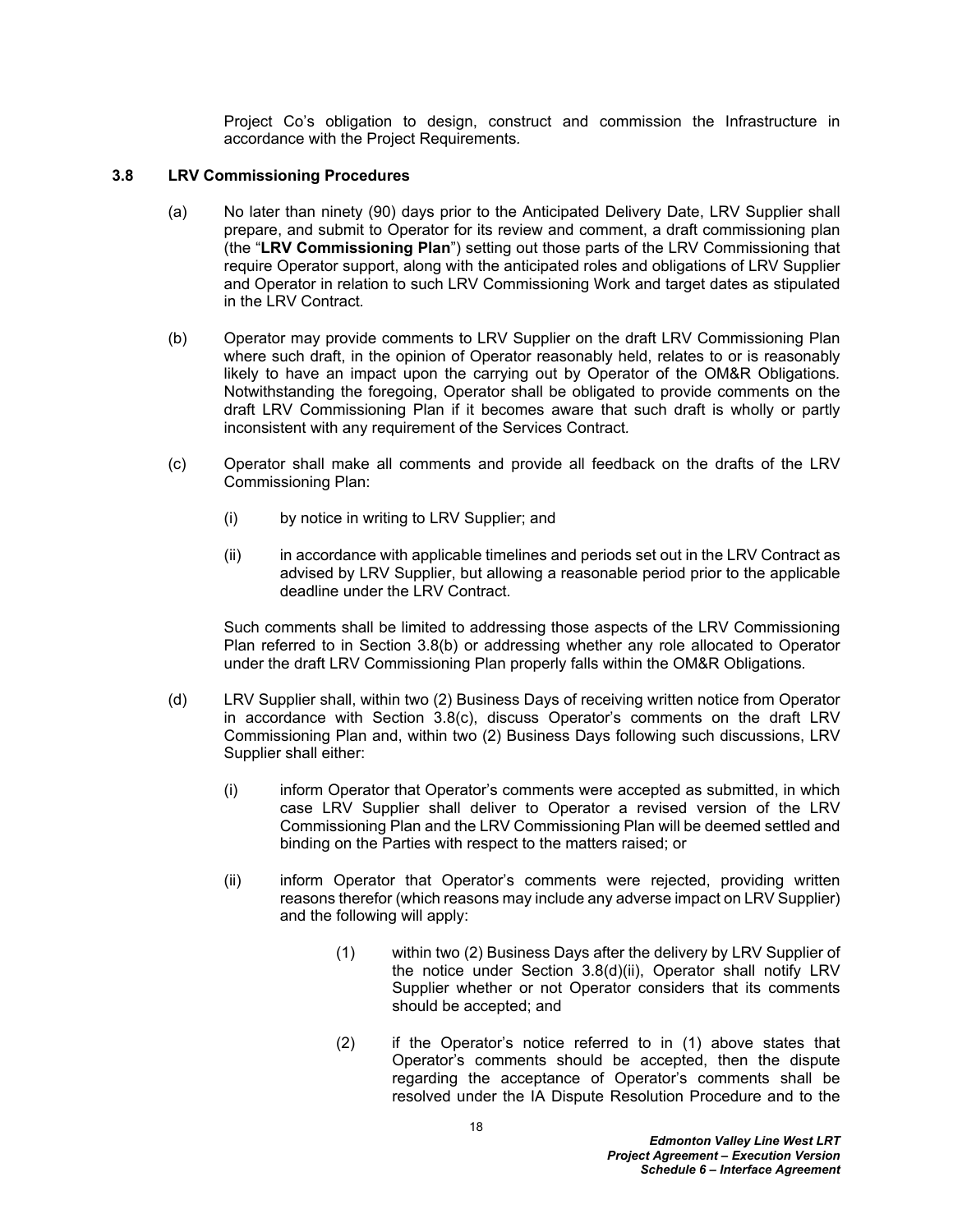Project Co's obligation to design, construct and commission the Infrastructure in accordance with the Project Requirements.

### 3.8 LRV Commissioning Procedures

(a) No later than ninety (90) days prior to the Anticipated Delivery Date, LRV Supplier shall prepare, and submit to Operator for its review and comment, a draft commissioning plan (the "**LRV Commissioning Plan**") setting out those parts of the LRV Commissioning that require Operator support, along with the anticipated roles and obligations of LRV Supplier and Operator in relation to such LRV Commissioning Work and target dates as stipulated in the LRV Contract.

(b) Operator may provide comments to LRV Supplier on the draft LRV Commissioning Plan where such draft, in the opinion of Operator reasonably held, relates to or is reasonably likely to have an impact upon the carrying out by Operator of the OM&R Obligations. Notwithstanding the foregoing, Operator shall be obligated to provide comments on the draft LRV Commissioning Plan if it becomes aware that such draft is wholly or partly inconsistent with any requirement of the Services Contract.

(c) Operator shall make all comments and provide all feedback on the drafts of the LRV Commissioning Plan:

  (i) by notice in writing to LRV Supplier; and

  (ii) in accordance with applicable timelines and periods set out in the LRV Contract as advised by LRV Supplier, but allowing a reasonable period prior to the applicable deadline under the LRV Contract.

Such comments shall be limited to addressing those aspects of the LRV Commissioning Plan referred to in Section 3.8(b) or addressing whether any role allocated to Operator under the draft LRV Commissioning Plan properly falls within the OM&R Obligations.

(d) LRV Supplier shall, within two (2) Business Days of receiving written notice from Operator in accordance with Section 3.8(c), discuss Operator's comments on the draft LRV Commissioning Plan and, within two (2) Business Days following such discussions, LRV Supplier shall either:

  (i) inform Operator that Operator's comments were accepted as submitted, in which case LRV Supplier shall deliver to Operator a revised version of the LRV Commissioning Plan and the LRV Commissioning Plan will be deemed settled and binding on the Parties with respect to the matters raised; or

  (ii) inform Operator that Operator's comments were rejected, providing written reasons therefor (which reasons may include any adverse impact on LRV Supplier) and the following will apply:

    (1) within two (2) Business Days after the delivery by LRV Supplier of the notice under Section 3.8(d)(ii), Operator shall notify LRV Supplier whether or not Operator considers that its comments should be accepted; and

    (2) if the Operator's notice referred to in (1) above states that Operator's comments should be accepted, then the dispute regarding the acceptance of Operator's comments shall be resolved under the IA Dispute Resolution Procedure and to the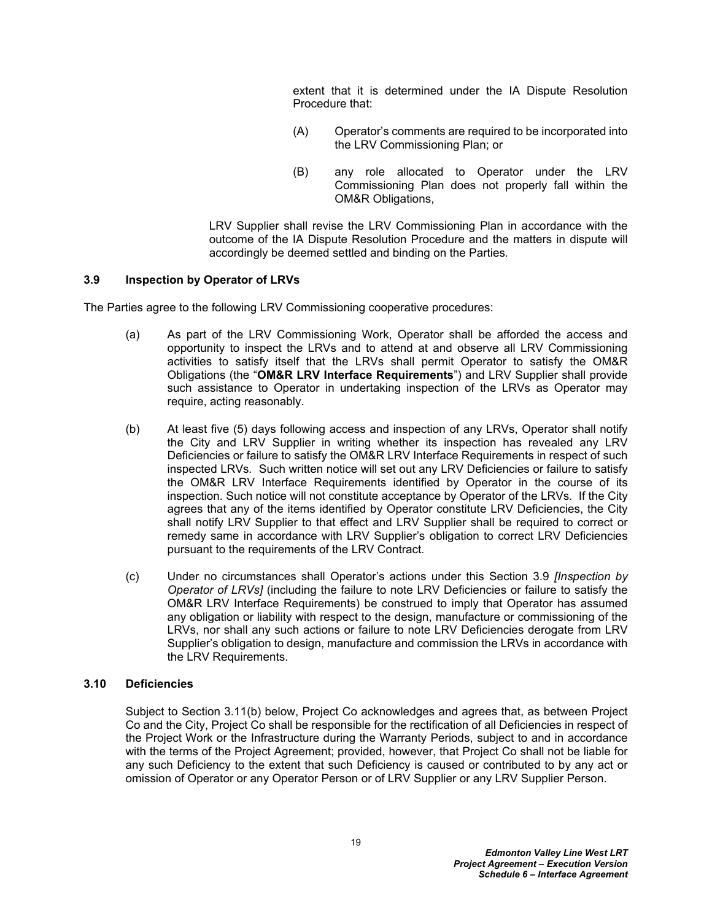extent that it is determined under the IA Dispute Resolution Procedure that:

(A) Operator's comments are required to be incorporated into the LRV Commissioning Plan; or

(B) any role allocated to Operator under the LRV Commissioning Plan does not properly fall within the OM&R Obligations,

LRV Supplier shall revise the LRV Commissioning Plan in accordance with the outcome of the IA Dispute Resolution Procedure and the matters in dispute will accordingly be deemed settled and binding on the Parties.

### 3.9 Inspection by Operator of LRVs

The Parties agree to the following LRV Commissioning cooperative procedures:

(a) As part of the LRV Commissioning Work, Operator shall be afforded the access and opportunity to inspect the LRVs and to attend at and observe all LRV Commissioning activities to satisfy itself that the LRVs shall permit Operator to satisfy the OM&R Obligations (the "**OM&R LRV Interface Requirements**") and LRV Supplier shall provide such assistance to Operator in undertaking inspection of the LRVs as Operator may require, acting reasonably.

(b) At least five (5) days following access and inspection of any LRVs, Operator shall notify the City and LRV Supplier in writing whether its inspection has revealed any LRV Deficiencies or failure to satisfy the OM&R LRV Interface Requirements in respect of such inspected LRVs. Such written notice will set out any LRV Deficiencies or failure to satisfy the OM&R LRV Interface Requirements identified by Operator in the course of its inspection. Such notice will not constitute acceptance by Operator of the LRVs. If the City agrees that any of the items identified by Operator constitute LRV Deficiencies, the City shall notify LRV Supplier to that effect and LRV Supplier shall be required to correct or remedy same in accordance with LRV Supplier's obligation to correct LRV Deficiencies pursuant to the requirements of the LRV Contract.

(c) Under no circumstances shall Operator's actions under this Section 3.9 *[Inspection by Operator of LRVs]* (including the failure to note LRV Deficiencies or failure to satisfy the OM&R LRV Interface Requirements) be construed to imply that Operator has assumed any obligation or liability with respect to the design, manufacture or commissioning of the LRVs, nor shall any such actions or failure to note LRV Deficiencies derogate from LRV Supplier's obligation to design, manufacture and commission the LRVs in accordance with the LRV Requirements.

### 3.10 Deficiencies

Subject to Section 3.11(b) below, Project Co acknowledges and agrees that, as between Project Co and the City, Project Co shall be responsible for the rectification of all Deficiencies in respect of the Project Work or the Infrastructure during the Warranty Periods, subject to and in accordance with the terms of the Project Agreement; provided, however, that Project Co shall not be liable for any such Deficiency to the extent that such Deficiency is caused or contributed to by any act or omission of Operator or any Operator Person or of LRV Supplier or any LRV Supplier Person.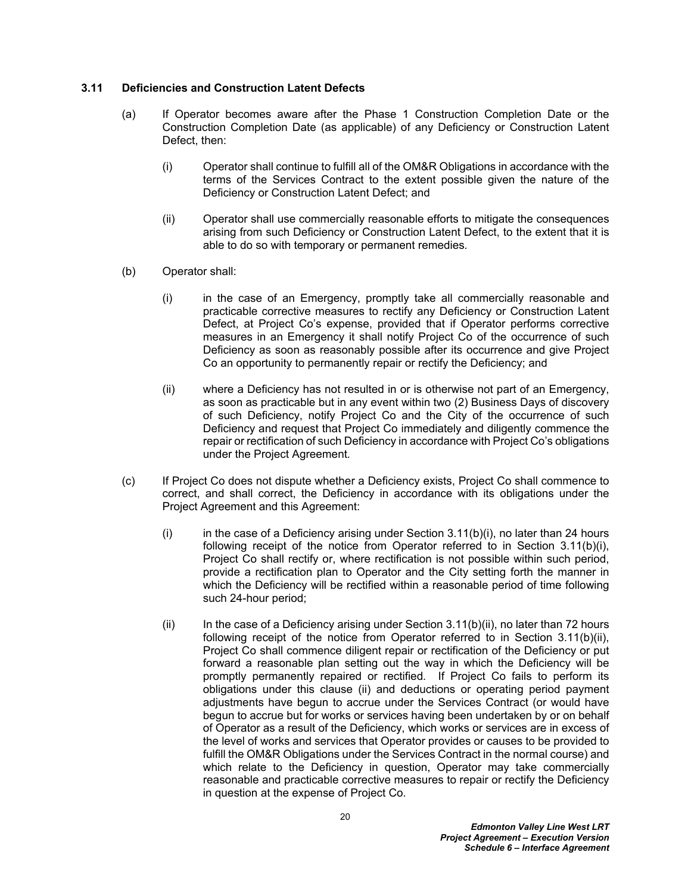### 3.11 Deficiencies and Construction Latent Defects

(a) If Operator becomes aware after the Phase 1 Construction Completion Date or the Construction Completion Date (as applicable) of any Deficiency or Construction Latent Defect, then:

(i) Operator shall continue to fulfill all of the OM&R Obligations in accordance with the terms of the Services Contract to the extent possible given the nature of the Deficiency or Construction Latent Defect; and

(ii) Operator shall use commercially reasonable efforts to mitigate the consequences arising from such Deficiency or Construction Latent Defect, to the extent that it is able to do so with temporary or permanent remedies.

(b) Operator shall:

(i) in the case of an Emergency, promptly take all commercially reasonable and practicable corrective measures to rectify any Deficiency or Construction Latent Defect, at Project Co's expense, provided that if Operator performs corrective measures in an Emergency it shall notify Project Co of the occurrence of such Deficiency as soon as reasonably possible after its occurrence and give Project Co an opportunity to permanently repair or rectify the Deficiency; and

(ii) where a Deficiency has not resulted in or is otherwise not part of an Emergency, as soon as practicable but in any event within two (2) Business Days of discovery of such Deficiency, notify Project Co and the City of the occurrence of such Deficiency and request that Project Co immediately and diligently commence the repair or rectification of such Deficiency in accordance with Project Co's obligations under the Project Agreement.

(c) If Project Co does not dispute whether a Deficiency exists, Project Co shall commence to correct, and shall correct, the Deficiency in accordance with its obligations under the Project Agreement and this Agreement:

(i) in the case of a Deficiency arising under Section 3.11(b)(i), no later than 24 hours following receipt of the notice from Operator referred to in Section 3.11(b)(i), Project Co shall rectify or, where rectification is not possible within such period, provide a rectification plan to Operator and the City setting forth the manner in which the Deficiency will be rectified within a reasonable period of time following such 24-hour period;

(ii) In the case of a Deficiency arising under Section 3.11(b)(ii), no later than 72 hours following receipt of the notice from Operator referred to in Section 3.11(b)(ii), Project Co shall commence diligent repair or rectification of the Deficiency or put forward a reasonable plan setting out the way in which the Deficiency will be promptly permanently repaired or rectified. If Project Co fails to perform its obligations under this clause (ii) and deductions or operating period payment adjustments have begun to accrue under the Services Contract (or would have begun to accrue but for works or services having been undertaken by or on behalf of Operator as a result of the Deficiency, which works or services are in excess of the level of works and services that Operator provides or causes to be provided to fulfill the OM&R Obligations under the Services Contract in the normal course) and which relate to the Deficiency in question, Operator may take commercially reasonable and practicable corrective measures to repair or rectify the Deficiency in question at the expense of Project Co.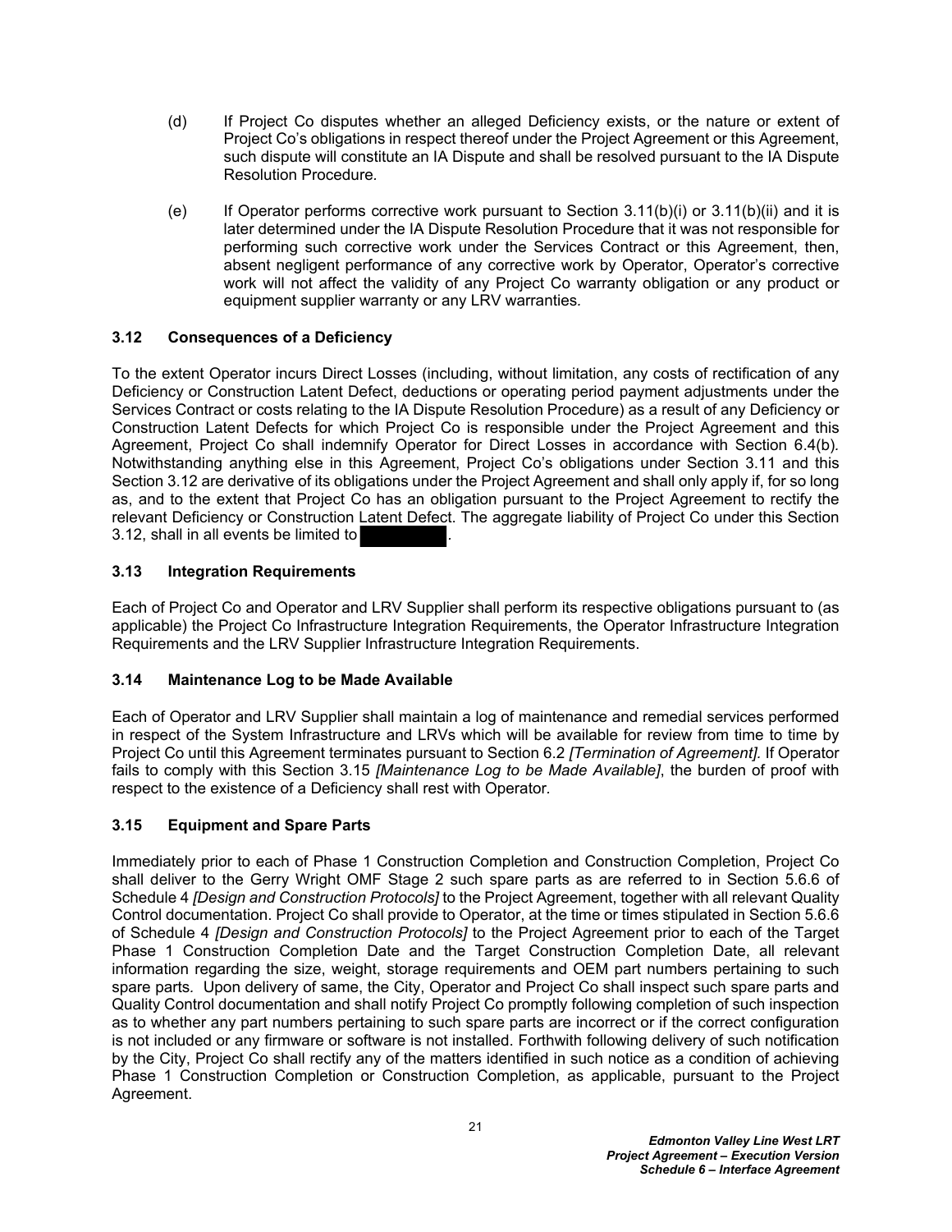(d) If Project Co disputes whether an alleged Deficiency exists, or the nature or extent of Project Co's obligations in respect thereof under the Project Agreement or this Agreement, such dispute will constitute an IA Dispute and shall be resolved pursuant to the IA Dispute Resolution Procedure.

(e) If Operator performs corrective work pursuant to Section 3.11(b)(i) or 3.11(b)(ii) and it is later determined under the IA Dispute Resolution Procedure that it was not responsible for performing such corrective work under the Services Contract or this Agreement, then, absent negligent performance of any corrective work by Operator, Operator's corrective work will not affect the validity of any Project Co warranty obligation or any product or equipment supplier warranty or any LRV warranties.

### 3.12 Consequences of a Deficiency

To the extent Operator incurs Direct Losses (including, without limitation, any costs of rectification of any Deficiency or Construction Latent Defect, deductions or operating period payment adjustments under the Services Contract or costs relating to the IA Dispute Resolution Procedure) as a result of any Deficiency or Construction Latent Defects for which Project Co is responsible under the Project Agreement and this Agreement, Project Co shall indemnify Operator for Direct Losses in accordance with Section 6.4(b). Notwithstanding anything else in this Agreement, Project Co's obligations under Section 3.11 and this Section 3.12 are derivative of its obligations under the Project Agreement and shall only apply if, for so long as, and to the extent that Project Co has an obligation pursuant to the Project Agreement to rectify the relevant Deficiency or Construction Latent Defect. The aggregate liability of Project Co under this Section 3.12, shall in all events be limited to [REDACTED].

### 3.13 Integration Requirements

Each of Project Co and Operator and LRV Supplier shall perform its respective obligations pursuant to (as applicable) the Project Co Infrastructure Integration Requirements, the Operator Infrastructure Integration Requirements and the LRV Supplier Infrastructure Integration Requirements.

### 3.14 Maintenance Log to be Made Available

Each of Operator and LRV Supplier shall maintain a log of maintenance and remedial services performed in respect of the System Infrastructure and LRVs which will be available for review from time to time by Project Co until this Agreement terminates pursuant to Section 6.2 *[Termination of Agreement]*. If Operator fails to comply with this Section 3.15 *[Maintenance Log to be Made Available]*, the burden of proof with respect to the existence of a Deficiency shall rest with Operator.

### 3.15 Equipment and Spare Parts

Immediately prior to each of Phase 1 Construction Completion and Construction Completion, Project Co shall deliver to the Gerry Wright OMF Stage 2 such spare parts as are referred to in Section 5.6.6 of Schedule 4 *[Design and Construction Protocols]* to the Project Agreement, together with all relevant Quality Control documentation. Project Co shall provide to Operator, at the time or times stipulated in Section 5.6.6 of Schedule 4 *[Design and Construction Protocols]* to the Project Agreement prior to each of the Target Phase 1 Construction Completion Date and the Target Construction Completion Date, all relevant information regarding the size, weight, storage requirements and OEM part numbers pertaining to such spare parts. Upon delivery of same, the City, Operator and Project Co shall inspect such spare parts and Quality Control documentation and shall notify Project Co promptly following completion of such inspection as to whether any part numbers pertaining to such spare parts are incorrect or if the correct configuration is not included or any firmware or software is not installed. Forthwith following delivery of such notification by the City, Project Co shall rectify any of the matters identified in such notice as a condition of achieving Phase 1 Construction Completion or Construction Completion, as applicable, pursuant to the Project Agreement.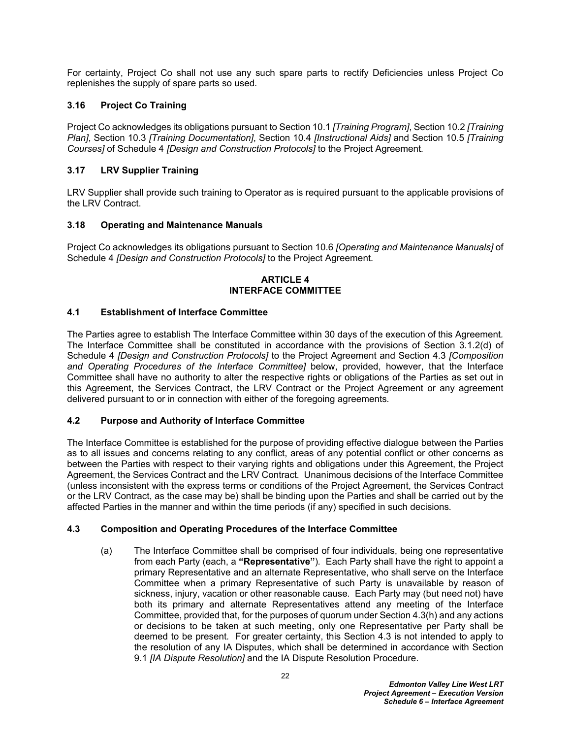For certainty, Project Co shall not use any such spare parts to rectify Deficiencies unless Project Co replenishes the supply of spare parts so used.

### 3.16 Project Co Training

Project Co acknowledges its obligations pursuant to Section 10.1 *[Training Program]*, Section 10.2 *[Training Plan]*, Section 10.3 *[Training Documentation]*, Section 10.4 *[Instructional Aids]* and Section 10.5 *[Training Courses]* of Schedule 4 *[Design and Construction Protocols]* to the Project Agreement.

### 3.17 LRV Supplier Training

LRV Supplier shall provide such training to Operator as is required pursuant to the applicable provisions of the LRV Contract.

### 3.18 Operating and Maintenance Manuals

Project Co acknowledges its obligations pursuant to Section 10.6 *[Operating and Maintenance Manuals]* of Schedule 4 *[Design and Construction Protocols]* to the Project Agreement.

## ARTICLE 4
## INTERFACE COMMITTEE

### 4.1 Establishment of Interface Committee

The Parties agree to establish The Interface Committee within 30 days of the execution of this Agreement. The Interface Committee shall be constituted in accordance with the provisions of Section 3.1.2(d) of Schedule 4 *[Design and Construction Protocols]* to the Project Agreement and Section 4.3 *[Composition and Operating Procedures of the Interface Committee]* below, provided, however, that the Interface Committee shall have no authority to alter the respective rights or obligations of the Parties as set out in this Agreement, the Services Contract, the LRV Contract or the Project Agreement or any agreement delivered pursuant to or in connection with either of the foregoing agreements.

### 4.2 Purpose and Authority of Interface Committee

The Interface Committee is established for the purpose of providing effective dialogue between the Parties as to all issues and concerns relating to any conflict, areas of any potential conflict or other concerns as between the Parties with respect to their varying rights and obligations under this Agreement, the Project Agreement, the Services Contract and the LRV Contract. Unanimous decisions of the Interface Committee (unless inconsistent with the express terms or conditions of the Project Agreement, the Services Contract or the LRV Contract, as the case may be) shall be binding upon the Parties and shall be carried out by the affected Parties in the manner and within the time periods (if any) specified in such decisions.

### 4.3 Composition and Operating Procedures of the Interface Committee

(a) The Interface Committee shall be comprised of four individuals, being one representative from each Party (each, a **"Representative"**). Each Party shall have the right to appoint a primary Representative and an alternate Representative, who shall serve on the Interface Committee when a primary Representative of such Party is unavailable by reason of sickness, injury, vacation or other reasonable cause. Each Party may (but need not) have both its primary and alternate Representatives attend any meeting of the Interface Committee, provided that, for the purposes of quorum under Section 4.3(h) and any actions or decisions to be taken at such meeting, only one Representative per Party shall be deemed to be present. For greater certainty, this Section 4.3 is not intended to apply to the resolution of any IA Disputes, which shall be determined in accordance with Section 9.1 *[IA Dispute Resolution]* and the IA Dispute Resolution Procedure.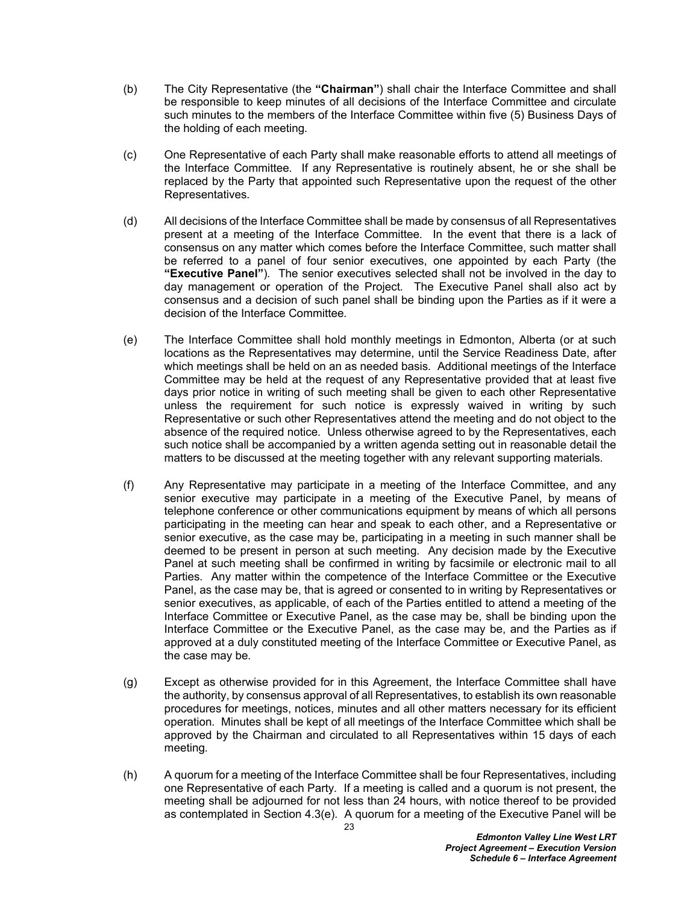(b) The City Representative (the **"Chairman"**) shall chair the Interface Committee and shall be responsible to keep minutes of all decisions of the Interface Committee and circulate such minutes to the members of the Interface Committee within five (5) Business Days of the holding of each meeting.

(c) One Representative of each Party shall make reasonable efforts to attend all meetings of the Interface Committee. If any Representative is routinely absent, he or she shall be replaced by the Party that appointed such Representative upon the request of the other Representatives.

(d) All decisions of the Interface Committee shall be made by consensus of all Representatives present at a meeting of the Interface Committee. In the event that there is a lack of consensus on any matter which comes before the Interface Committee, such matter shall be referred to a panel of four senior executives, one appointed by each Party (the **"Executive Panel"**). The senior executives selected shall not be involved in the day to day management or operation of the Project. The Executive Panel shall also act by consensus and a decision of such panel shall be binding upon the Parties as if it were a decision of the Interface Committee.

(e) The Interface Committee shall hold monthly meetings in Edmonton, Alberta (or at such locations as the Representatives may determine, until the Service Readiness Date, after which meetings shall be held on an as needed basis. Additional meetings of the Interface Committee may be held at the request of any Representative provided that at least five days prior notice in writing of such meeting shall be given to each other Representative unless the requirement for such notice is expressly waived in writing by such Representative or such other Representatives attend the meeting and do not object to the absence of the required notice. Unless otherwise agreed to by the Representatives, each such notice shall be accompanied by a written agenda setting out in reasonable detail the matters to be discussed at the meeting together with any relevant supporting materials.

(f) Any Representative may participate in a meeting of the Interface Committee, and any senior executive may participate in a meeting of the Executive Panel, by means of telephone conference or other communications equipment by means of which all persons participating in the meeting can hear and speak to each other, and a Representative or senior executive, as the case may be, participating in a meeting in such manner shall be deemed to be present in person at such meeting. Any decision made by the Executive Panel at such meeting shall be confirmed in writing by facsimile or electronic mail to all Parties. Any matter within the competence of the Interface Committee or the Executive Panel, as the case may be, that is agreed or consented to in writing by Representatives or senior executives, as applicable, of each of the Parties entitled to attend a meeting of the Interface Committee or Executive Panel, as the case may be, shall be binding upon the Interface Committee or the Executive Panel, as the case may be, and the Parties as if approved at a duly constituted meeting of the Interface Committee or Executive Panel, as the case may be.

(g) Except as otherwise provided for in this Agreement, the Interface Committee shall have the authority, by consensus approval of all Representatives, to establish its own reasonable procedures for meetings, notices, minutes and all other matters necessary for its efficient operation. Minutes shall be kept of all meetings of the Interface Committee which shall be approved by the Chairman and circulated to all Representatives within 15 days of each meeting.

(h) A quorum for a meeting of the Interface Committee shall be four Representatives, including one Representative of each Party. If a meeting is called and a quorum is not present, the meeting shall be adjourned for not less than 24 hours, with notice thereof to be provided as contemplated in Section 4.3(e). A quorum for a meeting of the Executive Panel will be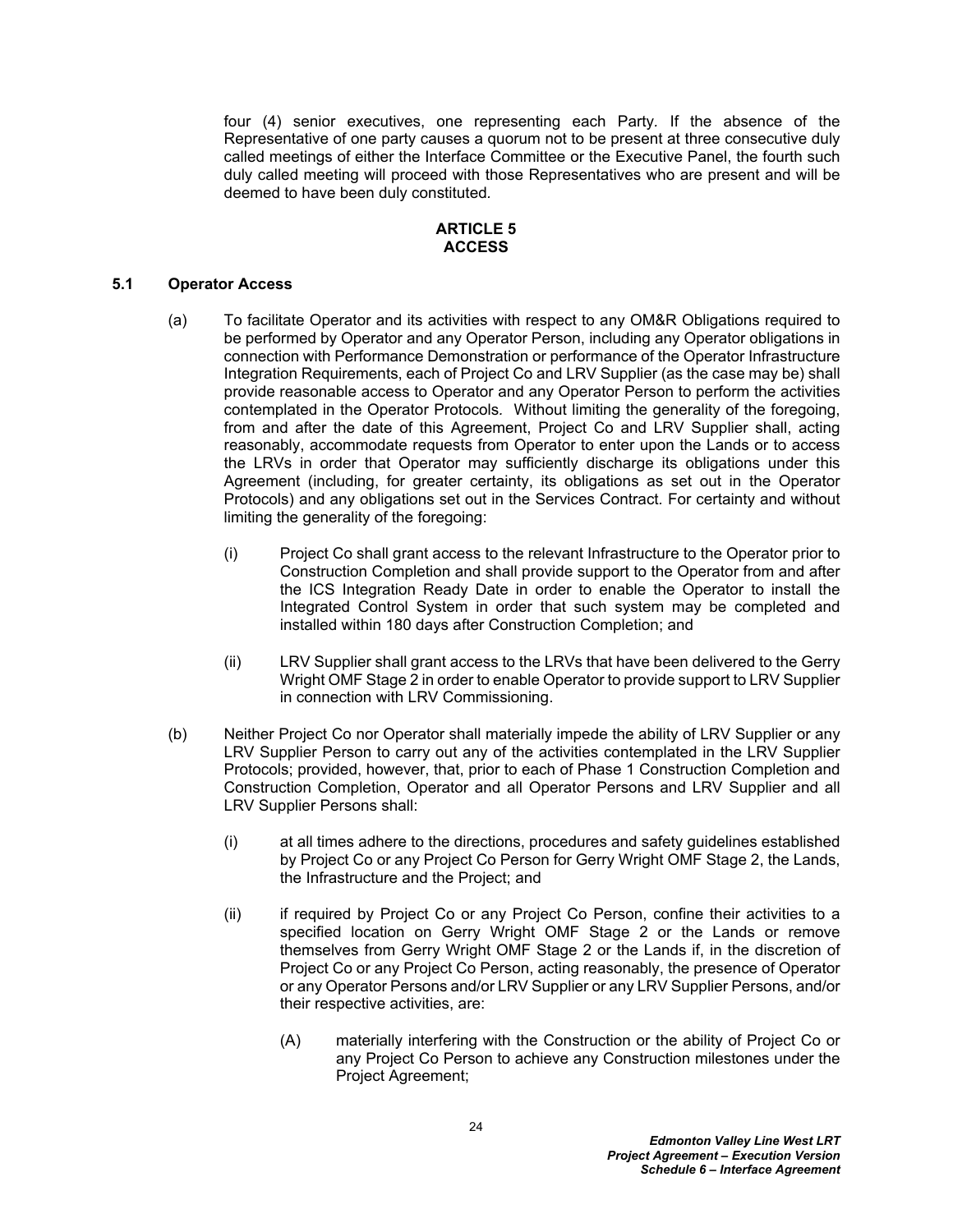four (4) senior executives, one representing each Party. If the absence of the Representative of one party causes a quorum not to be present at three consecutive duly called meetings of either the Interface Committee or the Executive Panel, the fourth such duly called meeting will proceed with those Representatives who are present and will be deemed to have been duly constituted.

## ARTICLE 5
## ACCESS

### 5.1 Operator Access

(a) To facilitate Operator and its activities with respect to any OM&R Obligations required to be performed by Operator and any Operator Person, including any Operator obligations in connection with Performance Demonstration or performance of the Operator Infrastructure Integration Requirements, each of Project Co and LRV Supplier (as the case may be) shall provide reasonable access to Operator and any Operator Person to perform the activities contemplated in the Operator Protocols. Without limiting the generality of the foregoing, from and after the date of this Agreement, Project Co and LRV Supplier shall, acting reasonably, accommodate requests from Operator to enter upon the Lands or to access the LRVs in order that Operator may sufficiently discharge its obligations under this Agreement (including, for greater certainty, its obligations as set out in the Operator Protocols) and any obligations set out in the Services Contract. For certainty and without limiting the generality of the foregoing:

(i) Project Co shall grant access to the relevant Infrastructure to the Operator prior to Construction Completion and shall provide support to the Operator from and after the ICS Integration Ready Date in order to enable the Operator to install the Integrated Control System in order that such system may be completed and installed within 180 days after Construction Completion; and

(ii) LRV Supplier shall grant access to the LRVs that have been delivered to the Gerry Wright OMF Stage 2 in order to enable Operator to provide support to LRV Supplier in connection with LRV Commissioning.

(b) Neither Project Co nor Operator shall materially impede the ability of LRV Supplier or any LRV Supplier Person to carry out any of the activities contemplated in the LRV Supplier Protocols; provided, however, that, prior to each of Phase 1 Construction Completion and Construction Completion, Operator and all Operator Persons and LRV Supplier and all LRV Supplier Persons shall:

(i) at all times adhere to the directions, procedures and safety guidelines established by Project Co or any Project Co Person for Gerry Wright OMF Stage 2, the Lands, the Infrastructure and the Project; and

(ii) if required by Project Co or any Project Co Person, confine their activities to a specified location on Gerry Wright OMF Stage 2 or the Lands or remove themselves from Gerry Wright OMF Stage 2 or the Lands if, in the discretion of Project Co or any Project Co Person, acting reasonably, the presence of Operator or any Operator Persons and/or LRV Supplier or any LRV Supplier Persons, and/or their respective activities, are:

(A) materially interfering with the Construction or the ability of Project Co or any Project Co Person to achieve any Construction milestones under the Project Agreement;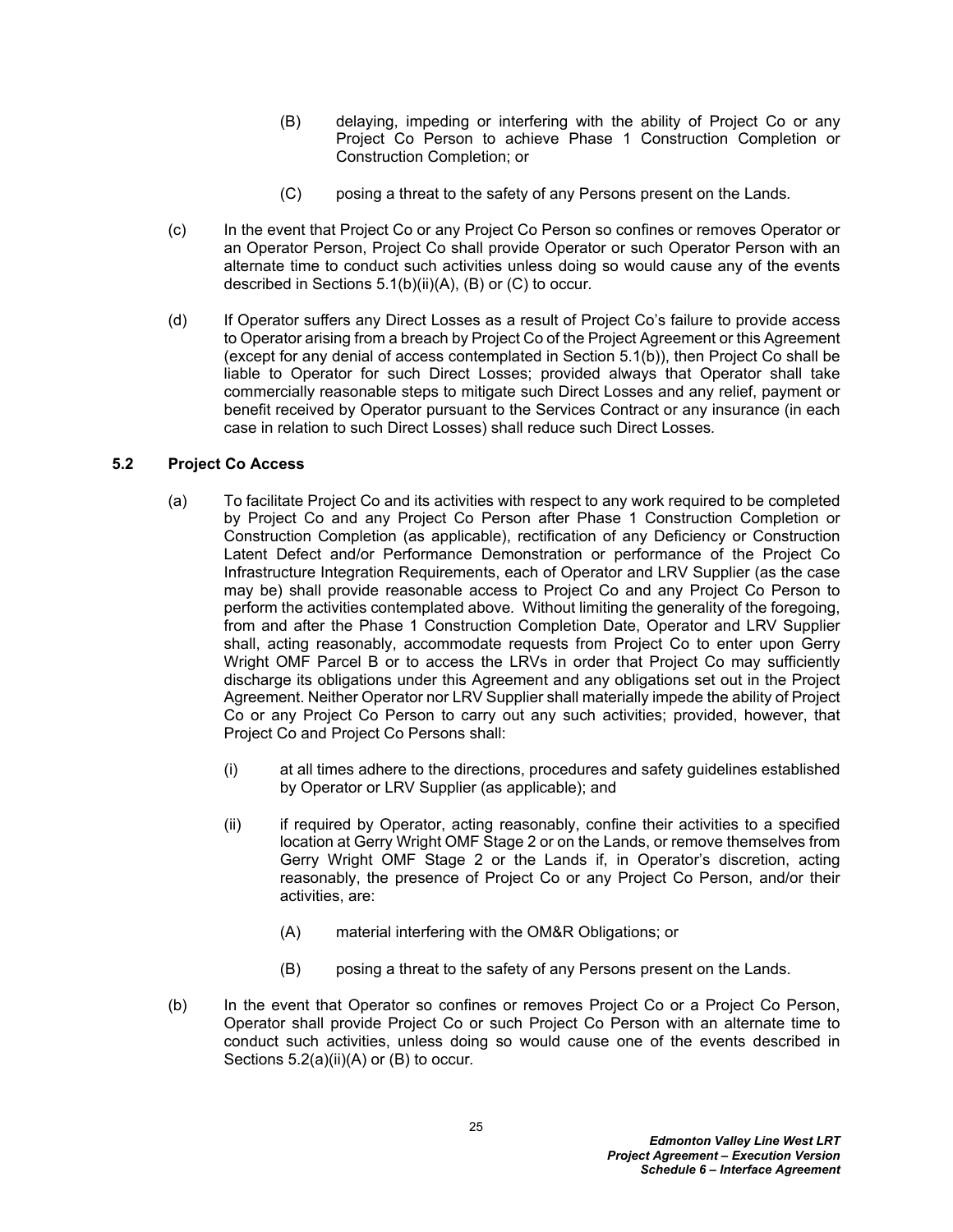(B) delaying, impeding or interfering with the ability of Project Co or any Project Co Person to achieve Phase 1 Construction Completion or Construction Completion; or

(C) posing a threat to the safety of any Persons present on the Lands.

(c) In the event that Project Co or any Project Co Person so confines or removes Operator or an Operator Person, Project Co shall provide Operator or such Operator Person with an alternate time to conduct such activities unless doing so would cause any of the events described in Sections 5.1(b)(ii)(A), (B) or (C) to occur.

(d) If Operator suffers any Direct Losses as a result of Project Co's failure to provide access to Operator arising from a breach by Project Co of the Project Agreement or this Agreement (except for any denial of access contemplated in Section 5.1(b)), then Project Co shall be liable to Operator for such Direct Losses; provided always that Operator shall take commercially reasonable steps to mitigate such Direct Losses and any relief, payment or benefit received by Operator pursuant to the Services Contract or any insurance (in each case in relation to such Direct Losses) shall reduce such Direct Losses.

### 5.2 Project Co Access

(a) To facilitate Project Co and its activities with respect to any work required to be completed by Project Co and any Project Co Person after Phase 1 Construction Completion or Construction Completion (as applicable), rectification of any Deficiency or Construction Latent Defect and/or Performance Demonstration or performance of the Project Co Infrastructure Integration Requirements, each of Operator and LRV Supplier (as the case may be) shall provide reasonable access to Project Co and any Project Co Person to perform the activities contemplated above. Without limiting the generality of the foregoing, from and after the Phase 1 Construction Completion Date, Operator and LRV Supplier shall, acting reasonably, accommodate requests from Project Co to enter upon Gerry Wright OMF Parcel B or to access the LRVs in order that Project Co may sufficiently discharge its obligations under this Agreement and any obligations set out in the Project Agreement. Neither Operator nor LRV Supplier shall materially impede the ability of Project Co or any Project Co Person to carry out any such activities; provided, however, that Project Co and Project Co Persons shall:

(i) at all times adhere to the directions, procedures and safety guidelines established by Operator or LRV Supplier (as applicable); and

(ii) if required by Operator, acting reasonably, confine their activities to a specified location at Gerry Wright OMF Stage 2 or on the Lands, or remove themselves from Gerry Wright OMF Stage 2 or the Lands if, in Operator's discretion, acting reasonably, the presence of Project Co or any Project Co Person, and/or their activities, are:

(A) material interfering with the OM&R Obligations; or

(B) posing a threat to the safety of any Persons present on the Lands.

(b) In the event that Operator so confines or removes Project Co or a Project Co Person, Operator shall provide Project Co or such Project Co Person with an alternate time to conduct such activities, unless doing so would cause one of the events described in Sections 5.2(a)(ii)(A) or (B) to occur.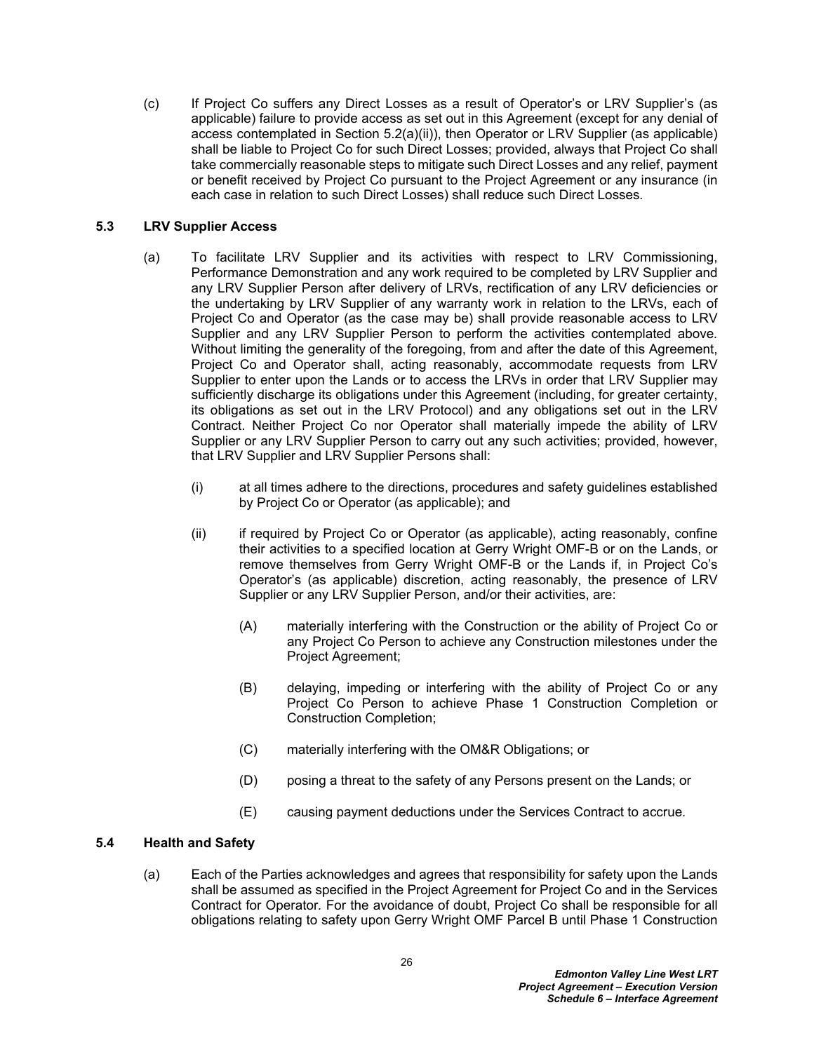(c) If Project Co suffers any Direct Losses as a result of Operator's or LRV Supplier's (as applicable) failure to provide access as set out in this Agreement (except for any denial of access contemplated in Section 5.2(a)(ii)), then Operator or LRV Supplier (as applicable) shall be liable to Project Co for such Direct Losses; provided, always that Project Co shall take commercially reasonable steps to mitigate such Direct Losses and any relief, payment or benefit received by Project Co pursuant to the Project Agreement or any insurance (in each case in relation to such Direct Losses) shall reduce such Direct Losses.

### 5.3 LRV Supplier Access

(a) To facilitate LRV Supplier and its activities with respect to LRV Commissioning, Performance Demonstration and any work required to be completed by LRV Supplier and any LRV Supplier Person after delivery of LRVs, rectification of any LRV deficiencies or the undertaking by LRV Supplier of any warranty work in relation to the LRVs, each of Project Co and Operator (as the case may be) shall provide reasonable access to LRV Supplier and any LRV Supplier Person to perform the activities contemplated above. Without limiting the generality of the foregoing, from and after the date of this Agreement, Project Co and Operator shall, acting reasonably, accommodate requests from LRV Supplier to enter upon the Lands or to access the LRVs in order that LRV Supplier may sufficiently discharge its obligations under this Agreement (including, for greater certainty, its obligations as set out in the LRV Protocol) and any obligations set out in the LRV Contract. Neither Project Co nor Operator shall materially impede the ability of LRV Supplier or any LRV Supplier Person to carry out any such activities; provided, however, that LRV Supplier and LRV Supplier Persons shall:

(i) at all times adhere to the directions, procedures and safety guidelines established by Project Co or Operator (as applicable); and

(ii) if required by Project Co or Operator (as applicable), acting reasonably, confine their activities to a specified location at Gerry Wright OMF-B or on the Lands, or remove themselves from Gerry Wright OMF-B or the Lands if, in Project Co's Operator's (as applicable) discretion, acting reasonably, the presence of LRV Supplier or any LRV Supplier Person, and/or their activities, are:

(A) materially interfering with the Construction or the ability of Project Co or any Project Co Person to achieve any Construction milestones under the Project Agreement;

(B) delaying, impeding or interfering with the ability of Project Co or any Project Co Person to achieve Phase 1 Construction Completion or Construction Completion;

(C) materially interfering with the OM&R Obligations; or

(D) posing a threat to the safety of any Persons present on the Lands; or

(E) causing payment deductions under the Services Contract to accrue.

### 5.4 Health and Safety

(a) Each of the Parties acknowledges and agrees that responsibility for safety upon the Lands shall be assumed as specified in the Project Agreement for Project Co and in the Services Contract for Operator. For the avoidance of doubt, Project Co shall be responsible for all obligations relating to safety upon Gerry Wright OMF Parcel B until Phase 1 Construction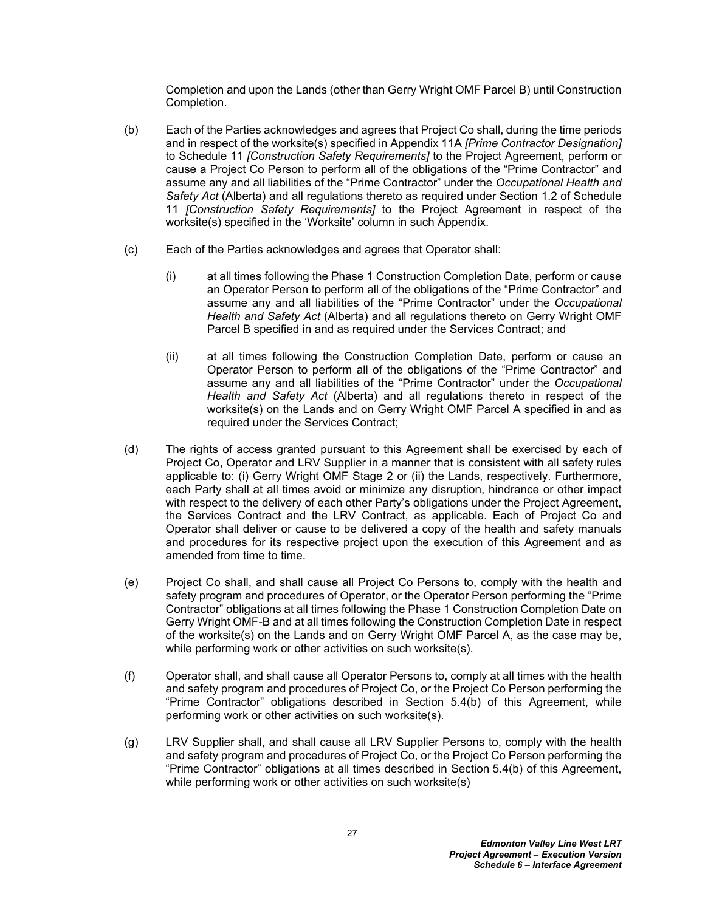Completion and upon the Lands (other than Gerry Wright OMF Parcel B) until Construction Completion.

(b) Each of the Parties acknowledges and agrees that Project Co shall, during the time periods and in respect of the worksite(s) specified in Appendix 11A *[Prime Contractor Designation]* to Schedule 11 *[Construction Safety Requirements]* to the Project Agreement, perform or cause a Project Co Person to perform all of the obligations of the "Prime Contractor" and assume any and all liabilities of the "Prime Contractor" under the *Occupational Health and Safety Act* (Alberta) and all regulations thereto as required under Section 1.2 of Schedule 11 *[Construction Safety Requirements]* to the Project Agreement in respect of the worksite(s) specified in the 'Worksite' column in such Appendix.

(c) Each of the Parties acknowledges and agrees that Operator shall:

(i) at all times following the Phase 1 Construction Completion Date, perform or cause an Operator Person to perform all of the obligations of the "Prime Contractor" and assume any and all liabilities of the "Prime Contractor" under the *Occupational Health and Safety Act* (Alberta) and all regulations thereto on Gerry Wright OMF Parcel B specified in and as required under the Services Contract; and

(ii) at all times following the Construction Completion Date, perform or cause an Operator Person to perform all of the obligations of the "Prime Contractor" and assume any and all liabilities of the "Prime Contractor" under the *Occupational Health and Safety Act* (Alberta) and all regulations thereto in respect of the worksite(s) on the Lands and on Gerry Wright OMF Parcel A specified in and as required under the Services Contract;

(d) The rights of access granted pursuant to this Agreement shall be exercised by each of Project Co, Operator and LRV Supplier in a manner that is consistent with all safety rules applicable to: (i) Gerry Wright OMF Stage 2 or (ii) the Lands, respectively. Furthermore, each Party shall at all times avoid or minimize any disruption, hindrance or other impact with respect to the delivery of each other Party's obligations under the Project Agreement, the Services Contract and the LRV Contract, as applicable. Each of Project Co and Operator shall deliver or cause to be delivered a copy of the health and safety manuals and procedures for its respective project upon the execution of this Agreement and as amended from time to time.

(e) Project Co shall, and shall cause all Project Co Persons to, comply with the health and safety program and procedures of Operator, or the Operator Person performing the "Prime Contractor" obligations at all times following the Phase 1 Construction Completion Date on Gerry Wright OMF-B and at all times following the Construction Completion Date in respect of the worksite(s) on the Lands and on Gerry Wright OMF Parcel A, as the case may be, while performing work or other activities on such worksite(s).

(f) Operator shall, and shall cause all Operator Persons to, comply at all times with the health and safety program and procedures of Project Co, or the Project Co Person performing the "Prime Contractor" obligations described in Section 5.4(b) of this Agreement, while performing work or other activities on such worksite(s).

(g) LRV Supplier shall, and shall cause all LRV Supplier Persons to, comply with the health and safety program and procedures of Project Co, or the Project Co Person performing the "Prime Contractor" obligations at all times described in Section 5.4(b) of this Agreement, while performing work or other activities on such worksite(s)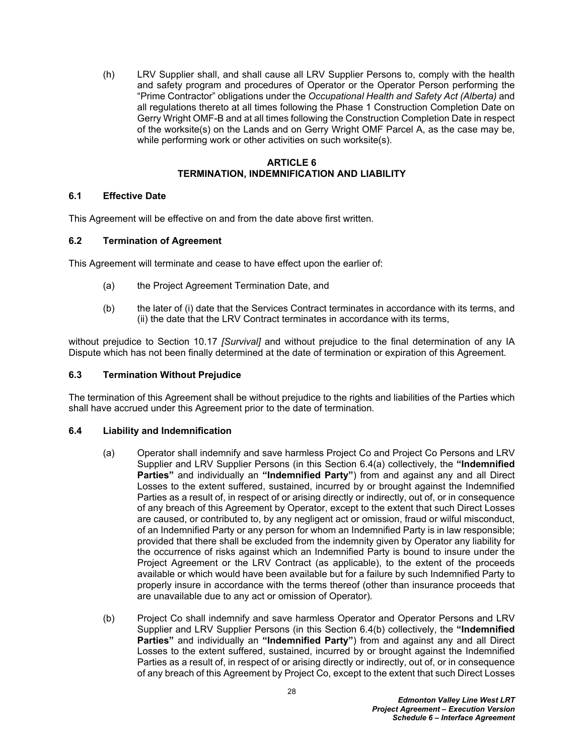(h) LRV Supplier shall, and shall cause all LRV Supplier Persons to, comply with the health and safety program and procedures of Operator or the Operator Person performing the "Prime Contractor" obligations under the *Occupational Health and Safety Act (Alberta)* and all regulations thereto at all times following the Phase 1 Construction Completion Date on Gerry Wright OMF-B and at all times following the Construction Completion Date in respect of the worksite(s) on the Lands and on Gerry Wright OMF Parcel A, as the case may be, while performing work or other activities on such worksite(s).

## ARTICLE 6
## TERMINATION, INDEMNIFICATION AND LIABILITY

### 6.1 Effective Date

This Agreement will be effective on and from the date above first written.

### 6.2 Termination of Agreement

This Agreement will terminate and cease to have effect upon the earlier of:

(a) the Project Agreement Termination Date, and

(b) the later of (i) date that the Services Contract terminates in accordance with its terms, and (ii) the date that the LRV Contract terminates in accordance with its terms,

without prejudice to Section 10.17 *[Survival]* and without prejudice to the final determination of any IA Dispute which has not been finally determined at the date of termination or expiration of this Agreement.

### 6.3 Termination Without Prejudice

The termination of this Agreement shall be without prejudice to the rights and liabilities of the Parties which shall have accrued under this Agreement prior to the date of termination.

### 6.4 Liability and Indemnification

(a) Operator shall indemnify and save harmless Project Co and Project Co Persons and LRV Supplier and LRV Supplier Persons (in this Section 6.4(a) collectively, the **"Indemnified Parties"** and individually an **"Indemnified Party"**) from and against any and all Direct Losses to the extent suffered, sustained, incurred by or brought against the Indemnified Parties as a result of, in respect of or arising directly or indirectly, out of, or in consequence of any breach of this Agreement by Operator, except to the extent that such Direct Losses are caused, or contributed to, by any negligent act or omission, fraud or wilful misconduct, of an Indemnified Party or any person for whom an Indemnified Party is in law responsible; provided that there shall be excluded from the indemnity given by Operator any liability for the occurrence of risks against which an Indemnified Party is bound to insure under the Project Agreement or the LRV Contract (as applicable), to the extent of the proceeds available or which would have been available but for a failure by such Indemnified Party to properly insure in accordance with the terms thereof (other than insurance proceeds that are unavailable due to any act or omission of Operator).

(b) Project Co shall indemnify and save harmless Operator and Operator Persons and LRV Supplier and LRV Supplier Persons (in this Section 6.4(b) collectively, the **"Indemnified Parties"** and individually an **"Indemnified Party"**) from and against any and all Direct Losses to the extent suffered, sustained, incurred by or brought against the Indemnified Parties as a result of, in respect of or arising directly or indirectly, out of, or in consequence of any breach of this Agreement by Project Co, except to the extent that such Direct Losses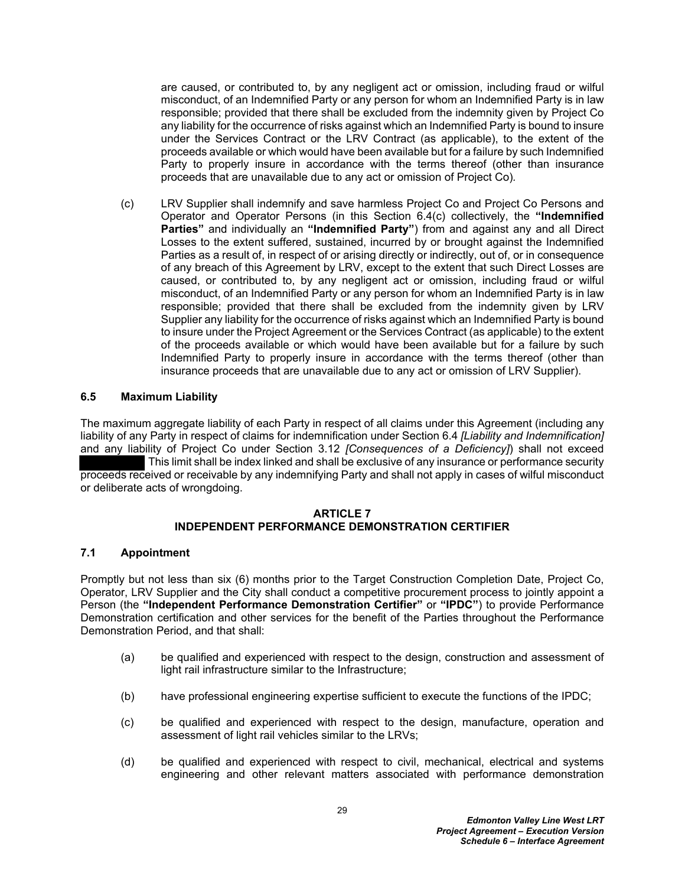are caused, or contributed to, by any negligent act or omission, including fraud or wilful misconduct, of an Indemnified Party or any person for whom an Indemnified Party is in law responsible; provided that there shall be excluded from the indemnity given by Project Co any liability for the occurrence of risks against which an Indemnified Party is bound to insure under the Services Contract or the LRV Contract (as applicable), to the extent of the proceeds available or which would have been available but for a failure by such Indemnified Party to properly insure in accordance with the terms thereof (other than insurance proceeds that are unavailable due to any act or omission of Project Co).

(c) LRV Supplier shall indemnify and save harmless Project Co and Project Co Persons and Operator and Operator Persons (in this Section 6.4(c) collectively, the **"Indemnified Parties"** and individually an **"Indemnified Party"**) from and against any and all Direct Losses to the extent suffered, sustained, incurred by or brought against the Indemnified Parties as a result of, in respect of or arising directly or indirectly, out of, or in consequence of any breach of this Agreement by LRV, except to the extent that such Direct Losses are caused, or contributed to, by any negligent act or omission, including fraud or wilful misconduct, of an Indemnified Party or any person for whom an Indemnified Party is in law responsible; provided that there shall be excluded from the indemnity given by LRV Supplier any liability for the occurrence of risks against which an Indemnified Party is bound to insure under the Project Agreement or the Services Contract (as applicable) to the extent of the proceeds available or which would have been available but for a failure by such Indemnified Party to properly insure in accordance with the terms thereof (other than insurance proceeds that are unavailable due to any act or omission of LRV Supplier).

### 6.5 Maximum Liability

The maximum aggregate liability of each Party in respect of all claims under this Agreement (including any liability of any Party in respect of claims for indemnification under Section 6.4 *[Liability and Indemnification]* and any liability of Project Co under Section 3.12 *[Consequences of a Deficiency]*) shall not exceed ████████ This limit shall be index linked and shall be exclusive of any insurance or performance security proceeds received or receivable by any indemnifying Party and shall not apply in cases of wilful misconduct or deliberate acts of wrongdoing.

## ARTICLE 7
## INDEPENDENT PERFORMANCE DEMONSTRATION CERTIFIER

### 7.1 Appointment

Promptly but not less than six (6) months prior to the Target Construction Completion Date, Project Co, Operator, LRV Supplier and the City shall conduct a competitive procurement process to jointly appoint a Person (the **"Independent Performance Demonstration Certifier"** or **"IPDC"**) to provide Performance Demonstration certification and other services for the benefit of the Parties throughout the Performance Demonstration Period, and that shall:

(a) be qualified and experienced with respect to the design, construction and assessment of light rail infrastructure similar to the Infrastructure;

(b) have professional engineering expertise sufficient to execute the functions of the IPDC;

(c) be qualified and experienced with respect to the design, manufacture, operation and assessment of light rail vehicles similar to the LRVs;

(d) be qualified and experienced with respect to civil, mechanical, electrical and systems engineering and other relevant matters associated with performance demonstration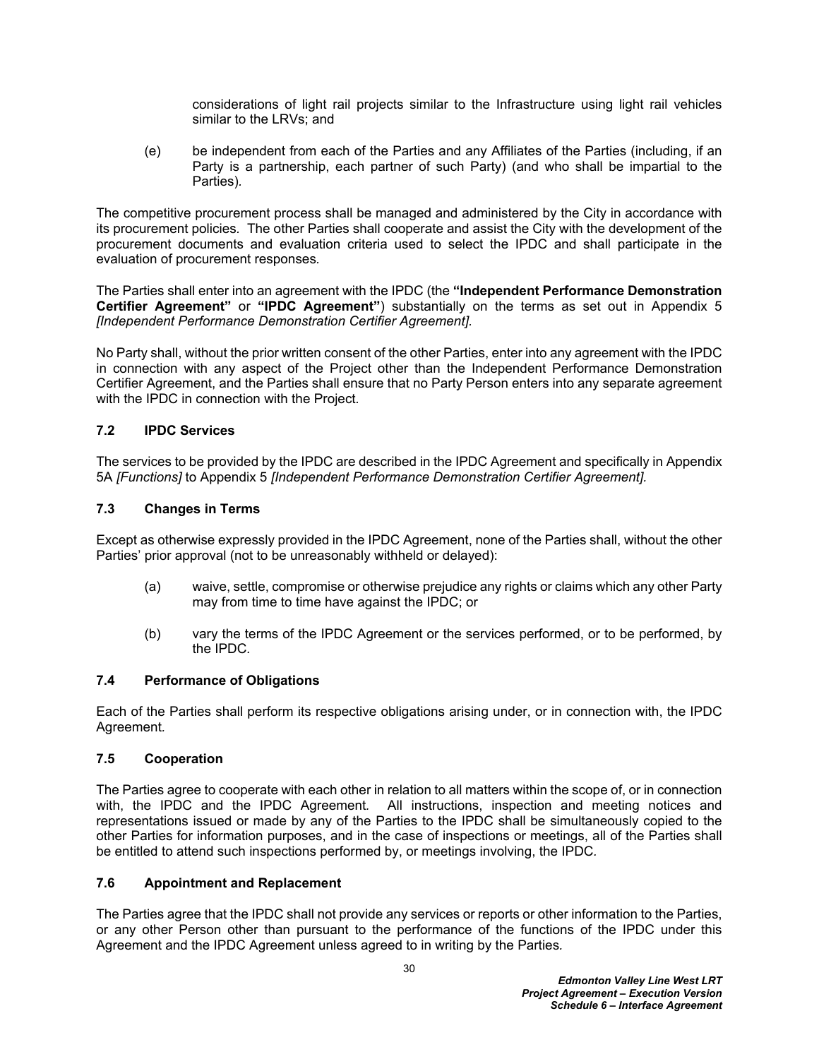considerations of light rail projects similar to the Infrastructure using light rail vehicles similar to the LRVs; and

(e) be independent from each of the Parties and any Affiliates of the Parties (including, if an Party is a partnership, each partner of such Party) (and who shall be impartial to the Parties).

The competitive procurement process shall be managed and administered by the City in accordance with its procurement policies. The other Parties shall cooperate and assist the City with the development of the procurement documents and evaluation criteria used to select the IPDC and shall participate in the evaluation of procurement responses.

The Parties shall enter into an agreement with the IPDC (the **"Independent Performance Demonstration Certifier Agreement"** or **"IPDC Agreement"**) substantially on the terms as set out in Appendix 5 *[Independent Performance Demonstration Certifier Agreement].*

No Party shall, without the prior written consent of the other Parties, enter into any agreement with the IPDC in connection with any aspect of the Project other than the Independent Performance Demonstration Certifier Agreement, and the Parties shall ensure that no Party Person enters into any separate agreement with the IPDC in connection with the Project.

### 7.2 IPDC Services

The services to be provided by the IPDC are described in the IPDC Agreement and specifically in Appendix 5A *[Functions]* to Appendix 5 *[Independent Performance Demonstration Certifier Agreement].*

### 7.3 Changes in Terms

Except as otherwise expressly provided in the IPDC Agreement, none of the Parties shall, without the other Parties' prior approval (not to be unreasonably withheld or delayed):

(a) waive, settle, compromise or otherwise prejudice any rights or claims which any other Party may from time to time have against the IPDC; or

(b) vary the terms of the IPDC Agreement or the services performed, or to be performed, by the IPDC.

### 7.4 Performance of Obligations

Each of the Parties shall perform its respective obligations arising under, or in connection with, the IPDC Agreement.

### 7.5 Cooperation

The Parties agree to cooperate with each other in relation to all matters within the scope of, or in connection with, the IPDC and the IPDC Agreement. All instructions, inspection and meeting notices and representations issued or made by any of the Parties to the IPDC shall be simultaneously copied to the other Parties for information purposes, and in the case of inspections or meetings, all of the Parties shall be entitled to attend such inspections performed by, or meetings involving, the IPDC.

### 7.6 Appointment and Replacement

The Parties agree that the IPDC shall not provide any services or reports or other information to the Parties, or any other Person other than pursuant to the performance of the functions of the IPDC under this Agreement and the IPDC Agreement unless agreed to in writing by the Parties.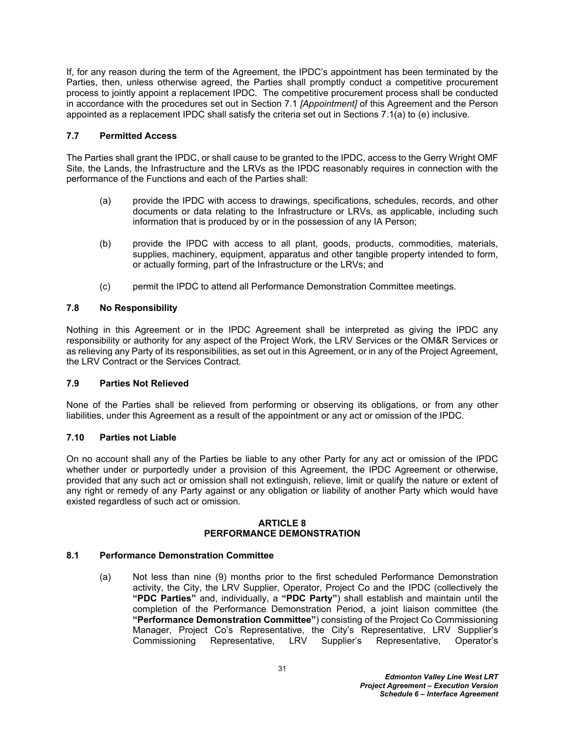If, for any reason during the term of the Agreement, the IPDC's appointment has been terminated by the Parties, then, unless otherwise agreed, the Parties shall promptly conduct a competitive procurement process to jointly appoint a replacement IPDC. The competitive procurement process shall be conducted in accordance with the procedures set out in Section 7.1 *[Appointment]* of this Agreement and the Person appointed as a replacement IPDC shall satisfy the criteria set out in Sections 7.1(a) to (e) inclusive.

### 7.7 Permitted Access

The Parties shall grant the IPDC, or shall cause to be granted to the IPDC, access to the Gerry Wright OMF Site, the Lands, the Infrastructure and the LRVs as the IPDC reasonably requires in connection with the performance of the Functions and each of the Parties shall:

(a) provide the IPDC with access to drawings, specifications, schedules, records, and other documents or data relating to the Infrastructure or LRVs, as applicable, including such information that is produced by or in the possession of any IA Person;

(b) provide the IPDC with access to all plant, goods, products, commodities, materials, supplies, machinery, equipment, apparatus and other tangible property intended to form, or actually forming, part of the Infrastructure or the LRVs; and

(c) permit the IPDC to attend all Performance Demonstration Committee meetings.

### 7.8 No Responsibility

Nothing in this Agreement or in the IPDC Agreement shall be interpreted as giving the IPDC any responsibility or authority for any aspect of the Project Work, the LRV Services or the OM&R Services or as relieving any Party of its responsibilities, as set out in this Agreement, or in any of the Project Agreement, the LRV Contract or the Services Contract.

### 7.9 Parties Not Relieved

None of the Parties shall be relieved from performing or observing its obligations, or from any other liabilities, under this Agreement as a result of the appointment or any act or omission of the IPDC.

### 7.10 Parties not Liable

On no account shall any of the Parties be liable to any other Party for any act or omission of the IPDC whether under or purportedly under a provision of this Agreement, the IPDC Agreement or otherwise, provided that any such act or omission shall not extinguish, relieve, limit or qualify the nature or extent of any right or remedy of any Party against or any obligation or liability of another Party which would have existed regardless of such act or omission.

## ARTICLE 8
## PERFORMANCE DEMONSTRATION

### 8.1 Performance Demonstration Committee

(a) Not less than nine (9) months prior to the first scheduled Performance Demonstration activity, the City, the LRV Supplier, Operator, Project Co and the IPDC (collectively the **"PDC Parties"** and, individually, a **"PDC Party"**) shall establish and maintain until the completion of the Performance Demonstration Period, a joint liaison committee (the **"Performance Demonstration Committee"**) consisting of the Project Co Commissioning Manager, Project Co's Representative, the City's Representative, LRV Supplier's Commissioning Representative, LRV Supplier's Representative, Operator's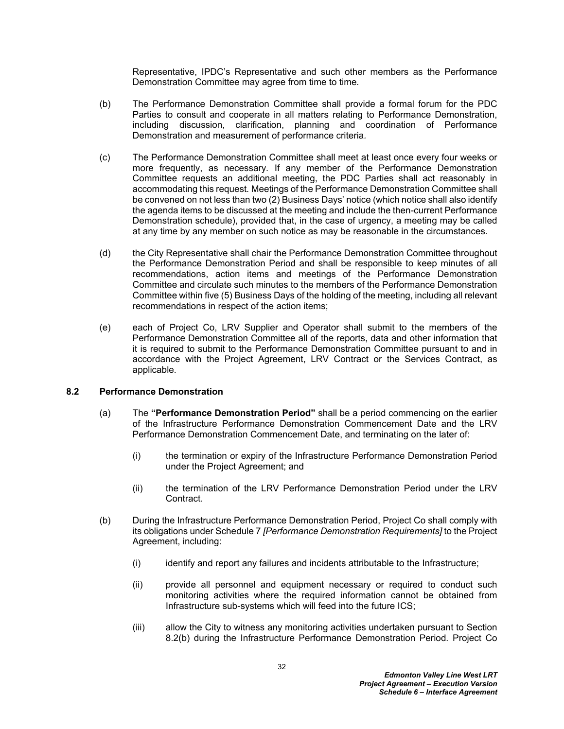Representative, IPDC's Representative and such other members as the Performance Demonstration Committee may agree from time to time.

(b) The Performance Demonstration Committee shall provide a formal forum for the PDC Parties to consult and cooperate in all matters relating to Performance Demonstration, including discussion, clarification, planning and coordination of Performance Demonstration and measurement of performance criteria.

(c) The Performance Demonstration Committee shall meet at least once every four weeks or more frequently, as necessary. If any member of the Performance Demonstration Committee requests an additional meeting, the PDC Parties shall act reasonably in accommodating this request. Meetings of the Performance Demonstration Committee shall be convened on not less than two (2) Business Days' notice (which notice shall also identify the agenda items to be discussed at the meeting and include the then-current Performance Demonstration schedule), provided that, in the case of urgency, a meeting may be called at any time by any member on such notice as may be reasonable in the circumstances.

(d) the City Representative shall chair the Performance Demonstration Committee throughout the Performance Demonstration Period and shall be responsible to keep minutes of all recommendations, action items and meetings of the Performance Demonstration Committee and circulate such minutes to the members of the Performance Demonstration Committee within five (5) Business Days of the holding of the meeting, including all relevant recommendations in respect of the action items;

(e) each of Project Co, LRV Supplier and Operator shall submit to the members of the Performance Demonstration Committee all of the reports, data and other information that it is required to submit to the Performance Demonstration Committee pursuant to and in accordance with the Project Agreement, LRV Contract or the Services Contract, as applicable.

### 8.2 Performance Demonstration

(a) The **"Performance Demonstration Period"** shall be a period commencing on the earlier of the Infrastructure Performance Demonstration Commencement Date and the LRV Performance Demonstration Commencement Date, and terminating on the later of:

(i) the termination or expiry of the Infrastructure Performance Demonstration Period under the Project Agreement; and

(ii) the termination of the LRV Performance Demonstration Period under the LRV Contract.

(b) During the Infrastructure Performance Demonstration Period, Project Co shall comply with its obligations under Schedule 7 *[Performance Demonstration Requirements]* to the Project Agreement, including:

(i) identify and report any failures and incidents attributable to the Infrastructure;

(ii) provide all personnel and equipment necessary or required to conduct such monitoring activities where the required information cannot be obtained from Infrastructure sub-systems which will feed into the future ICS;

(iii) allow the City to witness any monitoring activities undertaken pursuant to Section 8.2(b) during the Infrastructure Performance Demonstration Period. Project Co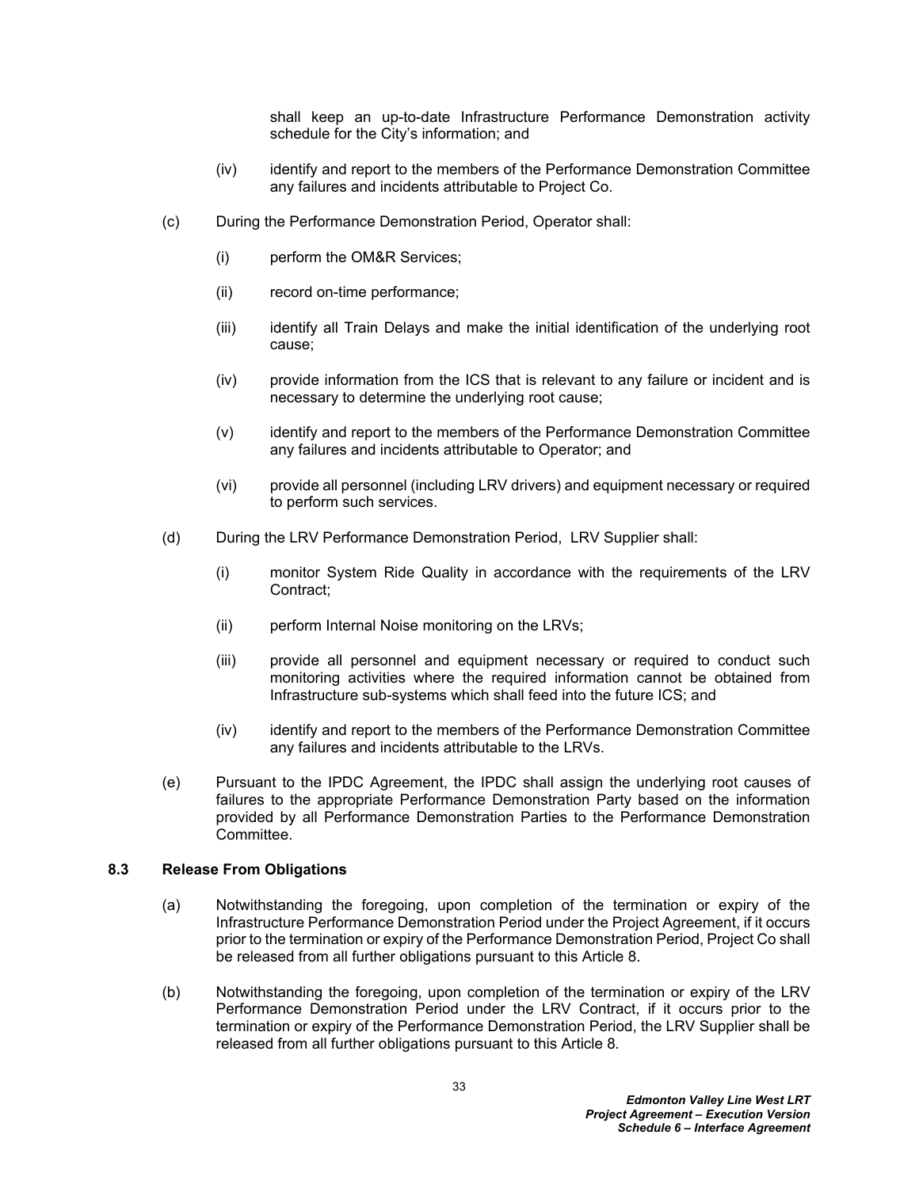shall keep an up-to-date Infrastructure Performance Demonstration activity schedule for the City's information; and

(iv) identify and report to the members of the Performance Demonstration Committee any failures and incidents attributable to Project Co.

(c) During the Performance Demonstration Period, Operator shall:

(i) perform the OM&R Services;

(ii) record on-time performance;

(iii) identify all Train Delays and make the initial identification of the underlying root cause;

(iv) provide information from the ICS that is relevant to any failure or incident and is necessary to determine the underlying root cause;

(v) identify and report to the members of the Performance Demonstration Committee any failures and incidents attributable to Operator; and

(vi) provide all personnel (including LRV drivers) and equipment necessary or required to perform such services.

(d) During the LRV Performance Demonstration Period, LRV Supplier shall:

(i) monitor System Ride Quality in accordance with the requirements of the LRV Contract;

(ii) perform Internal Noise monitoring on the LRVs;

(iii) provide all personnel and equipment necessary or required to conduct such monitoring activities where the required information cannot be obtained from Infrastructure sub-systems which shall feed into the future ICS; and

(iv) identify and report to the members of the Performance Demonstration Committee any failures and incidents attributable to the LRVs.

(e) Pursuant to the IPDC Agreement, the IPDC shall assign the underlying root causes of failures to the appropriate Performance Demonstration Party based on the information provided by all Performance Demonstration Parties to the Performance Demonstration Committee.

### 8.3 Release From Obligations

(a) Notwithstanding the foregoing, upon completion of the termination or expiry of the Infrastructure Performance Demonstration Period under the Project Agreement, if it occurs prior to the termination or expiry of the Performance Demonstration Period, Project Co shall be released from all further obligations pursuant to this Article 8.

(b) Notwithstanding the foregoing, upon completion of the termination or expiry of the LRV Performance Demonstration Period under the LRV Contract, if it occurs prior to the termination or expiry of the Performance Demonstration Period, the LRV Supplier shall be released from all further obligations pursuant to this Article 8.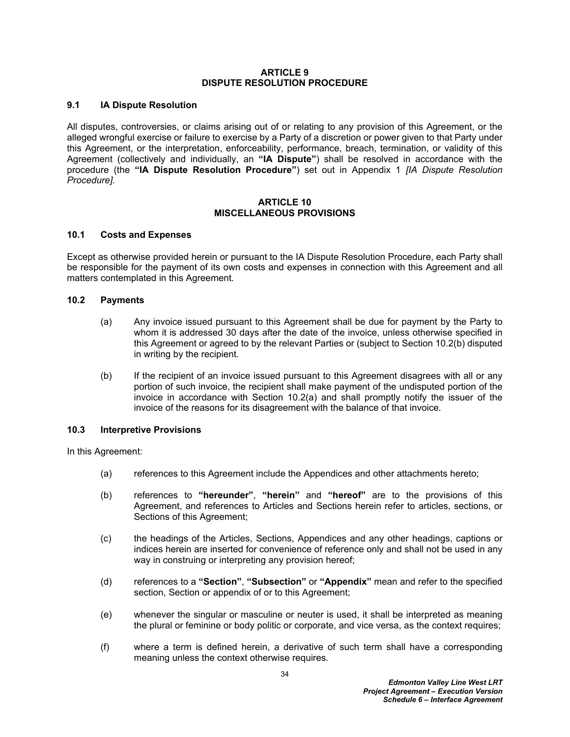## ARTICLE 9
## DISPUTE RESOLUTION PROCEDURE

### 9.1 IA Dispute Resolution

All disputes, controversies, or claims arising out of or relating to any provision of this Agreement, or the alleged wrongful exercise or failure to exercise by a Party of a discretion or power given to that Party under this Agreement, or the interpretation, enforceability, performance, breach, termination, or validity of this Agreement (collectively and individually, an **"IA Dispute"**) shall be resolved in accordance with the procedure (the **"IA Dispute Resolution Procedure"**) set out in Appendix 1 *[IA Dispute Resolution Procedure].*

## ARTICLE 10
## MISCELLANEOUS PROVISIONS

### 10.1 Costs and Expenses

Except as otherwise provided herein or pursuant to the IA Dispute Resolution Procedure, each Party shall be responsible for the payment of its own costs and expenses in connection with this Agreement and all matters contemplated in this Agreement.

### 10.2 Payments

(a) Any invoice issued pursuant to this Agreement shall be due for payment by the Party to whom it is addressed 30 days after the date of the invoice, unless otherwise specified in this Agreement or agreed to by the relevant Parties or (subject to Section 10.2(b) disputed in writing by the recipient.

(b) If the recipient of an invoice issued pursuant to this Agreement disagrees with all or any portion of such invoice, the recipient shall make payment of the undisputed portion of the invoice in accordance with Section 10.2(a) and shall promptly notify the issuer of the invoice of the reasons for its disagreement with the balance of that invoice.

### 10.3 Interpretive Provisions

In this Agreement:

(a) references to this Agreement include the Appendices and other attachments hereto;

(b) references to **"hereunder"**, **"herein"** and **"hereof"** are to the provisions of this Agreement, and references to Articles and Sections herein refer to articles, sections, or Sections of this Agreement;

(c) the headings of the Articles, Sections, Appendices and any other headings, captions or indices herein are inserted for convenience of reference only and shall not be used in any way in construing or interpreting any provision hereof;

(d) references to a **"Section"**, **"Subsection"** or **"Appendix"** mean and refer to the specified section, Section or appendix of or to this Agreement;

(e) whenever the singular or masculine or neuter is used, it shall be interpreted as meaning the plural or feminine or body politic or corporate, and vice versa, as the context requires;

(f) where a term is defined herein, a derivative of such term shall have a corresponding meaning unless the context otherwise requires.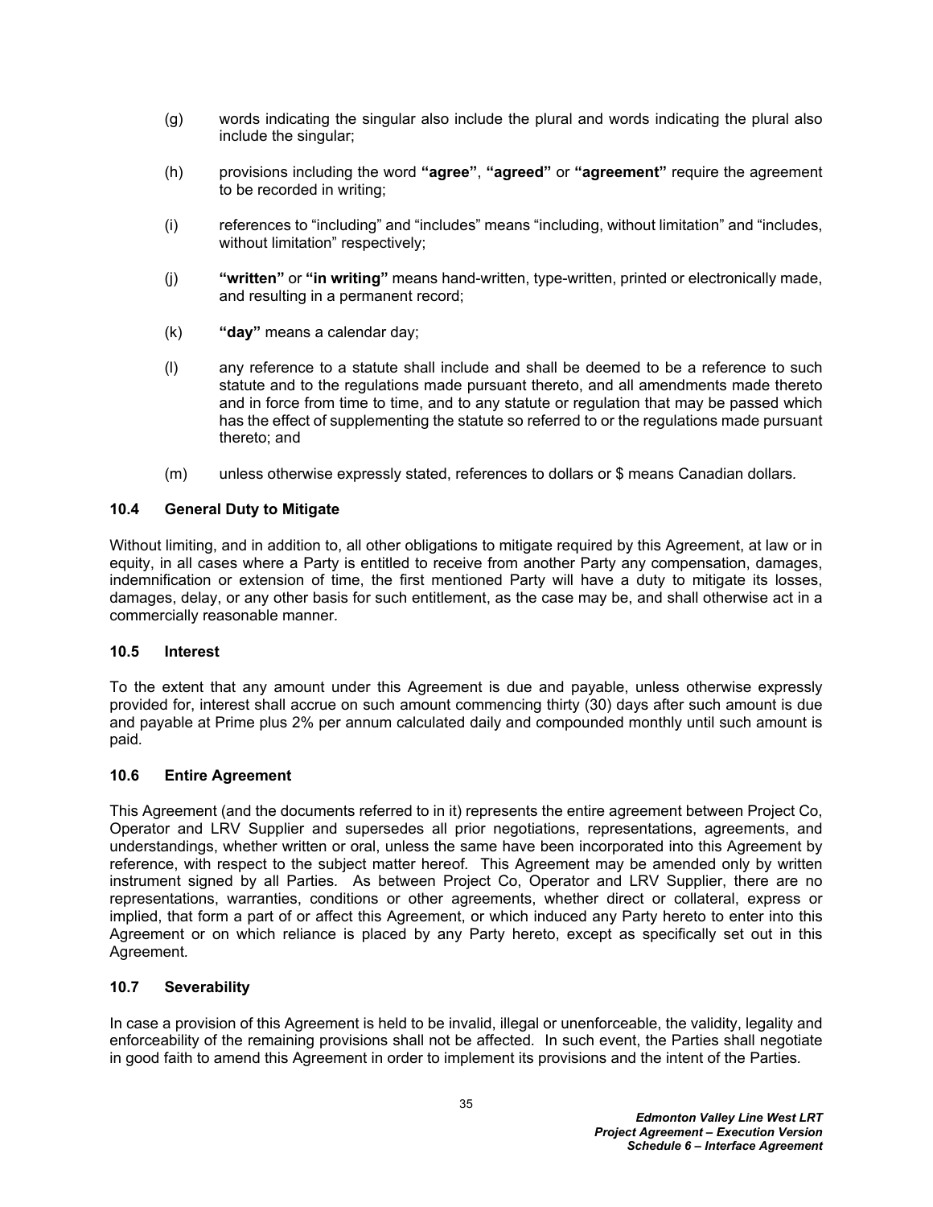(g) words indicating the singular also include the plural and words indicating the plural also include the singular;

(h) provisions including the word **"agree"**, **"agreed"** or **"agreement"** require the agreement to be recorded in writing;

(i) references to "including" and "includes" means "including, without limitation" and "includes, without limitation" respectively;

(j) **"written"** or **"in writing"** means hand-written, type-written, printed or electronically made, and resulting in a permanent record;

(k) **"day"** means a calendar day;

(l) any reference to a statute shall include and shall be deemed to be a reference to such statute and to the regulations made pursuant thereto, and all amendments made thereto and in force from time to time, and to any statute or regulation that may be passed which has the effect of supplementing the statute so referred to or the regulations made pursuant thereto; and

(m) unless otherwise expressly stated, references to dollars or $ means Canadian dollars.

### 10.4 General Duty to Mitigate

Without limiting, and in addition to, all other obligations to mitigate required by this Agreement, at law or in equity, in all cases where a Party is entitled to receive from another Party any compensation, damages, indemnification or extension of time, the first mentioned Party will have a duty to mitigate its losses, damages, delay, or any other basis for such entitlement, as the case may be, and shall otherwise act in a commercially reasonable manner.

### 10.5 Interest

To the extent that any amount under this Agreement is due and payable, unless otherwise expressly provided for, interest shall accrue on such amount commencing thirty (30) days after such amount is due and payable at Prime plus 2% per annum calculated daily and compounded monthly until such amount is paid.

### 10.6 Entire Agreement

This Agreement (and the documents referred to in it) represents the entire agreement between Project Co, Operator and LRV Supplier and supersedes all prior negotiations, representations, agreements, and understandings, whether written or oral, unless the same have been incorporated into this Agreement by reference, with respect to the subject matter hereof. This Agreement may be amended only by written instrument signed by all Parties. As between Project Co, Operator and LRV Supplier, there are no representations, warranties, conditions or other agreements, whether direct or collateral, express or implied, that form a part of or affect this Agreement, or which induced any Party hereto to enter into this Agreement or on which reliance is placed by any Party hereto, except as specifically set out in this Agreement.

### 10.7 Severability

In case a provision of this Agreement is held to be invalid, illegal or unenforceable, the validity, legality and enforceability of the remaining provisions shall not be affected. In such event, the Parties shall negotiate in good faith to amend this Agreement in order to implement its provisions and the intent of the Parties.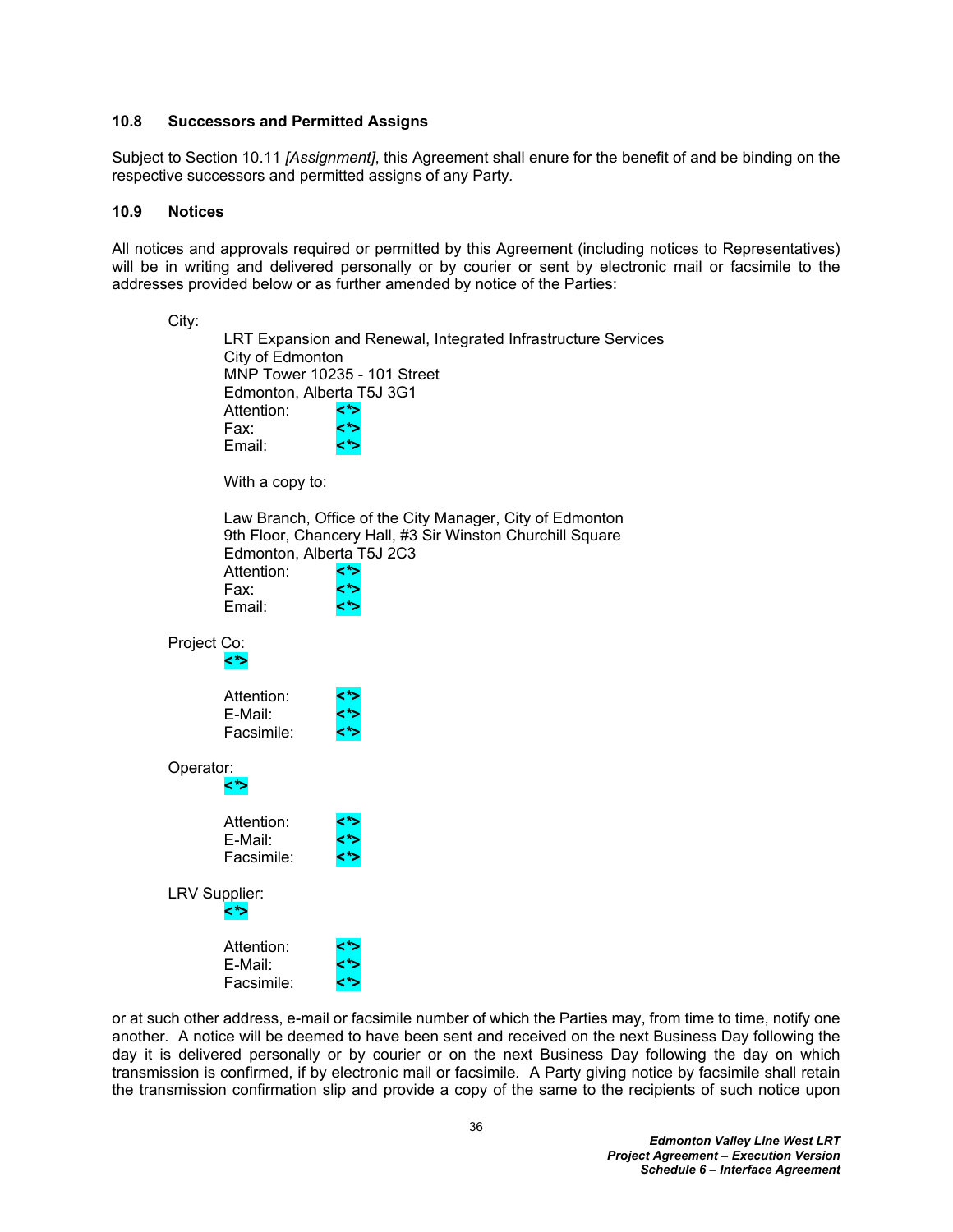### 10.8 Successors and Permitted Assigns

Subject to Section 10.11 *[Assignment]*, this Agreement shall enure for the benefit of and be binding on the respective successors and permitted assigns of any Party.

### 10.9 Notices

All notices and approvals required or permitted by this Agreement (including notices to Representatives) will be in writing and delivered personally or by courier or sent by electronic mail or facsimile to the addresses provided below or as further amended by notice of the Parties:

City:

LRT Expansion and Renewal, Integrated Infrastructure Services
City of Edmonton
MNP Tower 10235 - 101 Street
Edmonton, Alberta T5J 3G1
Attention: **<*>**
Fax: **<*>**
Email: **<*>**

With a copy to:

Law Branch, Office of the City Manager, City of Edmonton
9th Floor, Chancery Hall, #3 Sir Winston Churchill Square
Edmonton, Alberta T5J 2C3
Attention: **<*>**
Fax: **<*>**
Email: **<*>**

Project Co:
**<*>**

Attention: **<*>**
E-Mail: **<*>**
Facsimile: **<*>**

Operator:
**<*>**

Attention: **<*>**
E-Mail: **<*>**
Facsimile: **<*>**

LRV Supplier:
**<*>**

Attention: **<*>**
E-Mail: **<*>**
Facsimile: **<*>**

or at such other address, e-mail or facsimile number of which the Parties may, from time to time, notify one another. A notice will be deemed to have been sent and received on the next Business Day following the day it is delivered personally or by courier or on the next Business Day following the day on which transmission is confirmed, if by electronic mail or facsimile. A Party giving notice by facsimile shall retain the transmission confirmation slip and provide a copy of the same to the recipients of such notice upon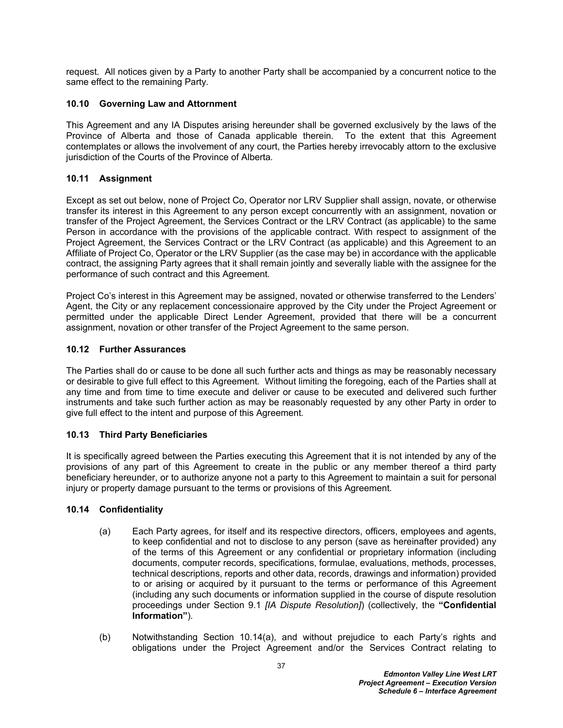request. All notices given by a Party to another Party shall be accompanied by a concurrent notice to the same effect to the remaining Party.

### 10.10 Governing Law and Attornment

This Agreement and any IA Disputes arising hereunder shall be governed exclusively by the laws of the Province of Alberta and those of Canada applicable therein. To the extent that this Agreement contemplates or allows the involvement of any court, the Parties hereby irrevocably attorn to the exclusive jurisdiction of the Courts of the Province of Alberta.

### 10.11 Assignment

Except as set out below, none of Project Co, Operator nor LRV Supplier shall assign, novate, or otherwise transfer its interest in this Agreement to any person except concurrently with an assignment, novation or transfer of the Project Agreement, the Services Contract or the LRV Contract (as applicable) to the same Person in accordance with the provisions of the applicable contract. With respect to assignment of the Project Agreement, the Services Contract or the LRV Contract (as applicable) and this Agreement to an Affiliate of Project Co, Operator or the LRV Supplier (as the case may be) in accordance with the applicable contract, the assigning Party agrees that it shall remain jointly and severally liable with the assignee for the performance of such contract and this Agreement.

Project Co's interest in this Agreement may be assigned, novated or otherwise transferred to the Lenders' Agent, the City or any replacement concessionaire approved by the City under the Project Agreement or permitted under the applicable Direct Lender Agreement, provided that there will be a concurrent assignment, novation or other transfer of the Project Agreement to the same person.

### 10.12 Further Assurances

The Parties shall do or cause to be done all such further acts and things as may be reasonably necessary or desirable to give full effect to this Agreement. Without limiting the foregoing, each of the Parties shall at any time and from time to time execute and deliver or cause to be executed and delivered such further instruments and take such further action as may be reasonably requested by any other Party in order to give full effect to the intent and purpose of this Agreement.

### 10.13 Third Party Beneficiaries

It is specifically agreed between the Parties executing this Agreement that it is not intended by any of the provisions of any part of this Agreement to create in the public or any member thereof a third party beneficiary hereunder, or to authorize anyone not a party to this Agreement to maintain a suit for personal injury or property damage pursuant to the terms or provisions of this Agreement.

### 10.14 Confidentiality

(a) Each Party agrees, for itself and its respective directors, officers, employees and agents, to keep confidential and not to disclose to any person (save as hereinafter provided) any of the terms of this Agreement or any confidential or proprietary information (including documents, computer records, specifications, formulae, evaluations, methods, processes, technical descriptions, reports and other data, records, drawings and information) provided to or arising or acquired by it pursuant to the terms or performance of this Agreement (including any such documents or information supplied in the course of dispute resolution proceedings under Section 9.1 *[IA Dispute Resolution]*) (collectively, the **"Confidential Information"**).

(b) Notwithstanding Section 10.14(a), and without prejudice to each Party's rights and obligations under the Project Agreement and/or the Services Contract relating to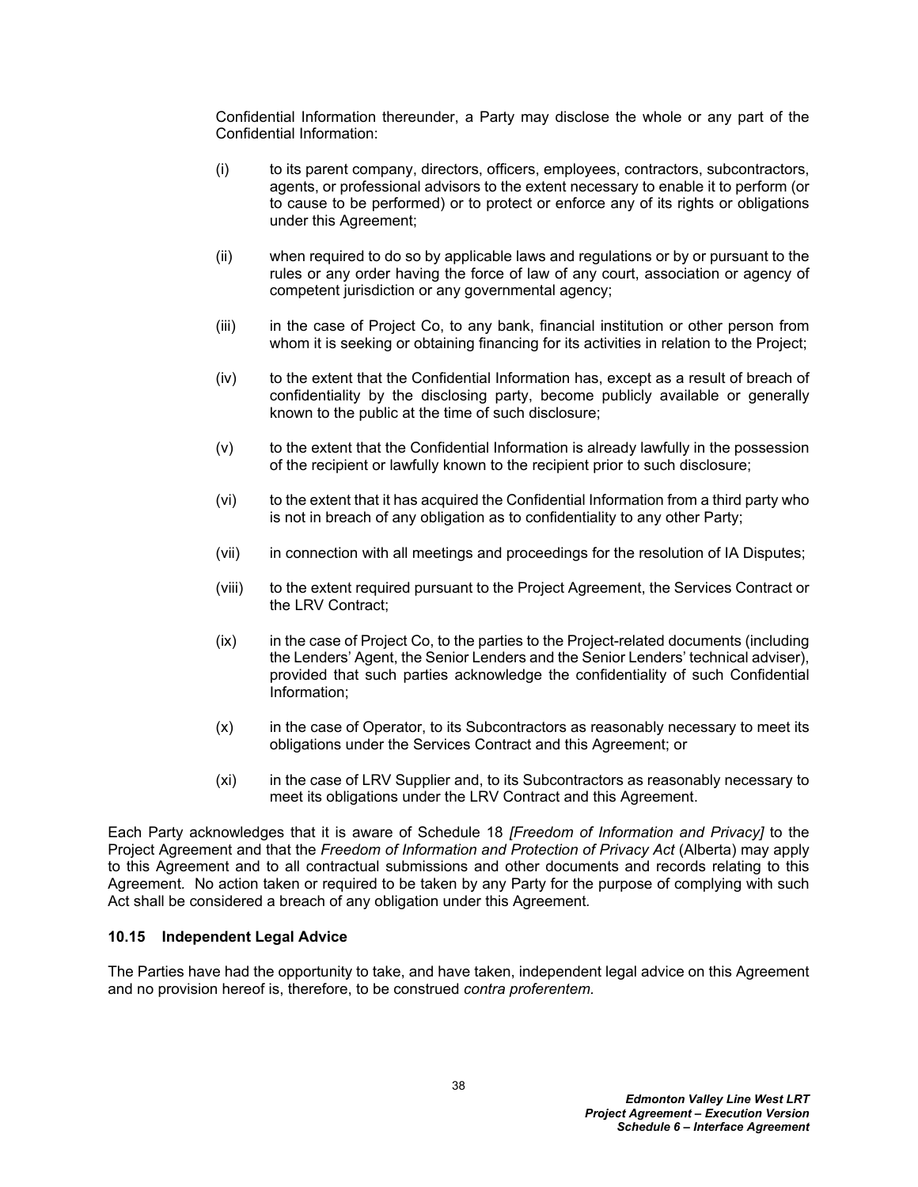Confidential Information thereunder, a Party may disclose the whole or any part of the Confidential Information:

(i) to its parent company, directors, officers, employees, contractors, subcontractors, agents, or professional advisors to the extent necessary to enable it to perform (or to cause to be performed) or to protect or enforce any of its rights or obligations under this Agreement;

(ii) when required to do so by applicable laws and regulations or by or pursuant to the rules or any order having the force of law of any court, association or agency of competent jurisdiction or any governmental agency;

(iii) in the case of Project Co, to any bank, financial institution or other person from whom it is seeking or obtaining financing for its activities in relation to the Project;

(iv) to the extent that the Confidential Information has, except as a result of breach of confidentiality by the disclosing party, become publicly available or generally known to the public at the time of such disclosure;

(v) to the extent that the Confidential Information is already lawfully in the possession of the recipient or lawfully known to the recipient prior to such disclosure;

(vi) to the extent that it has acquired the Confidential Information from a third party who is not in breach of any obligation as to confidentiality to any other Party;

(vii) in connection with all meetings and proceedings for the resolution of IA Disputes;

(viii) to the extent required pursuant to the Project Agreement, the Services Contract or the LRV Contract;

(ix) in the case of Project Co, to the parties to the Project-related documents (including the Lenders' Agent, the Senior Lenders and the Senior Lenders' technical adviser), provided that such parties acknowledge the confidentiality of such Confidential Information;

(x) in the case of Operator, to its Subcontractors as reasonably necessary to meet its obligations under the Services Contract and this Agreement; or

(xi) in the case of LRV Supplier and, to its Subcontractors as reasonably necessary to meet its obligations under the LRV Contract and this Agreement.

Each Party acknowledges that it is aware of Schedule 18 *[Freedom of Information and Privacy]* to the Project Agreement and that the *Freedom of Information and Protection of Privacy Act* (Alberta) may apply to this Agreement and to all contractual submissions and other documents and records relating to this Agreement. No action taken or required to be taken by any Party for the purpose of complying with such Act shall be considered a breach of any obligation under this Agreement.

### 10.15 Independent Legal Advice

The Parties have had the opportunity to take, and have taken, independent legal advice on this Agreement and no provision hereof is, therefore, to be construed *contra proferentem.*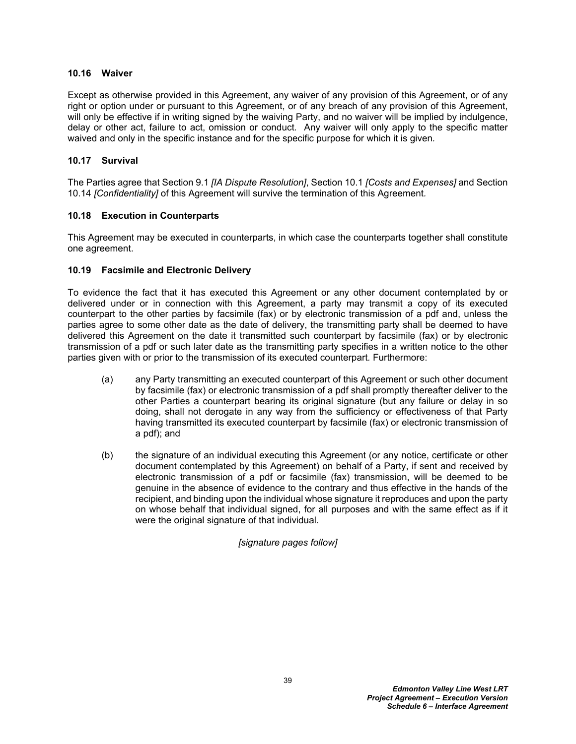### 10.16 Waiver

Except as otherwise provided in this Agreement, any waiver of any provision of this Agreement, or of any right or option under or pursuant to this Agreement, or of any breach of any provision of this Agreement, will only be effective if in writing signed by the waiving Party, and no waiver will be implied by indulgence, delay or other act, failure to act, omission or conduct. Any waiver will only apply to the specific matter waived and only in the specific instance and for the specific purpose for which it is given.

### 10.17 Survival

The Parties agree that Section 9.1 *[IA Dispute Resolution]*, Section 10.1 *[Costs and Expenses]* and Section 10.14 *[Confidentiality]* of this Agreement will survive the termination of this Agreement.

### 10.18 Execution in Counterparts

This Agreement may be executed in counterparts, in which case the counterparts together shall constitute one agreement.

### 10.19 Facsimile and Electronic Delivery

To evidence the fact that it has executed this Agreement or any other document contemplated by or delivered under or in connection with this Agreement, a party may transmit a copy of its executed counterpart to the other parties by facsimile (fax) or by electronic transmission of a pdf and, unless the parties agree to some other date as the date of delivery, the transmitting party shall be deemed to have delivered this Agreement on the date it transmitted such counterpart by facsimile (fax) or by electronic transmission of a pdf or such later date as the transmitting party specifies in a written notice to the other parties given with or prior to the transmission of its executed counterpart. Furthermore:

(a) any Party transmitting an executed counterpart of this Agreement or such other document by facsimile (fax) or electronic transmission of a pdf shall promptly thereafter deliver to the other Parties a counterpart bearing its original signature (but any failure or delay in so doing, shall not derogate in any way from the sufficiency or effectiveness of that Party having transmitted its executed counterpart by facsimile (fax) or electronic transmission of a pdf); and

(b) the signature of an individual executing this Agreement (or any notice, certificate or other document contemplated by this Agreement) on behalf of a Party, if sent and received by electronic transmission of a pdf or facsimile (fax) transmission, will be deemed to be genuine in the absence of evidence to the contrary and thus effective in the hands of the recipient, and binding upon the individual whose signature it reproduces and upon the party on whose behalf that individual signed, for all purposes and with the same effect as if it were the original signature of that individual.

*[signature pages follow]*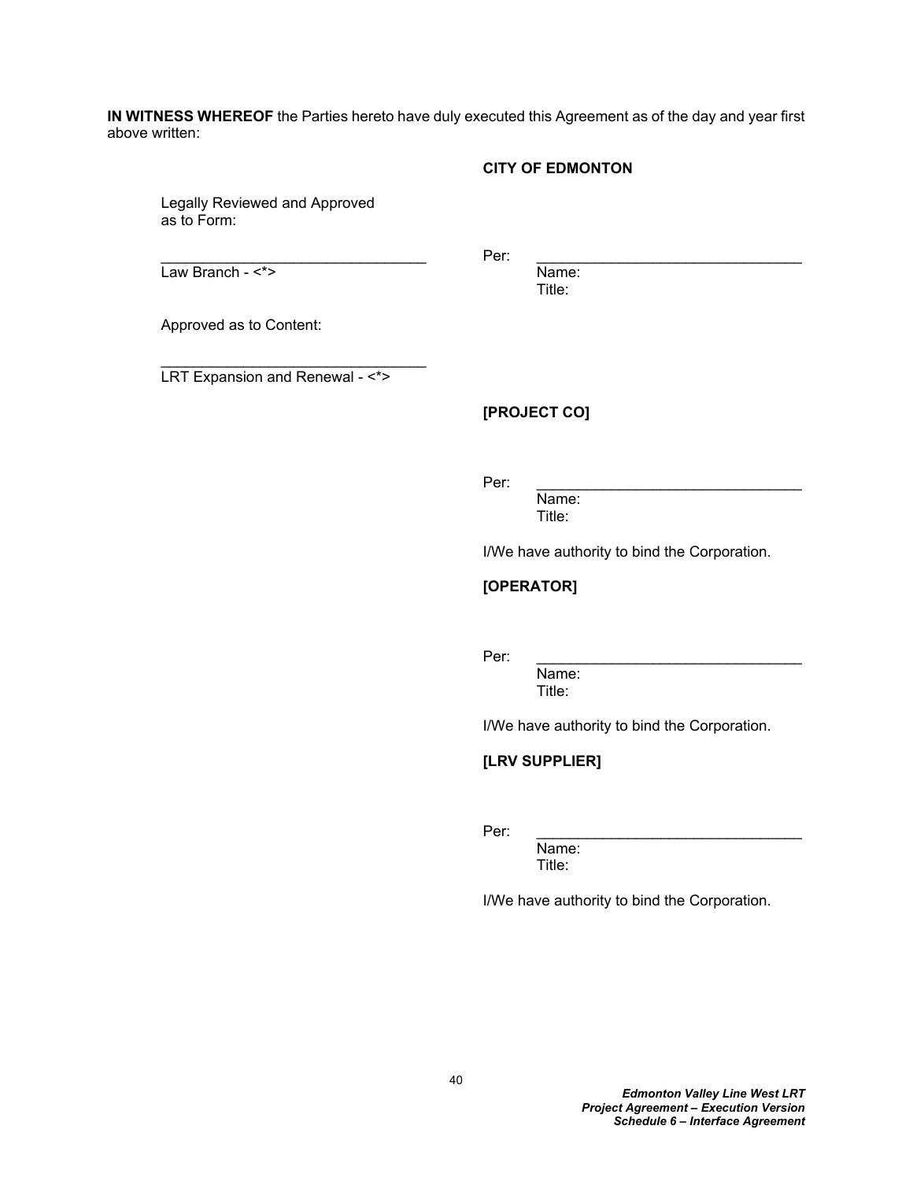**IN WITNESS WHEREOF** the Parties hereto have duly executed this Agreement as of the day and year first above written:

**CITY OF EDMONTON**

Legally Reviewed and Approved as to Form:

\_\_\_\_\_\_\_\_\_\_\_\_\_\_\_\_\_\_\_\_\_\_\_\_\_\_\_\_\_\_\_\_
Law Branch - <*>

Per: \_\_\_\_\_\_\_\_\_\_\_\_\_\_\_\_\_\_\_\_\_\_\_\_\_\_\_\_\_\_\_\_
Name:
Title:

Approved as to Content:

\_\_\_\_\_\_\_\_\_\_\_\_\_\_\_\_\_\_\_\_\_\_\_\_\_\_\_\_\_\_\_\_
LRT Expansion and Renewal - <*>

**[PROJECT CO]**

Per: \_\_\_\_\_\_\_\_\_\_\_\_\_\_\_\_\_\_\_\_\_\_\_\_\_\_\_\_\_\_\_\_
Name:
Title:

I/We have authority to bind the Corporation.

**[OPERATOR]**

Per: \_\_\_\_\_\_\_\_\_\_\_\_\_\_\_\_\_\_\_\_\_\_\_\_\_\_\_\_\_\_\_\_
Name:
Title:

I/We have authority to bind the Corporation.

**[LRV SUPPLIER]**

Per: \_\_\_\_\_\_\_\_\_\_\_\_\_\_\_\_\_\_\_\_\_\_\_\_\_\_\_\_\_\_\_\_
Name:
Title:

I/We have authority to bind the Corporation.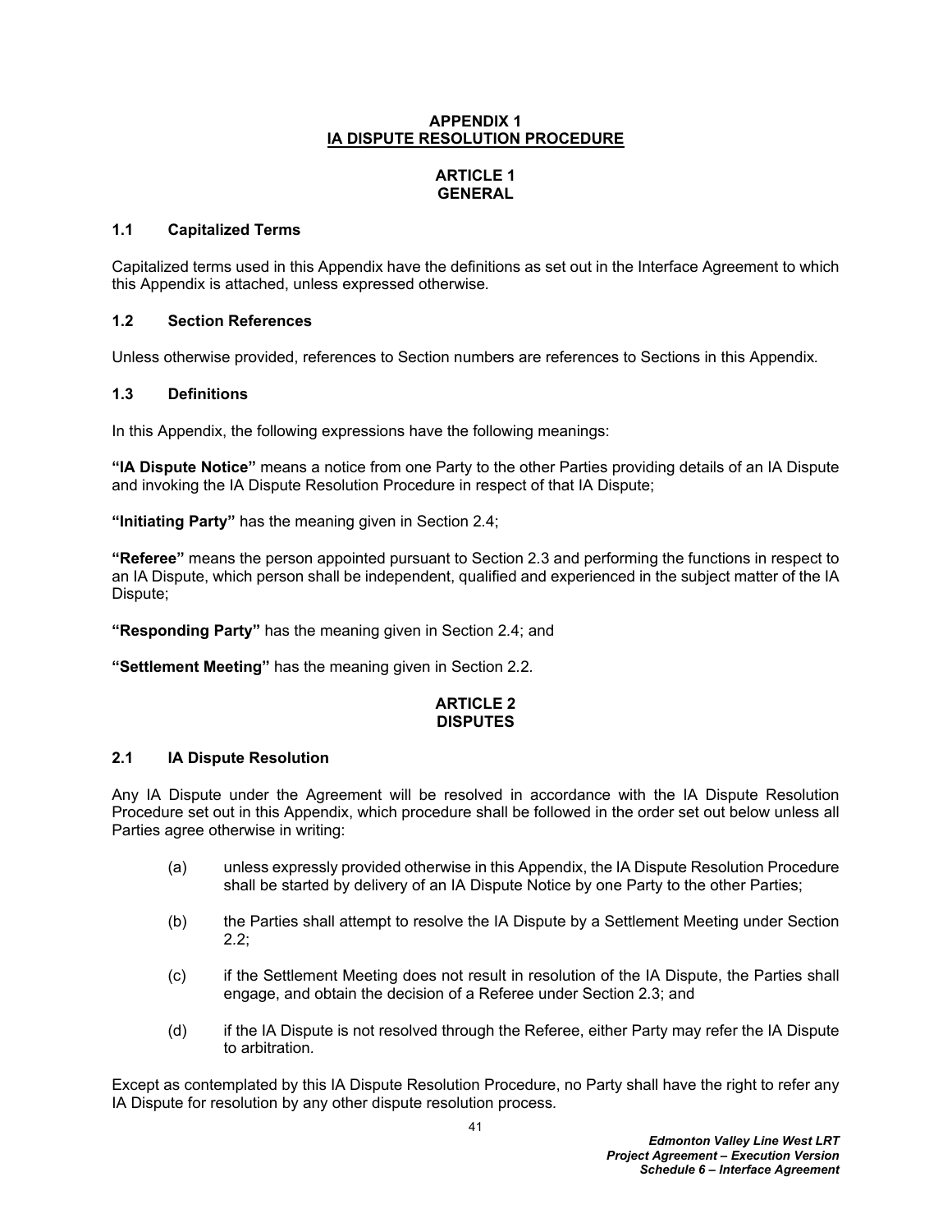# APPENDIX 1
# IA DISPUTE RESOLUTION PROCEDURE

## ARTICLE 1
## GENERAL

### 1.1 Capitalized Terms

Capitalized terms used in this Appendix have the definitions as set out in the Interface Agreement to which this Appendix is attached, unless expressed otherwise.

### 1.2 Section References

Unless otherwise provided, references to Section numbers are references to Sections in this Appendix.

### 1.3 Definitions

In this Appendix, the following expressions have the following meanings:

**"IA Dispute Notice"** means a notice from one Party to the other Parties providing details of an IA Dispute and invoking the IA Dispute Resolution Procedure in respect of that IA Dispute;

**"Initiating Party"** has the meaning given in Section 2.4;

**"Referee"** means the person appointed pursuant to Section 2.3 and performing the functions in respect to an IA Dispute, which person shall be independent, qualified and experienced in the subject matter of the IA Dispute;

**"Responding Party"** has the meaning given in Section 2.4; and

**"Settlement Meeting"** has the meaning given in Section 2.2.

## ARTICLE 2
## DISPUTES

### 2.1 IA Dispute Resolution

Any IA Dispute under the Agreement will be resolved in accordance with the IA Dispute Resolution Procedure set out in this Appendix, which procedure shall be followed in the order set out below unless all Parties agree otherwise in writing:

(a) unless expressly provided otherwise in this Appendix, the IA Dispute Resolution Procedure shall be started by delivery of an IA Dispute Notice by one Party to the other Parties;

(b) the Parties shall attempt to resolve the IA Dispute by a Settlement Meeting under Section 2.2;

(c) if the Settlement Meeting does not result in resolution of the IA Dispute, the Parties shall engage, and obtain the decision of a Referee under Section 2.3; and

(d) if the IA Dispute is not resolved through the Referee, either Party may refer the IA Dispute to arbitration.

Except as contemplated by this IA Dispute Resolution Procedure, no Party shall have the right to refer any IA Dispute for resolution by any other dispute resolution process.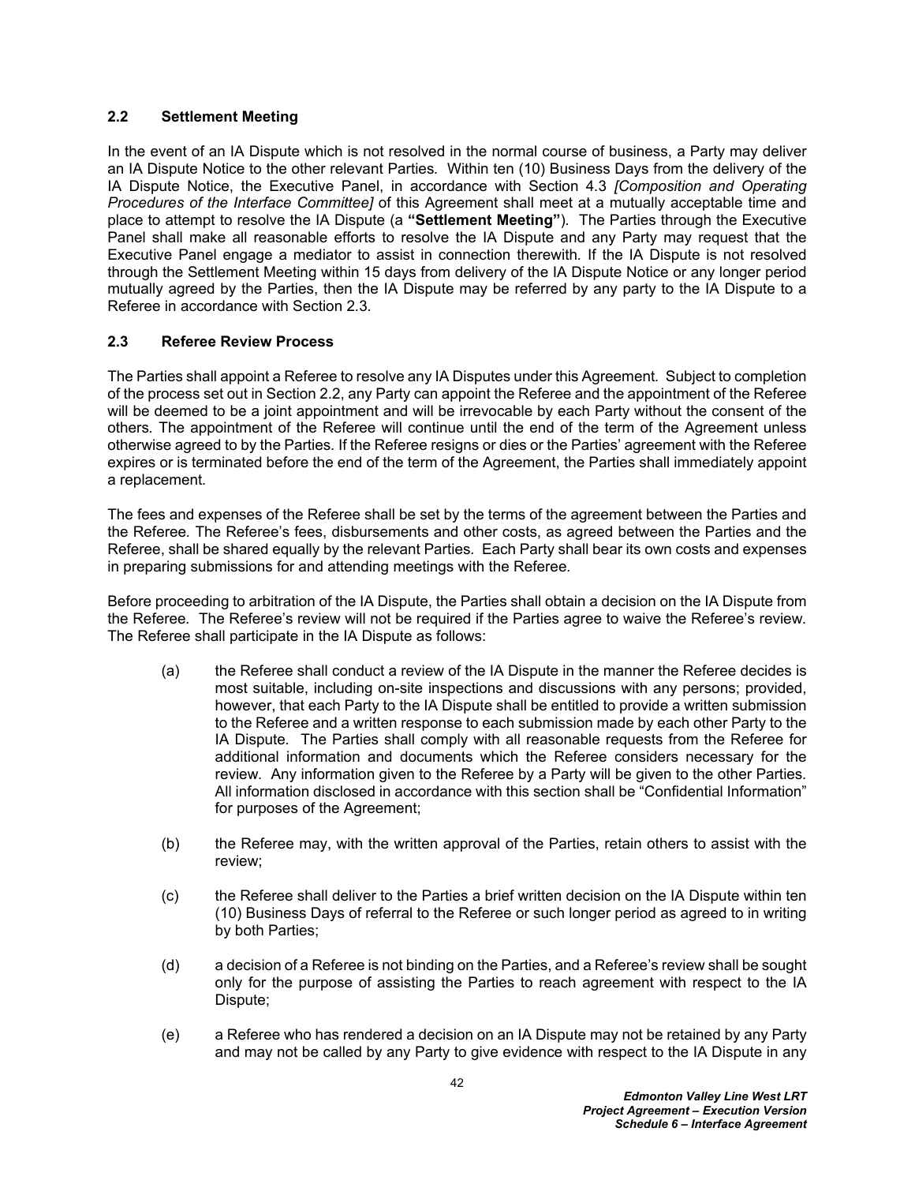### 2.2 Settlement Meeting

In the event of an IA Dispute which is not resolved in the normal course of business, a Party may deliver an IA Dispute Notice to the other relevant Parties. Within ten (10) Business Days from the delivery of the IA Dispute Notice, the Executive Panel, in accordance with Section 4.3 *[Composition and Operating Procedures of the Interface Committee]* of this Agreement shall meet at a mutually acceptable time and place to attempt to resolve the IA Dispute (a **"Settlement Meeting"**). The Parties through the Executive Panel shall make all reasonable efforts to resolve the IA Dispute and any Party may request that the Executive Panel engage a mediator to assist in connection therewith. If the IA Dispute is not resolved through the Settlement Meeting within 15 days from delivery of the IA Dispute Notice or any longer period mutually agreed by the Parties, then the IA Dispute may be referred by any party to the IA Dispute to a Referee in accordance with Section 2.3.

### 2.3 Referee Review Process

The Parties shall appoint a Referee to resolve any IA Disputes under this Agreement. Subject to completion of the process set out in Section 2.2, any Party can appoint the Referee and the appointment of the Referee will be deemed to be a joint appointment and will be irrevocable by each Party without the consent of the others. The appointment of the Referee will continue until the end of the term of the Agreement unless otherwise agreed to by the Parties. If the Referee resigns or dies or the Parties' agreement with the Referee expires or is terminated before the end of the term of the Agreement, the Parties shall immediately appoint a replacement.

The fees and expenses of the Referee shall be set by the terms of the agreement between the Parties and the Referee. The Referee's fees, disbursements and other costs, as agreed between the Parties and the Referee, shall be shared equally by the relevant Parties. Each Party shall bear its own costs and expenses in preparing submissions for and attending meetings with the Referee.

Before proceeding to arbitration of the IA Dispute, the Parties shall obtain a decision on the IA Dispute from the Referee. The Referee's review will not be required if the Parties agree to waive the Referee's review. The Referee shall participate in the IA Dispute as follows:

(a) the Referee shall conduct a review of the IA Dispute in the manner the Referee decides is most suitable, including on-site inspections and discussions with any persons; provided, however, that each Party to the IA Dispute shall be entitled to provide a written submission to the Referee and a written response to each submission made by each other Party to the IA Dispute. The Parties shall comply with all reasonable requests from the Referee for additional information and documents which the Referee considers necessary for the review. Any information given to the Referee by a Party will be given to the other Parties. All information disclosed in accordance with this section shall be "Confidential Information" for purposes of the Agreement;

(b) the Referee may, with the written approval of the Parties, retain others to assist with the review;

(c) the Referee shall deliver to the Parties a brief written decision on the IA Dispute within ten (10) Business Days of referral to the Referee or such longer period as agreed to in writing by both Parties;

(d) a decision of a Referee is not binding on the Parties, and a Referee's review shall be sought only for the purpose of assisting the Parties to reach agreement with respect to the IA Dispute;

(e) a Referee who has rendered a decision on an IA Dispute may not be retained by any Party and may not be called by any Party to give evidence with respect to the IA Dispute in any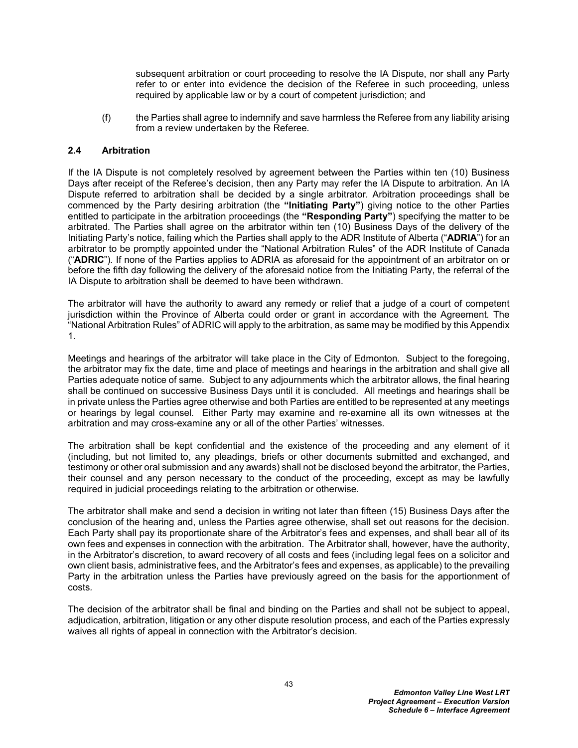subsequent arbitration or court proceeding to resolve the IA Dispute, nor shall any Party refer to or enter into evidence the decision of the Referee in such proceeding, unless required by applicable law or by a court of competent jurisdiction; and

(f) the Parties shall agree to indemnify and save harmless the Referee from any liability arising from a review undertaken by the Referee.

### 2.4 Arbitration

If the IA Dispute is not completely resolved by agreement between the Parties within ten (10) Business Days after receipt of the Referee's decision, then any Party may refer the IA Dispute to arbitration. An IA Dispute referred to arbitration shall be decided by a single arbitrator. Arbitration proceedings shall be commenced by the Party desiring arbitration (the **"Initiating Party"**) giving notice to the other Parties entitled to participate in the arbitration proceedings (the **"Responding Party"**) specifying the matter to be arbitrated. The Parties shall agree on the arbitrator within ten (10) Business Days of the delivery of the Initiating Party's notice, failing which the Parties shall apply to the ADR Institute of Alberta ("**ADRIA**") for an arbitrator to be promptly appointed under the "National Arbitration Rules" of the ADR Institute of Canada ("**ADRIC**"). If none of the Parties applies to ADRIA as aforesaid for the appointment of an arbitrator on or before the fifth day following the delivery of the aforesaid notice from the Initiating Party, the referral of the IA Dispute to arbitration shall be deemed to have been withdrawn.

The arbitrator will have the authority to award any remedy or relief that a judge of a court of competent jurisdiction within the Province of Alberta could order or grant in accordance with the Agreement. The "National Arbitration Rules" of ADRIC will apply to the arbitration, as same may be modified by this Appendix 1.

Meetings and hearings of the arbitrator will take place in the City of Edmonton. Subject to the foregoing, the arbitrator may fix the date, time and place of meetings and hearings in the arbitration and shall give all Parties adequate notice of same. Subject to any adjournments which the arbitrator allows, the final hearing shall be continued on successive Business Days until it is concluded. All meetings and hearings shall be in private unless the Parties agree otherwise and both Parties are entitled to be represented at any meetings or hearings by legal counsel. Either Party may examine and re-examine all its own witnesses at the arbitration and may cross-examine any or all of the other Parties' witnesses.

The arbitration shall be kept confidential and the existence of the proceeding and any element of it (including, but not limited to, any pleadings, briefs or other documents submitted and exchanged, and testimony or other oral submission and any awards) shall not be disclosed beyond the arbitrator, the Parties, their counsel and any person necessary to the conduct of the proceeding, except as may be lawfully required in judicial proceedings relating to the arbitration or otherwise.

The arbitrator shall make and send a decision in writing not later than fifteen (15) Business Days after the conclusion of the hearing and, unless the Parties agree otherwise, shall set out reasons for the decision. Each Party shall pay its proportionate share of the Arbitrator's fees and expenses, and shall bear all of its own fees and expenses in connection with the arbitration. The Arbitrator shall, however, have the authority, in the Arbitrator's discretion, to award recovery of all costs and fees (including legal fees on a solicitor and own client basis, administrative fees, and the Arbitrator's fees and expenses, as applicable) to the prevailing Party in the arbitration unless the Parties have previously agreed on the basis for the apportionment of costs.

The decision of the arbitrator shall be final and binding on the Parties and shall not be subject to appeal, adjudication, arbitration, litigation or any other dispute resolution process, and each of the Parties expressly waives all rights of appeal in connection with the Arbitrator's decision.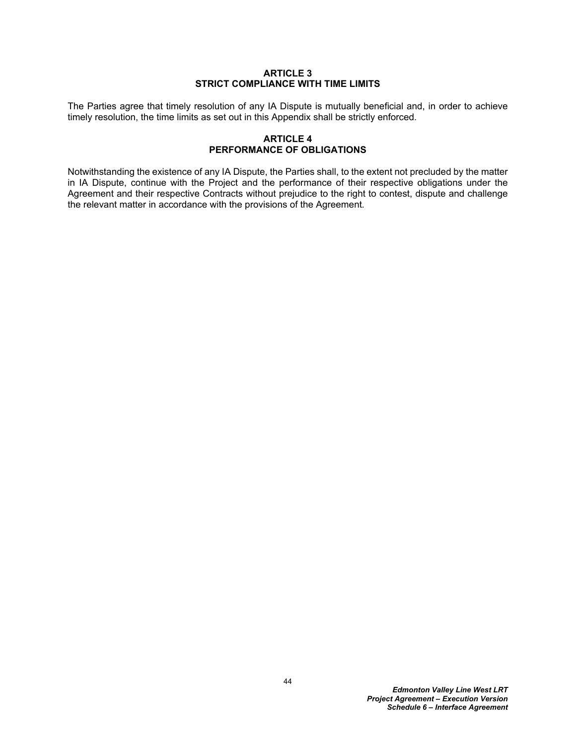## ARTICLE 3
## STRICT COMPLIANCE WITH TIME LIMITS

The Parties agree that timely resolution of any IA Dispute is mutually beneficial and, in order to achieve timely resolution, the time limits as set out in this Appendix shall be strictly enforced.

## ARTICLE 4
## PERFORMANCE OF OBLIGATIONS

Notwithstanding the existence of any IA Dispute, the Parties shall, to the extent not precluded by the matter in IA Dispute, continue with the Project and the performance of their respective obligations under the Agreement and their respective Contracts without prejudice to the right to contest, dispute and challenge the relevant matter in accordance with the provisions of the Agreement.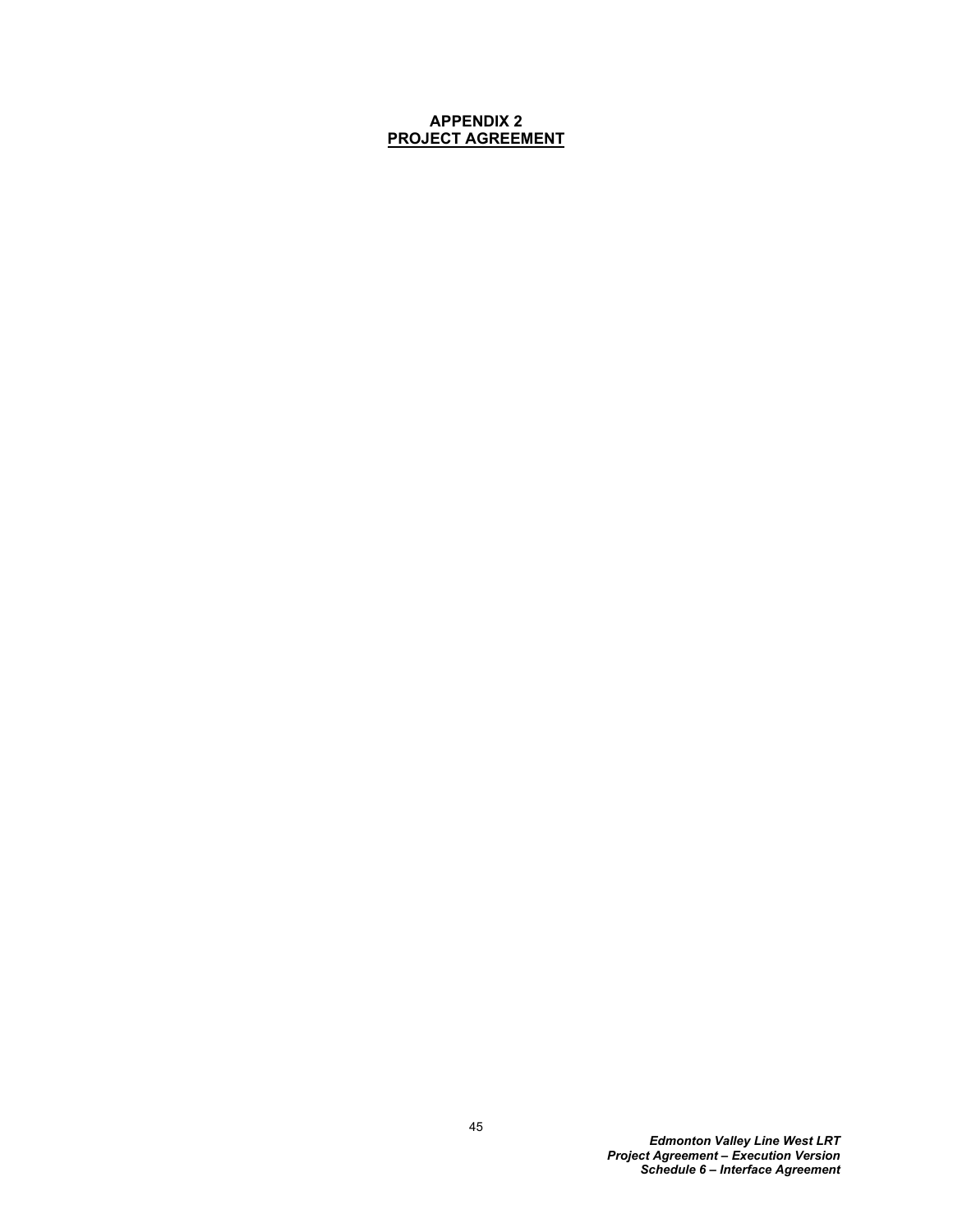# APPENDIX 2
# PROJECT AGREEMENT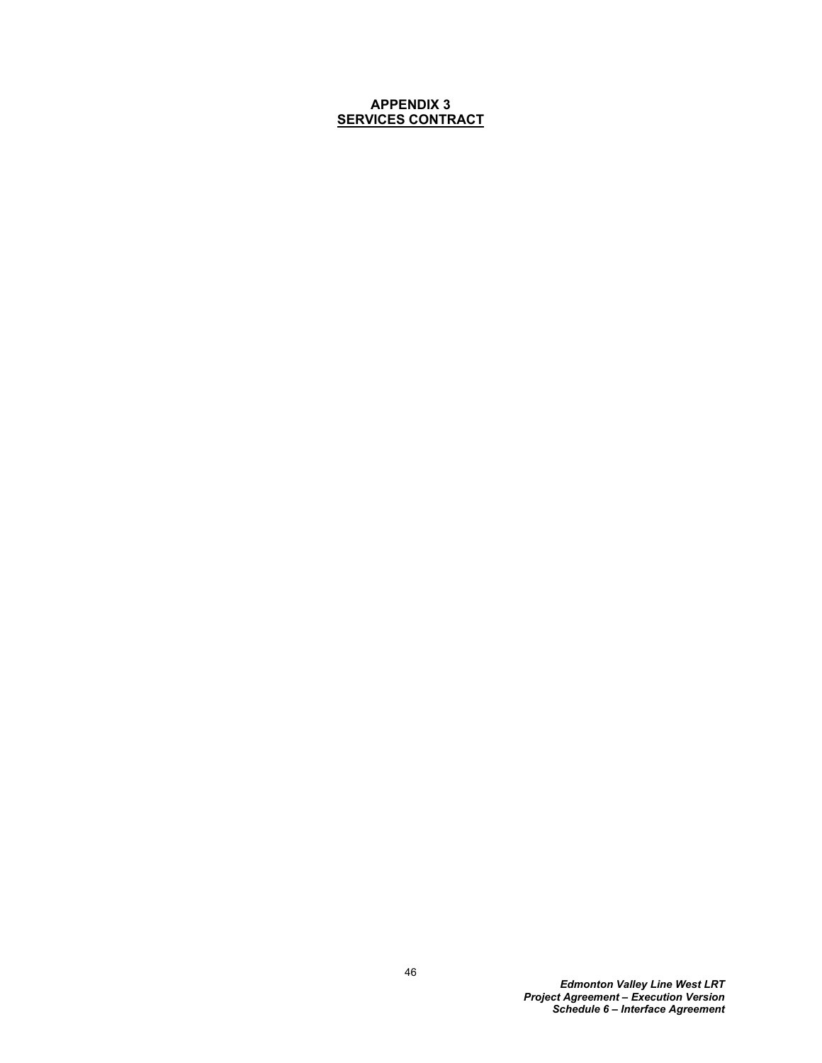# APPENDIX 3
## SERVICES CONTRACT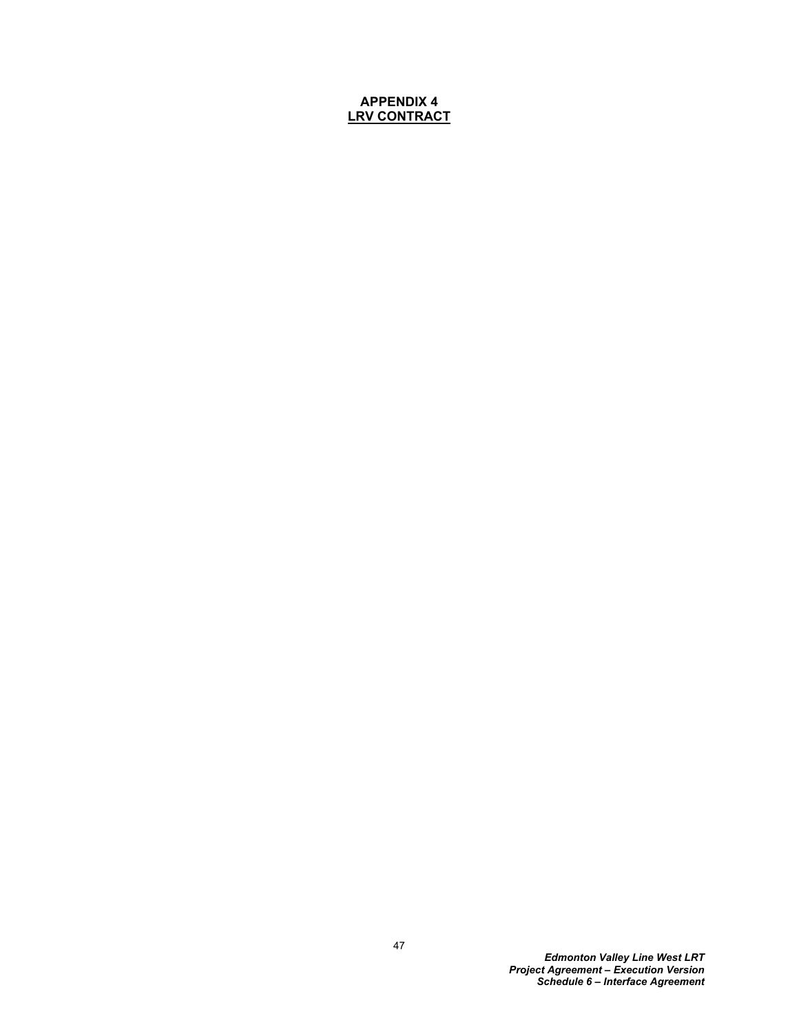**APPENDIX 4**
**LRV CONTRACT**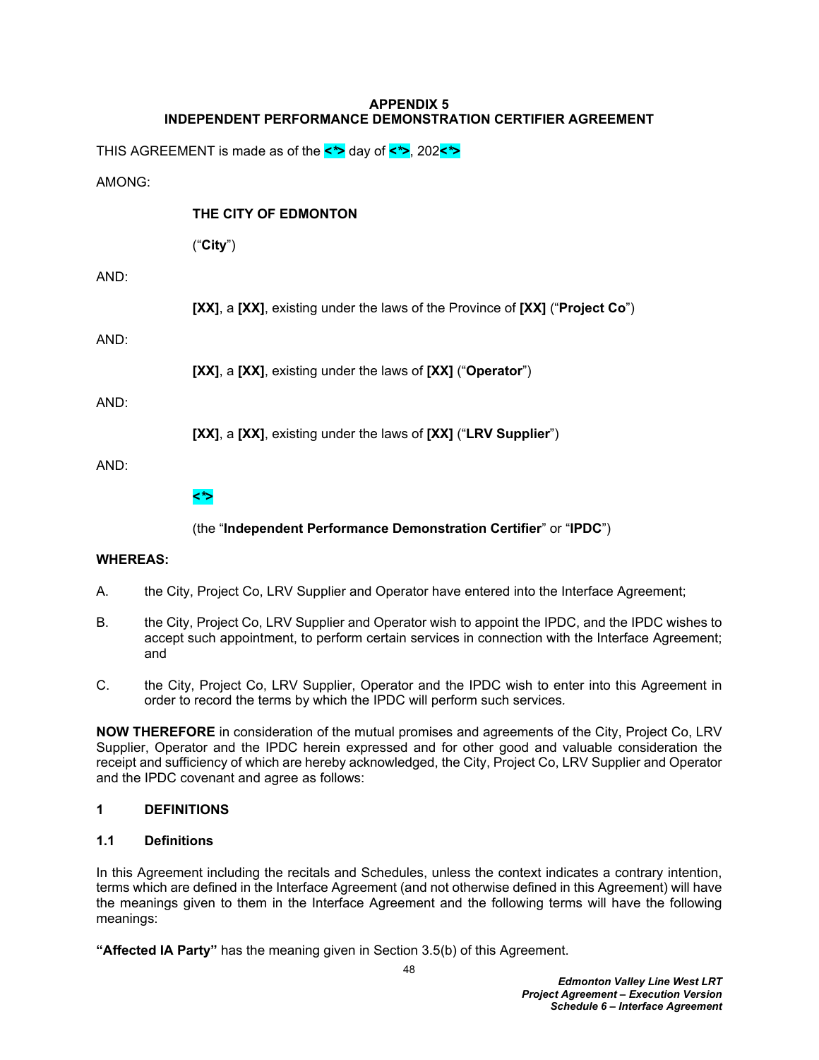**APPENDIX 5**
**INDEPENDENT PERFORMANCE DEMONSTRATION CERTIFIER AGREEMENT**

THIS AGREEMENT is made as of the <*> day of <*>, 202<*>

AMONG:

**THE CITY OF EDMONTON**

(“**City**”)

AND:

**[XX]**, a **[XX]**, existing under the laws of the Province of **[XX]** (“**Project Co**”)

AND:

**[XX]**, a **[XX]**, existing under the laws of **[XX]** (“**Operator**”)

AND:

**[XX]**, a **[XX]**, existing under the laws of **[XX]** (“**LRV Supplier**”)

AND:

<*>

(the “**Independent Performance Demonstration Certifier**” or “**IPDC**”)

**WHEREAS:**

A. the City, Project Co, LRV Supplier and Operator have entered into the Interface Agreement;

B. the City, Project Co, LRV Supplier and Operator wish to appoint the IPDC, and the IPDC wishes to accept such appointment, to perform certain services in connection with the Interface Agreement; and

C. the City, Project Co, LRV Supplier, Operator and the IPDC wish to enter into this Agreement in order to record the terms by which the IPDC will perform such services.

**NOW THEREFORE** in consideration of the mutual promises and agreements of the City, Project Co, LRV Supplier, Operator and the IPDC herein expressed and for other good and valuable consideration the receipt and sufficiency of which are hereby acknowledged, the City, Project Co, LRV Supplier and Operator and the IPDC covenant and agree as follows:

## 1 DEFINITIONS

### 1.1 Definitions

In this Agreement including the recitals and Schedules, unless the context indicates a contrary intention, terms which are defined in the Interface Agreement (and not otherwise defined in this Agreement) will have the meanings given to them in the Interface Agreement and the following terms will have the following meanings:

**“Affected IA Party”** has the meaning given in Section 3.5(b) of this Agreement.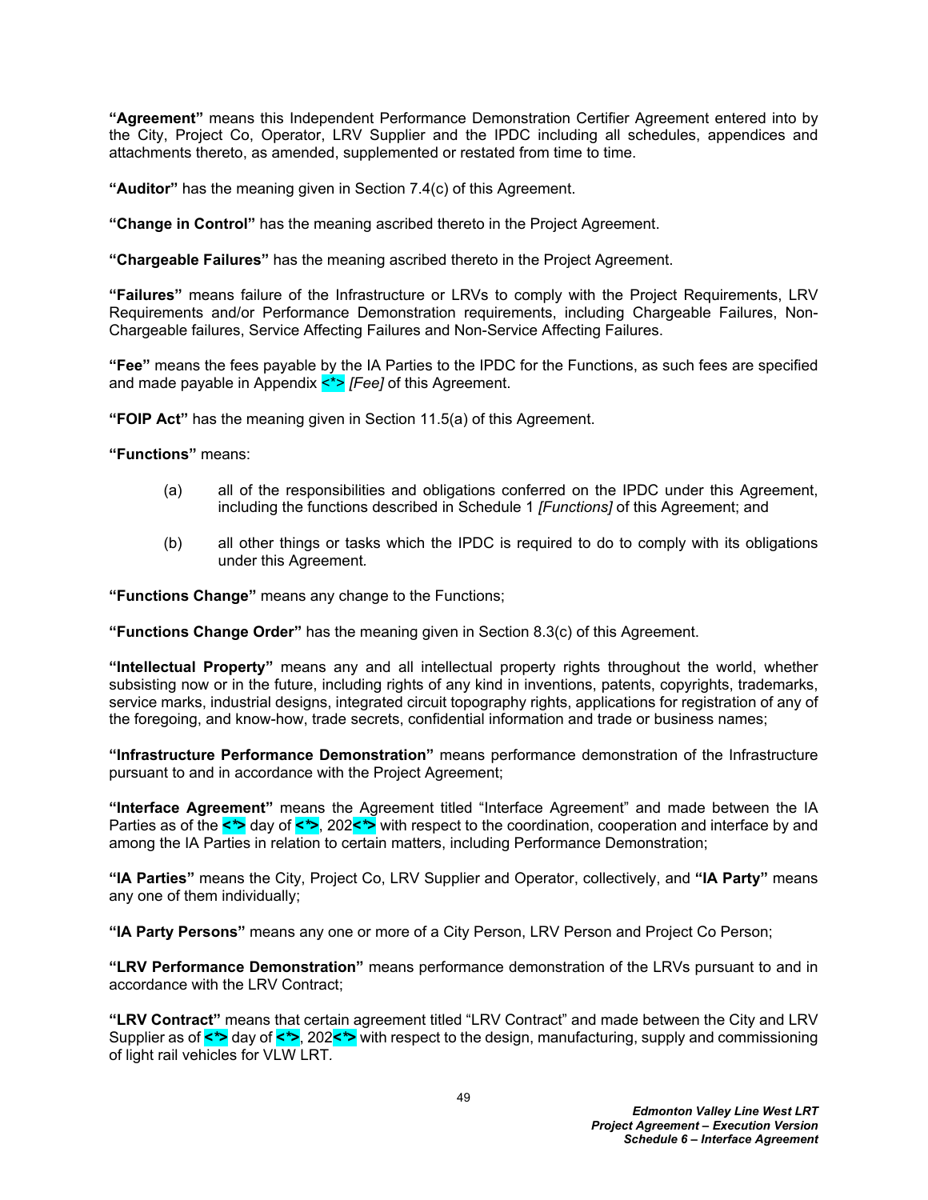**"Agreement"** means this Independent Performance Demonstration Certifier Agreement entered into by the City, Project Co, Operator, LRV Supplier and the IPDC including all schedules, appendices and attachments thereto, as amended, supplemented or restated from time to time.

**"Auditor"** has the meaning given in Section 7.4(c) of this Agreement.

**"Change in Control"** has the meaning ascribed thereto in the Project Agreement.

**"Chargeable Failures"** has the meaning ascribed thereto in the Project Agreement.

**"Failures"** means failure of the Infrastructure or LRVs to comply with the Project Requirements, LRV Requirements and/or Performance Demonstration requirements, including Chargeable Failures, Non-Chargeable failures, Service Affecting Failures and Non-Service Affecting Failures.

**"Fee"** means the fees payable by the IA Parties to the IPDC for the Functions, as such fees are specified and made payable in Appendix <*> *[Fee]* of this Agreement.

**"FOIP Act"** has the meaning given in Section 11.5(a) of this Agreement.

**"Functions"** means:

(a) all of the responsibilities and obligations conferred on the IPDC under this Agreement, including the functions described in Schedule 1 *[Functions]* of this Agreement; and

(b) all other things or tasks which the IPDC is required to do to comply with its obligations under this Agreement.

**"Functions Change"** means any change to the Functions;

**"Functions Change Order"** has the meaning given in Section 8.3(c) of this Agreement.

**"Intellectual Property"** means any and all intellectual property rights throughout the world, whether subsisting now or in the future, including rights of any kind in inventions, patents, copyrights, trademarks, service marks, industrial designs, integrated circuit topography rights, applications for registration of any of the foregoing, and know-how, trade secrets, confidential information and trade or business names;

**"Infrastructure Performance Demonstration"** means performance demonstration of the Infrastructure pursuant to and in accordance with the Project Agreement;

**"Interface Agreement"** means the Agreement titled "Interface Agreement" and made between the IA Parties as of the **<*>** day of **<*>**, 202**<*>** with respect to the coordination, cooperation and interface by and among the IA Parties in relation to certain matters, including Performance Demonstration;

**"IA Parties"** means the City, Project Co, LRV Supplier and Operator, collectively, and **"IA Party"** means any one of them individually;

**"IA Party Persons"** means any one or more of a City Person, LRV Person and Project Co Person;

**"LRV Performance Demonstration"** means performance demonstration of the LRVs pursuant to and in accordance with the LRV Contract;

**"LRV Contract"** means that certain agreement titled "LRV Contract" and made between the City and LRV Supplier as of **<*>** day of **<*>**, 202**<*>** with respect to the design, manufacturing, supply and commissioning of light rail vehicles for VLW LRT.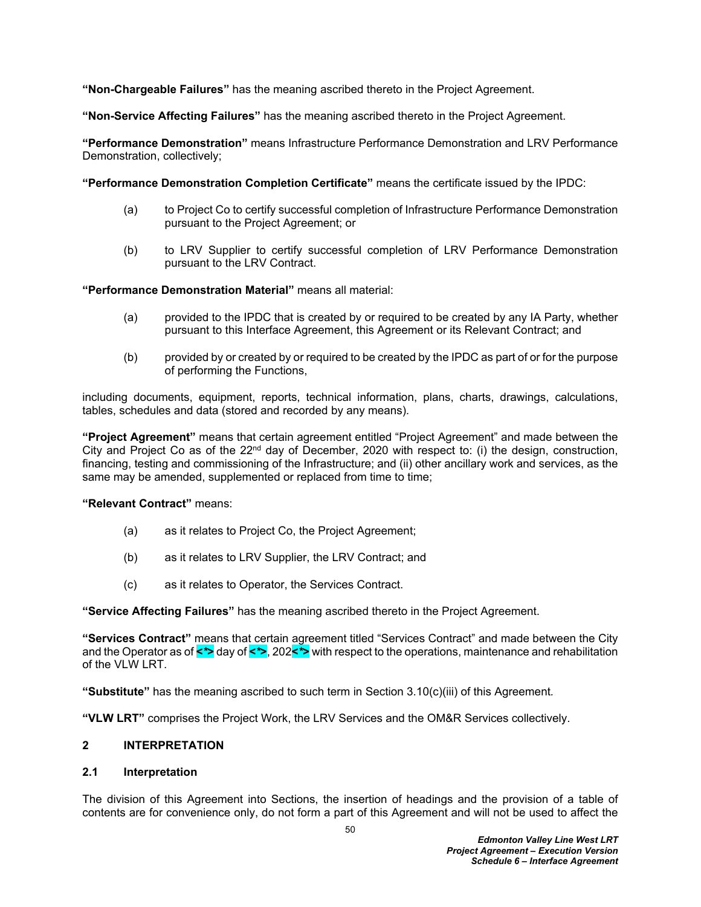**"Non-Chargeable Failures"** has the meaning ascribed thereto in the Project Agreement.

**"Non-Service Affecting Failures"** has the meaning ascribed thereto in the Project Agreement.

**"Performance Demonstration"** means Infrastructure Performance Demonstration and LRV Performance Demonstration, collectively;

**"Performance Demonstration Completion Certificate"** means the certificate issued by the IPDC:

(a) to Project Co to certify successful completion of Infrastructure Performance Demonstration pursuant to the Project Agreement; or

(b) to LRV Supplier to certify successful completion of LRV Performance Demonstration pursuant to the LRV Contract.

**"Performance Demonstration Material"** means all material:

(a) provided to the IPDC that is created by or required to be created by any IA Party, whether pursuant to this Interface Agreement, this Agreement or its Relevant Contract; and

(b) provided by or created by or required to be created by the IPDC as part of or for the purpose of performing the Functions,

including documents, equipment, reports, technical information, plans, charts, drawings, calculations, tables, schedules and data (stored and recorded by any means).

**"Project Agreement"** means that certain agreement entitled "Project Agreement" and made between the City and Project Co as of the 22nd day of December, 2020 with respect to: (i) the design, construction, financing, testing and commissioning of the Infrastructure; and (ii) other ancillary work and services, as the same may be amended, supplemented or replaced from time to time;

**"Relevant Contract"** means:

(a) as it relates to Project Co, the Project Agreement;

(b) as it relates to LRV Supplier, the LRV Contract; and

(c) as it relates to Operator, the Services Contract.

**"Service Affecting Failures"** has the meaning ascribed thereto in the Project Agreement.

**"Services Contract"** means that certain agreement titled "Services Contract" and made between the City and the Operator as of <*> day of <*>, 202<*> with respect to the operations, maintenance and rehabilitation of the VLW LRT.

**"Substitute"** has the meaning ascribed to such term in Section 3.10(c)(iii) of this Agreement.

**"VLW LRT"** comprises the Project Work, the LRV Services and the OM&R Services collectively.

## 2 INTERPRETATION

### 2.1 Interpretation

The division of this Agreement into Sections, the insertion of headings and the provision of a table of contents are for convenience only, do not form a part of this Agreement and will not be used to affect the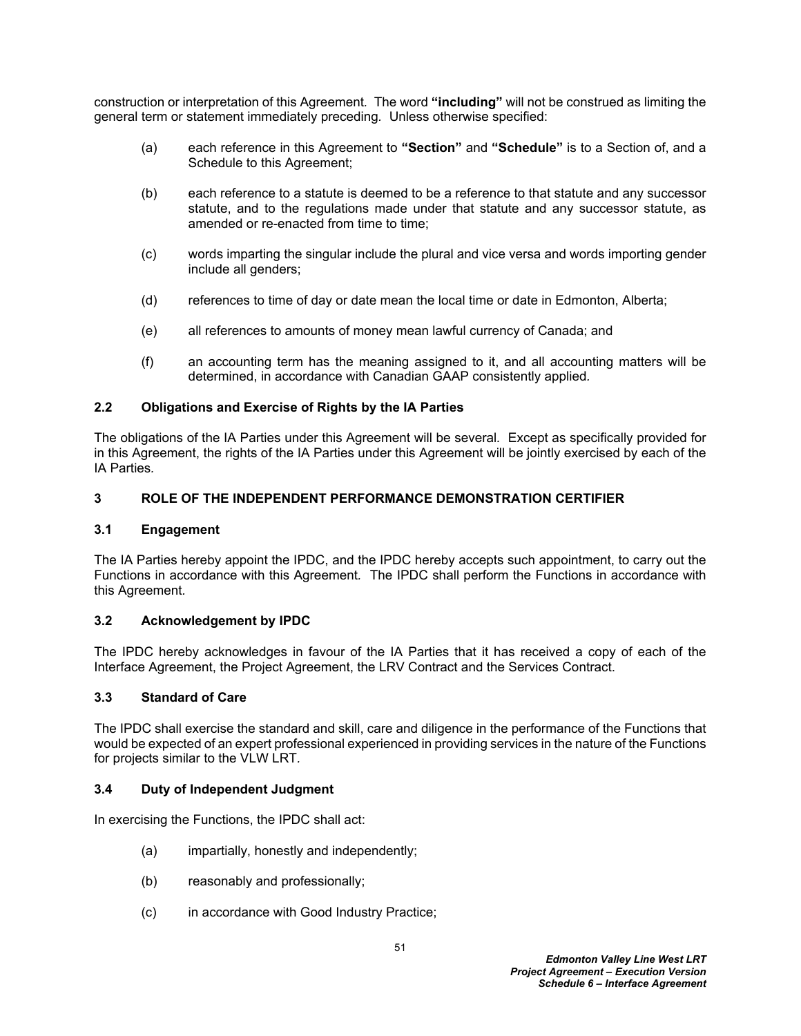construction or interpretation of this Agreement. The word **"including"** will not be construed as limiting the general term or statement immediately preceding. Unless otherwise specified:

(a) each reference in this Agreement to **"Section"** and **"Schedule"** is to a Section of, and a Schedule to this Agreement;

(b) each reference to a statute is deemed to be a reference to that statute and any successor statute, and to the regulations made under that statute and any successor statute, as amended or re-enacted from time to time;

(c) words imparting the singular include the plural and vice versa and words importing gender include all genders;

(d) references to time of day or date mean the local time or date in Edmonton, Alberta;

(e) all references to amounts of money mean lawful currency of Canada; and

(f) an accounting term has the meaning assigned to it, and all accounting matters will be determined, in accordance with Canadian GAAP consistently applied.

### 2.2 Obligations and Exercise of Rights by the IA Parties

The obligations of the IA Parties under this Agreement will be several. Except as specifically provided for in this Agreement, the rights of the IA Parties under this Agreement will be jointly exercised by each of the IA Parties.

## 3 ROLE OF THE INDEPENDENT PERFORMANCE DEMONSTRATION CERTIFIER

### 3.1 Engagement

The IA Parties hereby appoint the IPDC, and the IPDC hereby accepts such appointment, to carry out the Functions in accordance with this Agreement. The IPDC shall perform the Functions in accordance with this Agreement.

### 3.2 Acknowledgement by IPDC

The IPDC hereby acknowledges in favour of the IA Parties that it has received a copy of each of the Interface Agreement, the Project Agreement, the LRV Contract and the Services Contract.

### 3.3 Standard of Care

The IPDC shall exercise the standard and skill, care and diligence in the performance of the Functions that would be expected of an expert professional experienced in providing services in the nature of the Functions for projects similar to the VLW LRT.

### 3.4 Duty of Independent Judgment

In exercising the Functions, the IPDC shall act:

(a) impartially, honestly and independently;

(b) reasonably and professionally;

(c) in accordance with Good Industry Practice;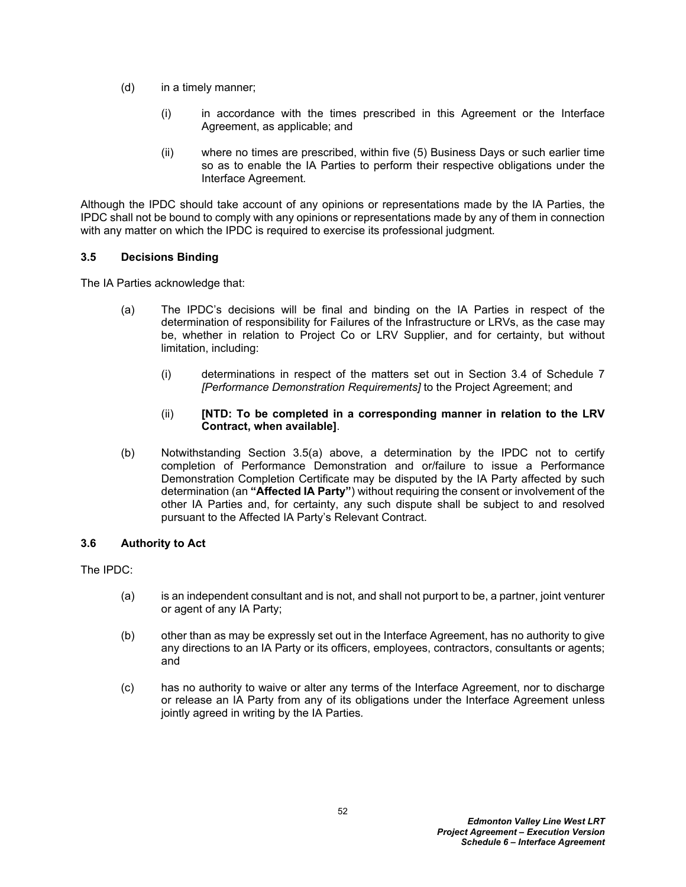(d) in a timely manner;

(i) in accordance with the times prescribed in this Agreement or the Interface Agreement, as applicable; and

(ii) where no times are prescribed, within five (5) Business Days or such earlier time so as to enable the IA Parties to perform their respective obligations under the Interface Agreement.

Although the IPDC should take account of any opinions or representations made by the IA Parties, the IPDC shall not be bound to comply with any opinions or representations made by any of them in connection with any matter on which the IPDC is required to exercise its professional judgment.

### 3.5 Decisions Binding

The IA Parties acknowledge that:

(a) The IPDC's decisions will be final and binding on the IA Parties in respect of the determination of responsibility for Failures of the Infrastructure or LRVs, as the case may be, whether in relation to Project Co or LRV Supplier, and for certainty, but without limitation, including:

(i) determinations in respect of the matters set out in Section 3.4 of Schedule 7 *[Performance Demonstration Requirements]* to the Project Agreement; and

(ii) **[NTD: To be completed in a corresponding manner in relation to the LRV Contract, when available]**.

(b) Notwithstanding Section 3.5(a) above, a determination by the IPDC not to certify completion of Performance Demonstration and or/failure to issue a Performance Demonstration Completion Certificate may be disputed by the IA Party affected by such determination (an **"Affected IA Party"**) without requiring the consent or involvement of the other IA Parties and, for certainty, any such dispute shall be subject to and resolved pursuant to the Affected IA Party's Relevant Contract.

### 3.6 Authority to Act

The IPDC:

(a) is an independent consultant and is not, and shall not purport to be, a partner, joint venturer or agent of any IA Party;

(b) other than as may be expressly set out in the Interface Agreement, has no authority to give any directions to an IA Party or its officers, employees, contractors, consultants or agents; and

(c) has no authority to waive or alter any terms of the Interface Agreement, nor to discharge or release an IA Party from any of its obligations under the Interface Agreement unless jointly agreed in writing by the IA Parties.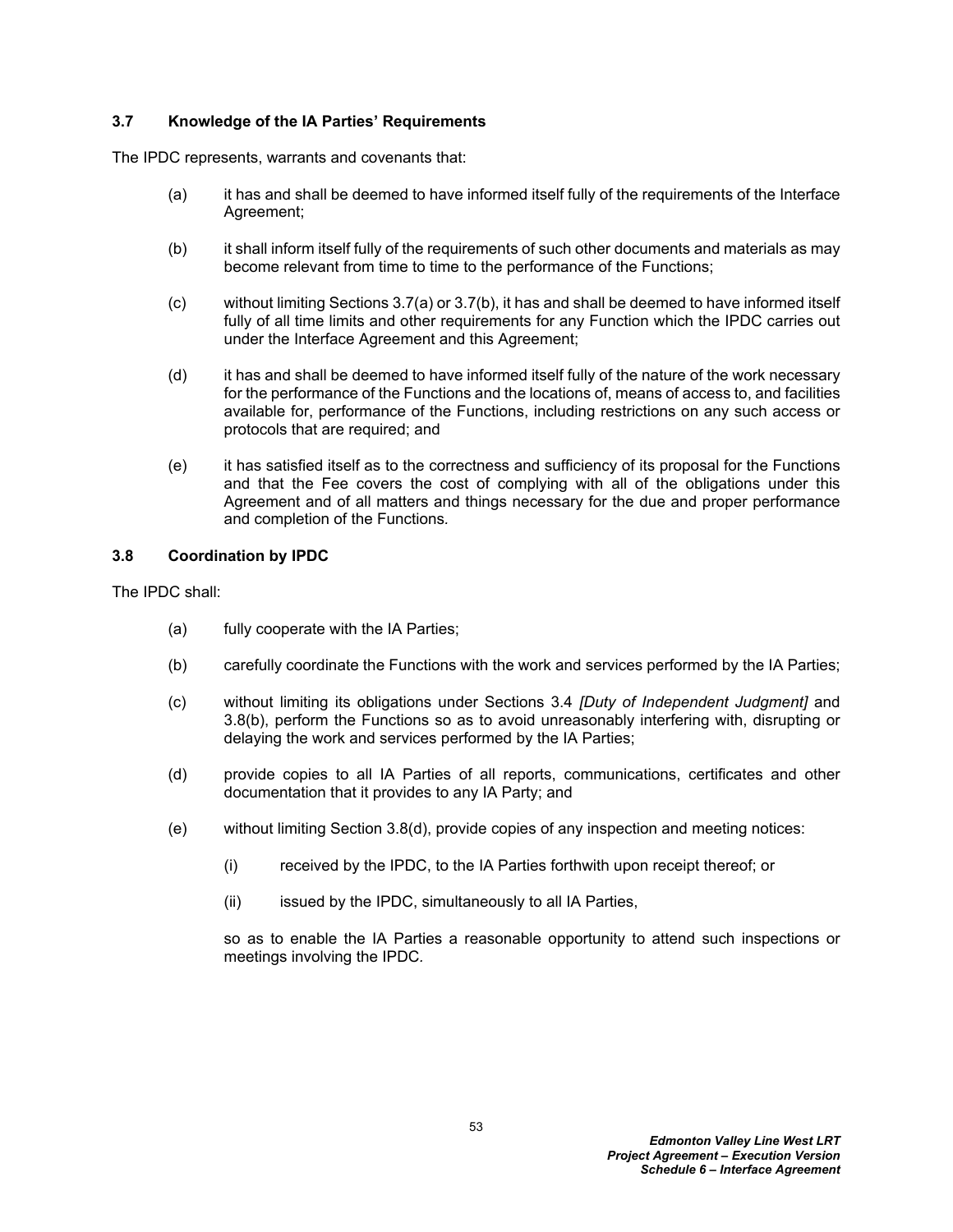### 3.7 Knowledge of the IA Parties' Requirements

The IPDC represents, warrants and covenants that:

(a) it has and shall be deemed to have informed itself fully of the requirements of the Interface Agreement;

(b) it shall inform itself fully of the requirements of such other documents and materials as may become relevant from time to time to the performance of the Functions;

(c) without limiting Sections 3.7(a) or 3.7(b), it has and shall be deemed to have informed itself fully of all time limits and other requirements for any Function which the IPDC carries out under the Interface Agreement and this Agreement;

(d) it has and shall be deemed to have informed itself fully of the nature of the work necessary for the performance of the Functions and the locations of, means of access to, and facilities available for, performance of the Functions, including restrictions on any such access or protocols that are required; and

(e) it has satisfied itself as to the correctness and sufficiency of its proposal for the Functions and that the Fee covers the cost of complying with all of the obligations under this Agreement and of all matters and things necessary for the due and proper performance and completion of the Functions.

### 3.8 Coordination by IPDC

The IPDC shall:

(a) fully cooperate with the IA Parties;

(b) carefully coordinate the Functions with the work and services performed by the IA Parties;

(c) without limiting its obligations under Sections 3.4 *[Duty of Independent Judgment]* and 3.8(b), perform the Functions so as to avoid unreasonably interfering with, disrupting or delaying the work and services performed by the IA Parties;

(d) provide copies to all IA Parties of all reports, communications, certificates and other documentation that it provides to any IA Party; and

(e) without limiting Section 3.8(d), provide copies of any inspection and meeting notices:

  (i) received by the IPDC, to the IA Parties forthwith upon receipt thereof; or

  (ii) issued by the IPDC, simultaneously to all IA Parties,

so as to enable the IA Parties a reasonable opportunity to attend such inspections or meetings involving the IPDC.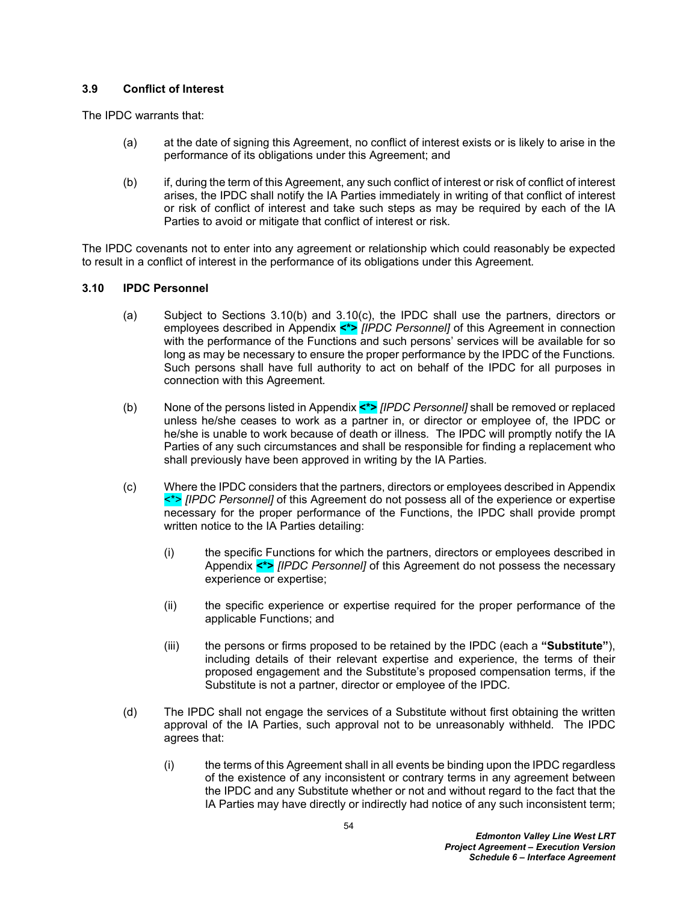### 3.9 Conflict of Interest

The IPDC warrants that:

(a) at the date of signing this Agreement, no conflict of interest exists or is likely to arise in the performance of its obligations under this Agreement; and

(b) if, during the term of this Agreement, any such conflict of interest or risk of conflict of interest arises, the IPDC shall notify the IA Parties immediately in writing of that conflict of interest or risk of conflict of interest and take such steps as may be required by each of the IA Parties to avoid or mitigate that conflict of interest or risk.

The IPDC covenants not to enter into any agreement or relationship which could reasonably be expected to result in a conflict of interest in the performance of its obligations under this Agreement.

### 3.10 IPDC Personnel

(a) Subject to Sections 3.10(b) and 3.10(c), the IPDC shall use the partners, directors or employees described in Appendix <*> *[IPDC Personnel]* of this Agreement in connection with the performance of the Functions and such persons' services will be available for so long as may be necessary to ensure the proper performance by the IPDC of the Functions. Such persons shall have full authority to act on behalf of the IPDC for all purposes in connection with this Agreement.

(b) None of the persons listed in Appendix <*> *[IPDC Personnel]* shall be removed or replaced unless he/she ceases to work as a partner in, or director or employee of, the IPDC or he/she is unable to work because of death or illness. The IPDC will promptly notify the IA Parties of any such circumstances and shall be responsible for finding a replacement who shall previously have been approved in writing by the IA Parties.

(c) Where the IPDC considers that the partners, directors or employees described in Appendix <*> *[IPDC Personnel]* of this Agreement do not possess all of the experience or expertise necessary for the proper performance of the Functions, the IPDC shall provide prompt written notice to the IA Parties detailing:

(i) the specific Functions for which the partners, directors or employees described in Appendix <*> *[IPDC Personnel]* of this Agreement do not possess the necessary experience or expertise;

(ii) the specific experience or expertise required for the proper performance of the applicable Functions; and

(iii) the persons or firms proposed to be retained by the IPDC (each a **"Substitute"**), including details of their relevant expertise and experience, the terms of their proposed engagement and the Substitute's proposed compensation terms, if the Substitute is not a partner, director or employee of the IPDC.

(d) The IPDC shall not engage the services of a Substitute without first obtaining the written approval of the IA Parties, such approval not to be unreasonably withheld. The IPDC agrees that:

(i) the terms of this Agreement shall in all events be binding upon the IPDC regardless of the existence of any inconsistent or contrary terms in any agreement between the IPDC and any Substitute whether or not and without regard to the fact that the IA Parties may have directly or indirectly had notice of any such inconsistent term;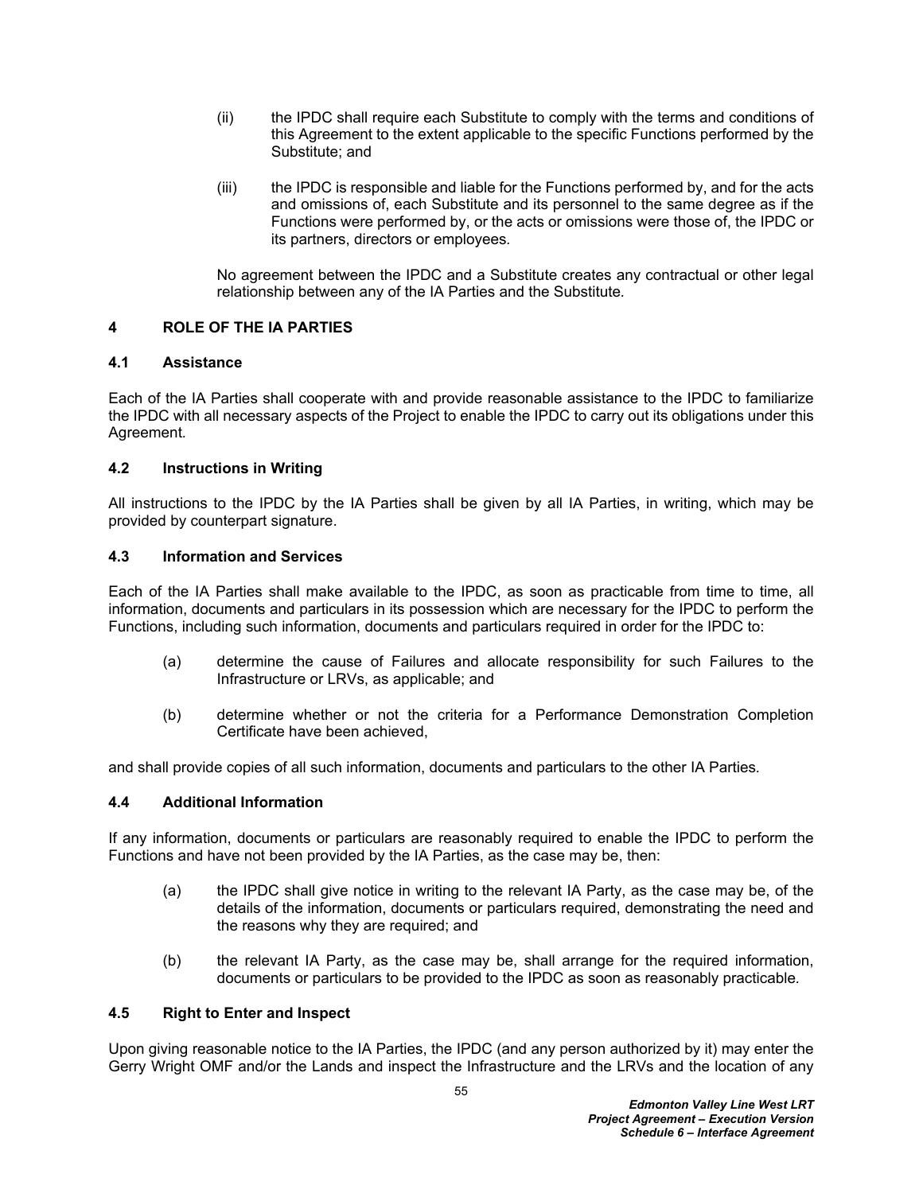(ii) the IPDC shall require each Substitute to comply with the terms and conditions of this Agreement to the extent applicable to the specific Functions performed by the Substitute; and

(iii) the IPDC is responsible and liable for the Functions performed by, and for the acts and omissions of, each Substitute and its personnel to the same degree as if the Functions were performed by, or the acts or omissions were those of, the IPDC or its partners, directors or employees.

No agreement between the IPDC and a Substitute creates any contractual or other legal relationship between any of the IA Parties and the Substitute.

## 4 ROLE OF THE IA PARTIES

### 4.1 Assistance

Each of the IA Parties shall cooperate with and provide reasonable assistance to the IPDC to familiarize the IPDC with all necessary aspects of the Project to enable the IPDC to carry out its obligations under this Agreement.

### 4.2 Instructions in Writing

All instructions to the IPDC by the IA Parties shall be given by all IA Parties, in writing, which may be provided by counterpart signature.

### 4.3 Information and Services

Each of the IA Parties shall make available to the IPDC, as soon as practicable from time to time, all information, documents and particulars in its possession which are necessary for the IPDC to perform the Functions, including such information, documents and particulars required in order for the IPDC to:

(a) determine the cause of Failures and allocate responsibility for such Failures to the Infrastructure or LRVs, as applicable; and

(b) determine whether or not the criteria for a Performance Demonstration Completion Certificate have been achieved,

and shall provide copies of all such information, documents and particulars to the other IA Parties.

### 4.4 Additional Information

If any information, documents or particulars are reasonably required to enable the IPDC to perform the Functions and have not been provided by the IA Parties, as the case may be, then:

(a) the IPDC shall give notice in writing to the relevant IA Party, as the case may be, of the details of the information, documents or particulars required, demonstrating the need and the reasons why they are required; and

(b) the relevant IA Party, as the case may be, shall arrange for the required information, documents or particulars to be provided to the IPDC as soon as reasonably practicable.

### 4.5 Right to Enter and Inspect

Upon giving reasonable notice to the IA Parties, the IPDC (and any person authorized by it) may enter the Gerry Wright OMF and/or the Lands and inspect the Infrastructure and the LRVs and the location of any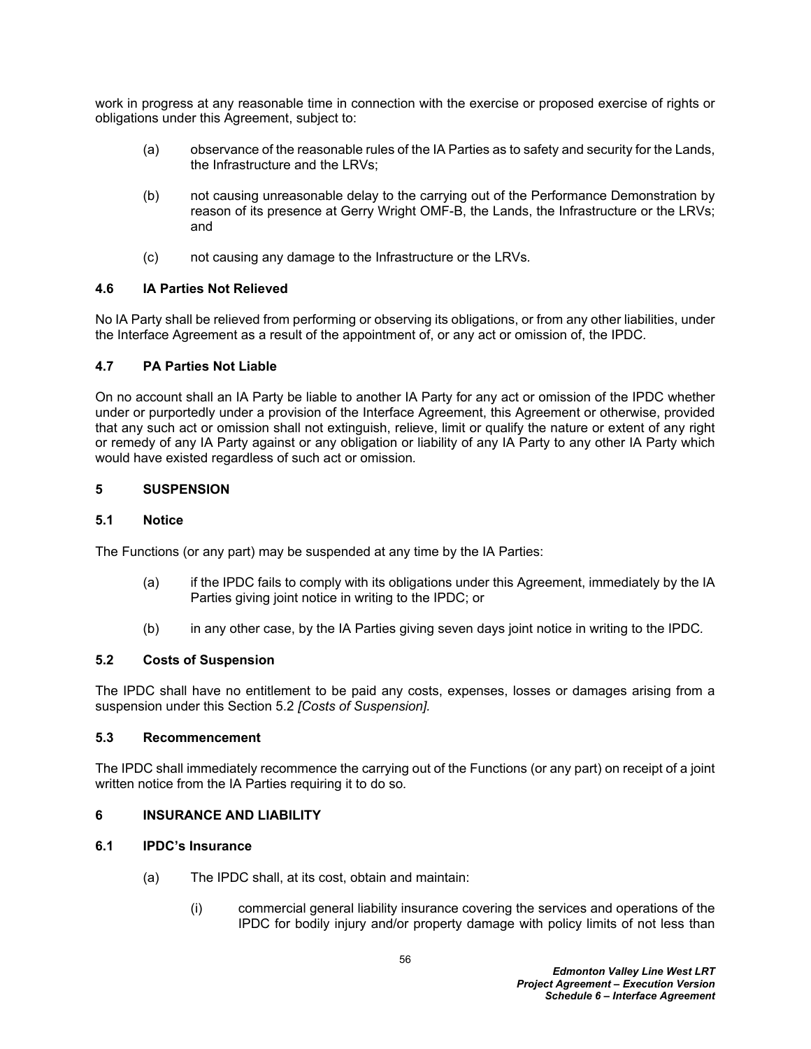work in progress at any reasonable time in connection with the exercise or proposed exercise of rights or obligations under this Agreement, subject to:

(a) observance of the reasonable rules of the IA Parties as to safety and security for the Lands, the Infrastructure and the LRVs;

(b) not causing unreasonable delay to the carrying out of the Performance Demonstration by reason of its presence at Gerry Wright OMF-B, the Lands, the Infrastructure or the LRVs; and

(c) not causing any damage to the Infrastructure or the LRVs.

### 4.6 IA Parties Not Relieved

No IA Party shall be relieved from performing or observing its obligations, or from any other liabilities, under the Interface Agreement as a result of the appointment of, or any act or omission of, the IPDC.

### 4.7 PA Parties Not Liable

On no account shall an IA Party be liable to another IA Party for any act or omission of the IPDC whether under or purportedly under a provision of the Interface Agreement, this Agreement or otherwise, provided that any such act or omission shall not extinguish, relieve, limit or qualify the nature or extent of any right or remedy of any IA Party against or any obligation or liability of any IA Party to any other IA Party which would have existed regardless of such act or omission.

## 5 SUSPENSION

### 5.1 Notice

The Functions (or any part) may be suspended at any time by the IA Parties:

(a) if the IPDC fails to comply with its obligations under this Agreement, immediately by the IA Parties giving joint notice in writing to the IPDC; or

(b) in any other case, by the IA Parties giving seven days joint notice in writing to the IPDC.

### 5.2 Costs of Suspension

The IPDC shall have no entitlement to be paid any costs, expenses, losses or damages arising from a suspension under this Section 5.2 *[Costs of Suspension].*

### 5.3 Recommencement

The IPDC shall immediately recommence the carrying out of the Functions (or any part) on receipt of a joint written notice from the IA Parties requiring it to do so.

## 6 INSURANCE AND LIABILITY

### 6.1 IPDC's Insurance

(a) The IPDC shall, at its cost, obtain and maintain:

(i) commercial general liability insurance covering the services and operations of the IPDC for bodily injury and/or property damage with policy limits of not less than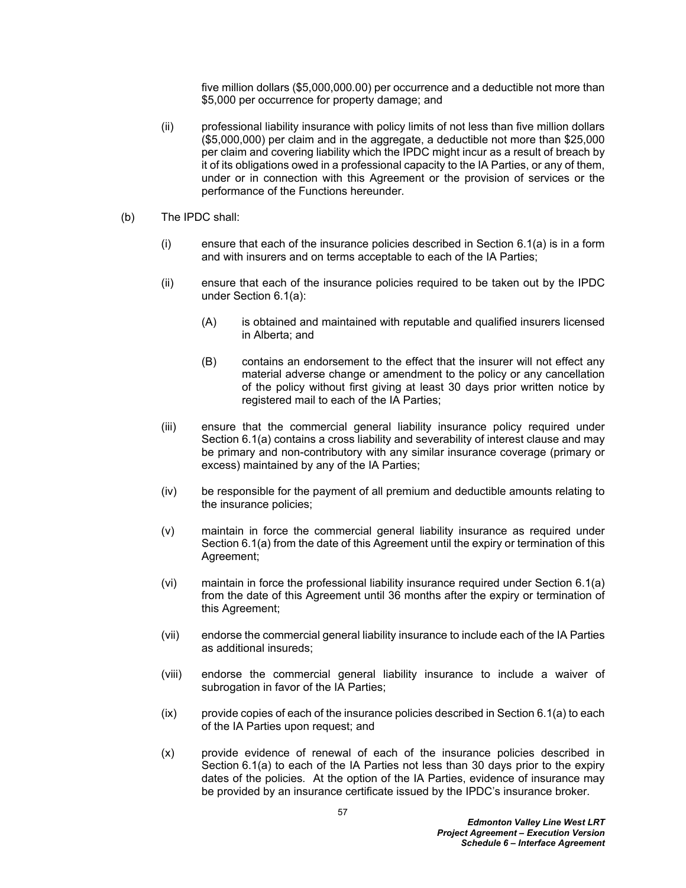five million dollars ($5,000,000.00) per occurrence and a deductible not more than $5,000 per occurrence for property damage; and

(ii) professional liability insurance with policy limits of not less than five million dollars ($5,000,000) per claim and in the aggregate, a deductible not more than $25,000 per claim and covering liability which the IPDC might incur as a result of breach by it of its obligations owed in a professional capacity to the IA Parties, or any of them, under or in connection with this Agreement or the provision of services or the performance of the Functions hereunder.

(b) The IPDC shall:

(i) ensure that each of the insurance policies described in Section 6.1(a) is in a form and with insurers and on terms acceptable to each of the IA Parties;

(ii) ensure that each of the insurance policies required to be taken out by the IPDC under Section 6.1(a):

(A) is obtained and maintained with reputable and qualified insurers licensed in Alberta; and

(B) contains an endorsement to the effect that the insurer will not effect any material adverse change or amendment to the policy or any cancellation of the policy without first giving at least 30 days prior written notice by registered mail to each of the IA Parties;

(iii) ensure that the commercial general liability insurance policy required under Section 6.1(a) contains a cross liability and severability of interest clause and may be primary and non-contributory with any similar insurance coverage (primary or excess) maintained by any of the IA Parties;

(iv) be responsible for the payment of all premium and deductible amounts relating to the insurance policies;

(v) maintain in force the commercial general liability insurance as required under Section 6.1(a) from the date of this Agreement until the expiry or termination of this Agreement;

(vi) maintain in force the professional liability insurance required under Section 6.1(a) from the date of this Agreement until 36 months after the expiry or termination of this Agreement;

(vii) endorse the commercial general liability insurance to include each of the IA Parties as additional insureds;

(viii) endorse the commercial general liability insurance to include a waiver of subrogation in favor of the IA Parties;

(ix) provide copies of each of the insurance policies described in Section 6.1(a) to each of the IA Parties upon request; and

(x) provide evidence of renewal of each of the insurance policies described in Section 6.1(a) to each of the IA Parties not less than 30 days prior to the expiry dates of the policies. At the option of the IA Parties, evidence of insurance may be provided by an insurance certificate issued by the IPDC's insurance broker.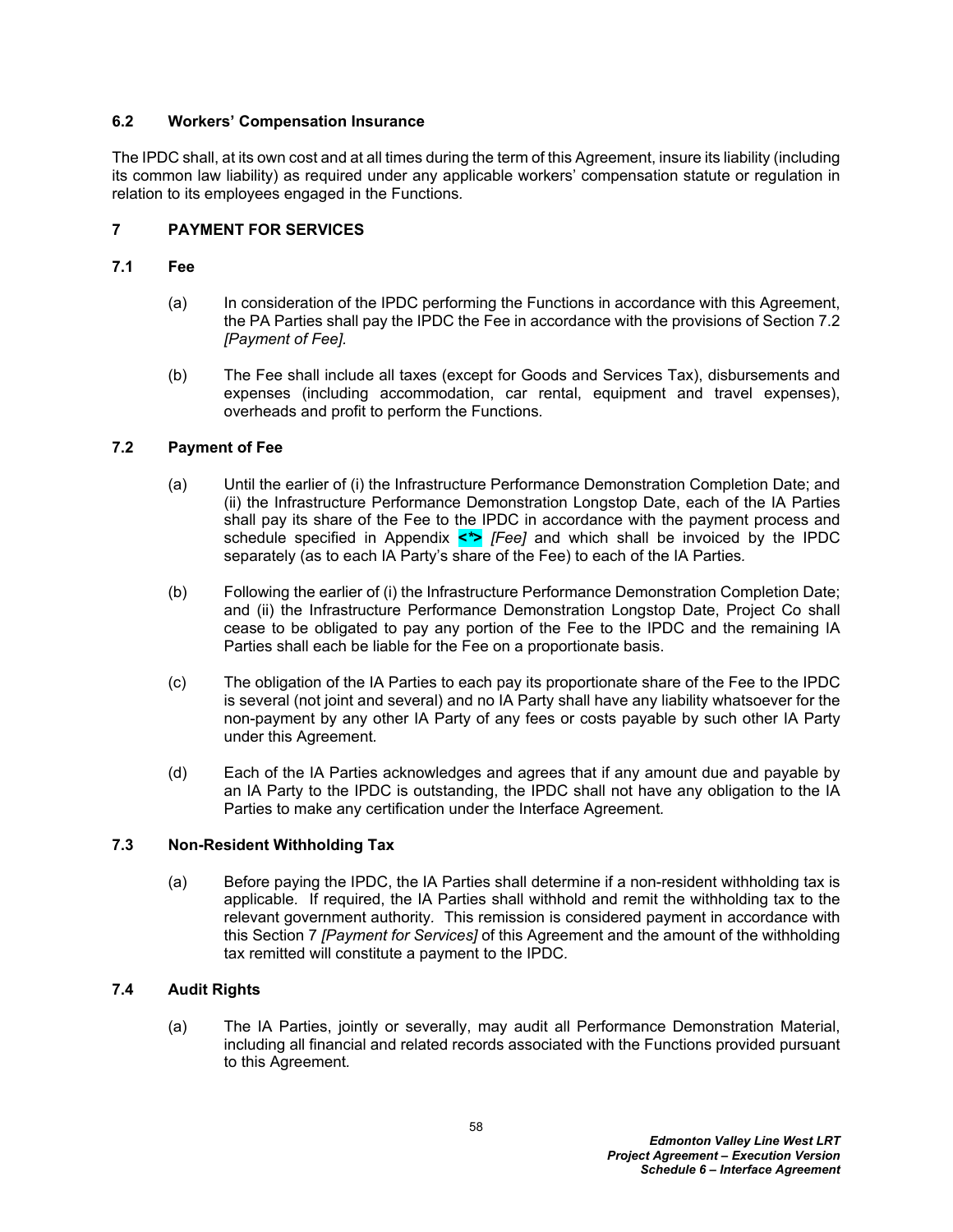### 6.2 Workers' Compensation Insurance

The IPDC shall, at its own cost and at all times during the term of this Agreement, insure its liability (including its common law liability) as required under any applicable workers' compensation statute or regulation in relation to its employees engaged in the Functions.

## 7 PAYMENT FOR SERVICES

### 7.1 Fee

(a) In consideration of the IPDC performing the Functions in accordance with this Agreement, the PA Parties shall pay the IPDC the Fee in accordance with the provisions of Section 7.2 *[Payment of Fee]*.

(b) The Fee shall include all taxes (except for Goods and Services Tax), disbursements and expenses (including accommodation, car rental, equipment and travel expenses), overheads and profit to perform the Functions.

### 7.2 Payment of Fee

(a) Until the earlier of (i) the Infrastructure Performance Demonstration Completion Date; and (ii) the Infrastructure Performance Demonstration Longstop Date, each of the IA Parties shall pay its share of the Fee to the IPDC in accordance with the payment process and schedule specified in Appendix **<*>** *[Fee]* and which shall be invoiced by the IPDC separately (as to each IA Party's share of the Fee) to each of the IA Parties.

(b) Following the earlier of (i) the Infrastructure Performance Demonstration Completion Date; and (ii) the Infrastructure Performance Demonstration Longstop Date, Project Co shall cease to be obligated to pay any portion of the Fee to the IPDC and the remaining IA Parties shall each be liable for the Fee on a proportionate basis.

(c) The obligation of the IA Parties to each pay its proportionate share of the Fee to the IPDC is several (not joint and several) and no IA Party shall have any liability whatsoever for the non-payment by any other IA Party of any fees or costs payable by such other IA Party under this Agreement.

(d) Each of the IA Parties acknowledges and agrees that if any amount due and payable by an IA Party to the IPDC is outstanding, the IPDC shall not have any obligation to the IA Parties to make any certification under the Interface Agreement.

### 7.3 Non-Resident Withholding Tax

(a) Before paying the IPDC, the IA Parties shall determine if a non-resident withholding tax is applicable. If required, the IA Parties shall withhold and remit the withholding tax to the relevant government authority. This remission is considered payment in accordance with this Section 7 *[Payment for Services]* of this Agreement and the amount of the withholding tax remitted will constitute a payment to the IPDC.

### 7.4 Audit Rights

(a) The IA Parties, jointly or severally, may audit all Performance Demonstration Material, including all financial and related records associated with the Functions provided pursuant to this Agreement.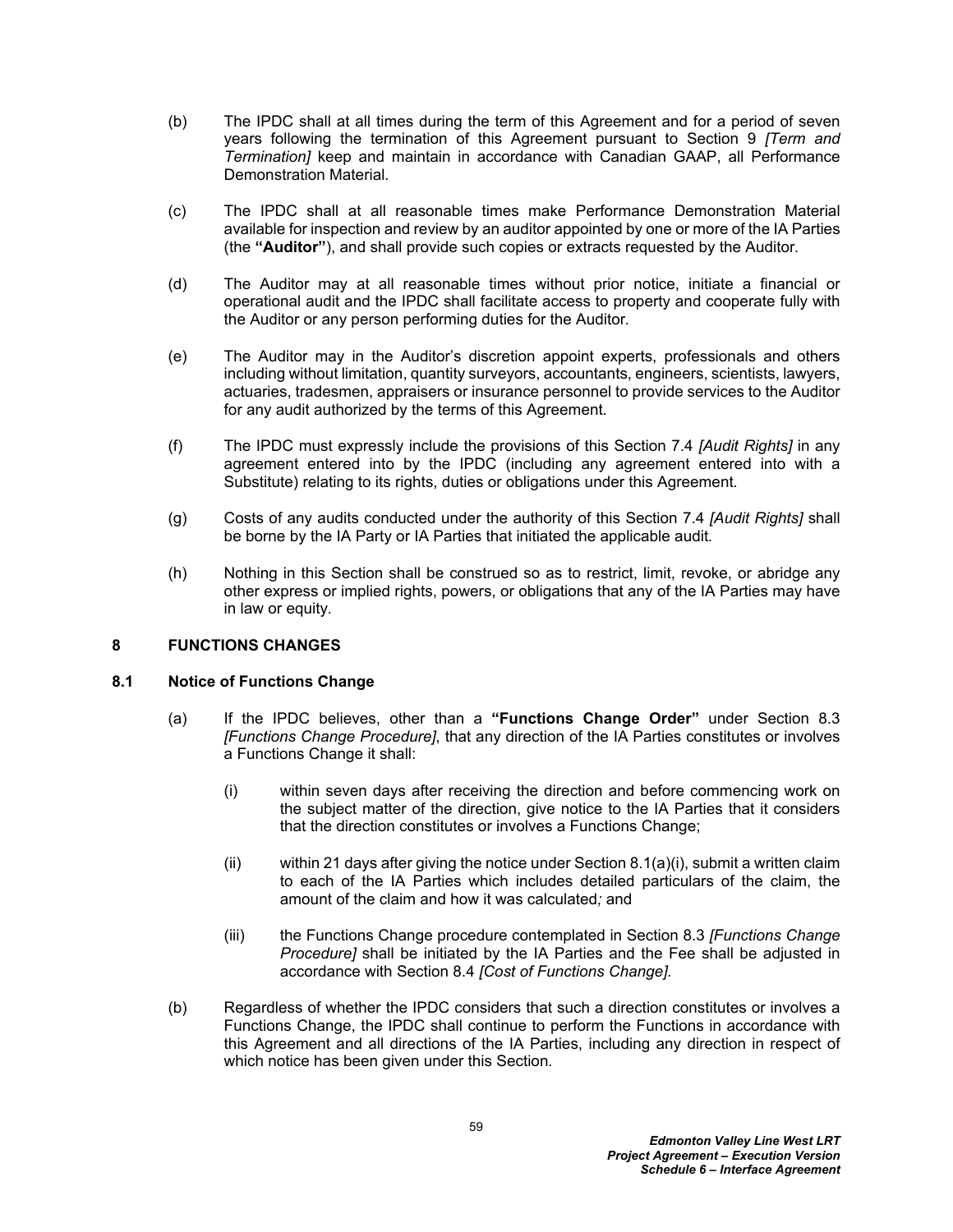(b) The IPDC shall at all times during the term of this Agreement and for a period of seven years following the termination of this Agreement pursuant to Section 9 *[Term and Termination]* keep and maintain in accordance with Canadian GAAP, all Performance Demonstration Material.

(c) The IPDC shall at all reasonable times make Performance Demonstration Material available for inspection and review by an auditor appointed by one or more of the IA Parties (the **"Auditor"**), and shall provide such copies or extracts requested by the Auditor.

(d) The Auditor may at all reasonable times without prior notice, initiate a financial or operational audit and the IPDC shall facilitate access to property and cooperate fully with the Auditor or any person performing duties for the Auditor.

(e) The Auditor may in the Auditor's discretion appoint experts, professionals and others including without limitation, quantity surveyors, accountants, engineers, scientists, lawyers, actuaries, tradesmen, appraisers or insurance personnel to provide services to the Auditor for any audit authorized by the terms of this Agreement.

(f) The IPDC must expressly include the provisions of this Section 7.4 *[Audit Rights]* in any agreement entered into by the IPDC (including any agreement entered into with a Substitute) relating to its rights, duties or obligations under this Agreement.

(g) Costs of any audits conducted under the authority of this Section 7.4 *[Audit Rights]* shall be borne by the IA Party or IA Parties that initiated the applicable audit.

(h) Nothing in this Section shall be construed so as to restrict, limit, revoke, or abridge any other express or implied rights, powers, or obligations that any of the IA Parties may have in law or equity.

## 8 FUNCTIONS CHANGES

### 8.1 Notice of Functions Change

(a) If the IPDC believes, other than a **"Functions Change Order"** under Section 8.3 *[Functions Change Procedure]*, that any direction of the IA Parties constitutes or involves a Functions Change it shall:

(i) within seven days after receiving the direction and before commencing work on the subject matter of the direction, give notice to the IA Parties that it considers that the direction constitutes or involves a Functions Change;

(ii) within 21 days after giving the notice under Section 8.1(a)(i), submit a written claim to each of the IA Parties which includes detailed particulars of the claim, the amount of the claim and how it was calculated; and

(iii) the Functions Change procedure contemplated in Section 8.3 *[Functions Change Procedure]* shall be initiated by the IA Parties and the Fee shall be adjusted in accordance with Section 8.4 *[Cost of Functions Change]*.

(b) Regardless of whether the IPDC considers that such a direction constitutes or involves a Functions Change, the IPDC shall continue to perform the Functions in accordance with this Agreement and all directions of the IA Parties, including any direction in respect of which notice has been given under this Section.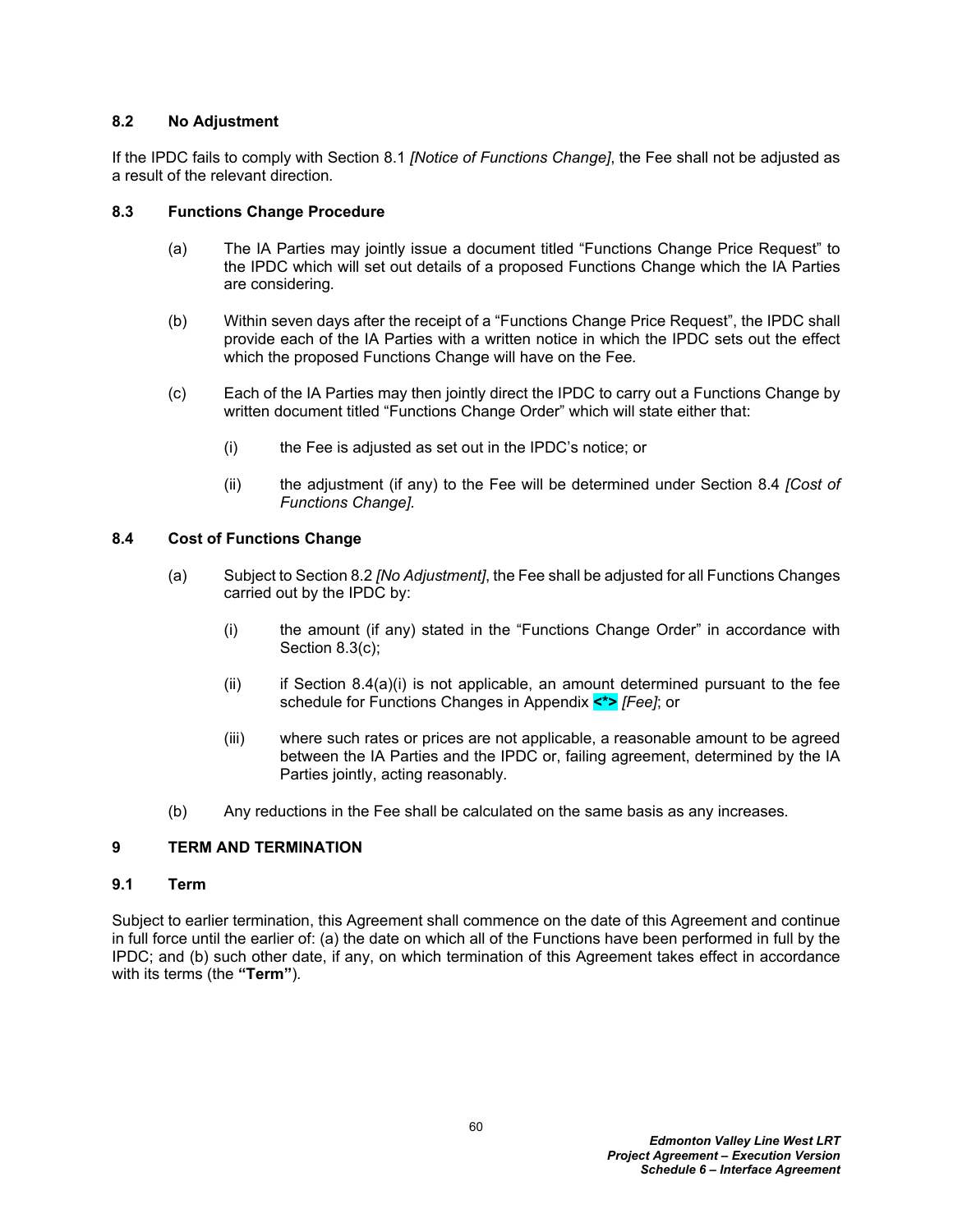### 8.2 No Adjustment

If the IPDC fails to comply with Section 8.1 *[Notice of Functions Change]*, the Fee shall not be adjusted as a result of the relevant direction.

### 8.3 Functions Change Procedure

(a) The IA Parties may jointly issue a document titled "Functions Change Price Request" to the IPDC which will set out details of a proposed Functions Change which the IA Parties are considering.

(b) Within seven days after the receipt of a "Functions Change Price Request", the IPDC shall provide each of the IA Parties with a written notice in which the IPDC sets out the effect which the proposed Functions Change will have on the Fee.

(c) Each of the IA Parties may then jointly direct the IPDC to carry out a Functions Change by written document titled "Functions Change Order" which will state either that:

  (i) the Fee is adjusted as set out in the IPDC's notice; or

  (ii) the adjustment (if any) to the Fee will be determined under Section 8.4 *[Cost of Functions Change]*.

### 8.4 Cost of Functions Change

(a) Subject to Section 8.2 *[No Adjustment]*, the Fee shall be adjusted for all Functions Changes carried out by the IPDC by:

  (i) the amount (if any) stated in the "Functions Change Order" in accordance with Section 8.3(c);

  (ii) if Section 8.4(a)(i) is not applicable, an amount determined pursuant to the fee schedule for Functions Changes in Appendix **<*>** *[Fee]*; or

  (iii) where such rates or prices are not applicable, a reasonable amount to be agreed between the IA Parties and the IPDC or, failing agreement, determined by the IA Parties jointly, acting reasonably.

(b) Any reductions in the Fee shall be calculated on the same basis as any increases.

## 9 TERM AND TERMINATION

### 9.1 Term

Subject to earlier termination, this Agreement shall commence on the date of this Agreement and continue in full force until the earlier of: (a) the date on which all of the Functions have been performed in full by the IPDC; and (b) such other date, if any, on which termination of this Agreement takes effect in accordance with its terms (the **"Term"**).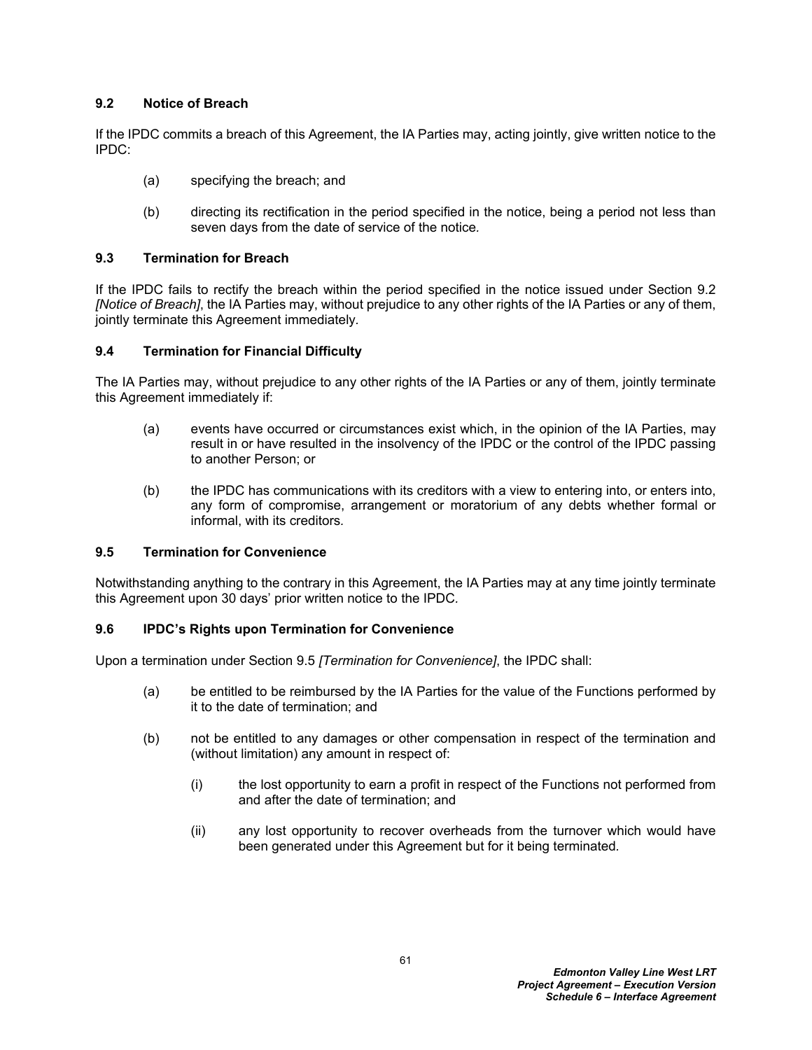### 9.2 Notice of Breach

If the IPDC commits a breach of this Agreement, the IA Parties may, acting jointly, give written notice to the IPDC:

(a) specifying the breach; and

(b) directing its rectification in the period specified in the notice, being a period not less than seven days from the date of service of the notice.

### 9.3 Termination for Breach

If the IPDC fails to rectify the breach within the period specified in the notice issued under Section 9.2 *[Notice of Breach]*, the IA Parties may, without prejudice to any other rights of the IA Parties or any of them, jointly terminate this Agreement immediately.

### 9.4 Termination for Financial Difficulty

The IA Parties may, without prejudice to any other rights of the IA Parties or any of them, jointly terminate this Agreement immediately if:

(a) events have occurred or circumstances exist which, in the opinion of the IA Parties, may result in or have resulted in the insolvency of the IPDC or the control of the IPDC passing to another Person; or

(b) the IPDC has communications with its creditors with a view to entering into, or enters into, any form of compromise, arrangement or moratorium of any debts whether formal or informal, with its creditors.

### 9.5 Termination for Convenience

Notwithstanding anything to the contrary in this Agreement, the IA Parties may at any time jointly terminate this Agreement upon 30 days' prior written notice to the IPDC.

### 9.6 IPDC's Rights upon Termination for Convenience

Upon a termination under Section 9.5 *[Termination for Convenience]*, the IPDC shall:

(a) be entitled to be reimbursed by the IA Parties for the value of the Functions performed by it to the date of termination; and

(b) not be entitled to any damages or other compensation in respect of the termination and (without limitation) any amount in respect of:

  (i) the lost opportunity to earn a profit in respect of the Functions not performed from and after the date of termination; and

  (ii) any lost opportunity to recover overheads from the turnover which would have been generated under this Agreement but for it being terminated.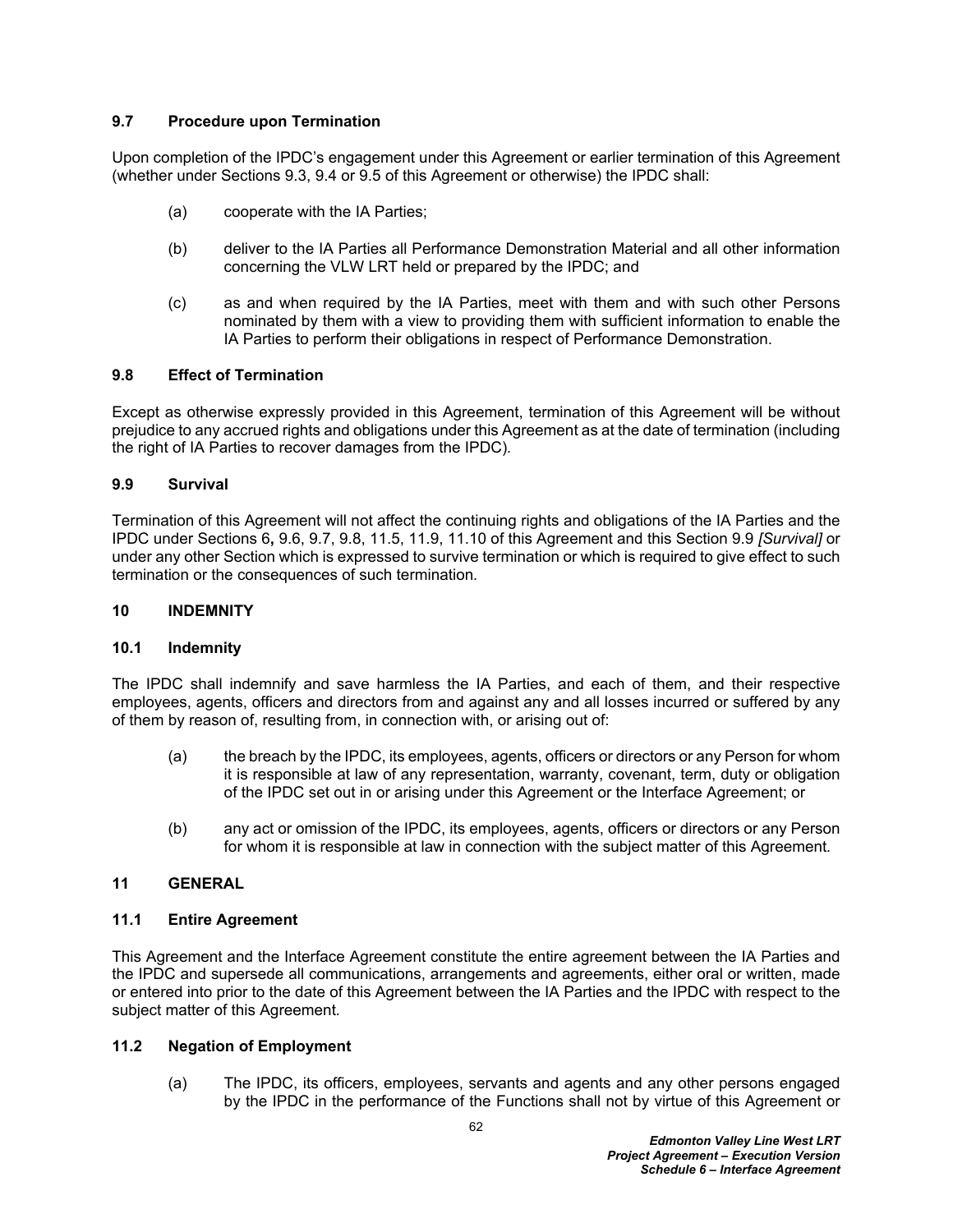### 9.7 Procedure upon Termination

Upon completion of the IPDC's engagement under this Agreement or earlier termination of this Agreement (whether under Sections 9.3, 9.4 or 9.5 of this Agreement or otherwise) the IPDC shall:

(a) cooperate with the IA Parties;

(b) deliver to the IA Parties all Performance Demonstration Material and all other information concerning the VLW LRT held or prepared by the IPDC; and

(c) as and when required by the IA Parties, meet with them and with such other Persons nominated by them with a view to providing them with sufficient information to enable the IA Parties to perform their obligations in respect of Performance Demonstration.

### 9.8 Effect of Termination

Except as otherwise expressly provided in this Agreement, termination of this Agreement will be without prejudice to any accrued rights and obligations under this Agreement as at the date of termination (including the right of IA Parties to recover damages from the IPDC).

### 9.9 Survival

Termination of this Agreement will not affect the continuing rights and obligations of the IA Parties and the IPDC under Sections 6**,** 9.6, 9.7, 9.8, 11.5, 11.9, 11.10 of this Agreement and this Section 9.9 *[Survival]* or under any other Section which is expressed to survive termination or which is required to give effect to such termination or the consequences of such termination.

## 10 INDEMNITY

### 10.1 Indemnity

The IPDC shall indemnify and save harmless the IA Parties, and each of them, and their respective employees, agents, officers and directors from and against any and all losses incurred or suffered by any of them by reason of, resulting from, in connection with, or arising out of:

(a) the breach by the IPDC, its employees, agents, officers or directors or any Person for whom it is responsible at law of any representation, warranty, covenant, term, duty or obligation of the IPDC set out in or arising under this Agreement or the Interface Agreement; or

(b) any act or omission of the IPDC, its employees, agents, officers or directors or any Person for whom it is responsible at law in connection with the subject matter of this Agreement.

## 11 GENERAL

### 11.1 Entire Agreement

This Agreement and the Interface Agreement constitute the entire agreement between the IA Parties and the IPDC and supersede all communications, arrangements and agreements, either oral or written, made or entered into prior to the date of this Agreement between the IA Parties and the IPDC with respect to the subject matter of this Agreement.

### 11.2 Negation of Employment

(a) The IPDC, its officers, employees, servants and agents and any other persons engaged by the IPDC in the performance of the Functions shall not by virtue of this Agreement or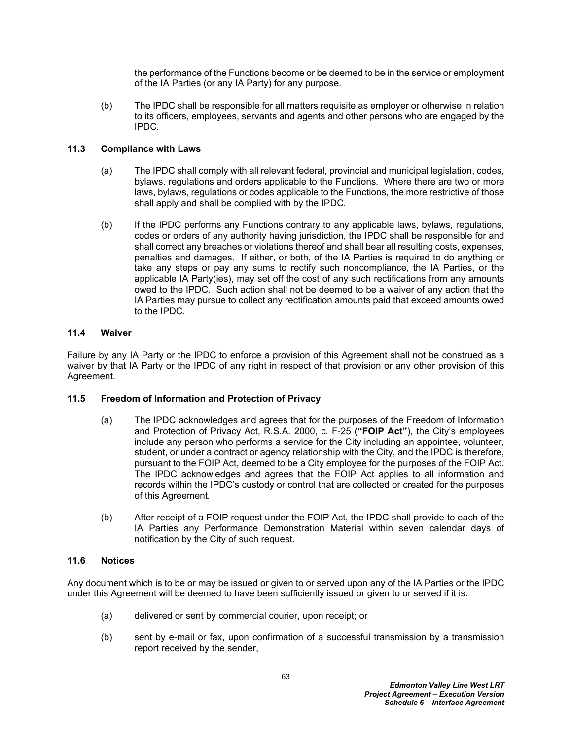the performance of the Functions become or be deemed to be in the service or employment of the IA Parties (or any IA Party) for any purpose.

(b) The IPDC shall be responsible for all matters requisite as employer or otherwise in relation to its officers, employees, servants and agents and other persons who are engaged by the IPDC.

### 11.3 Compliance with Laws

(a) The IPDC shall comply with all relevant federal, provincial and municipal legislation, codes, bylaws, regulations and orders applicable to the Functions. Where there are two or more laws, bylaws, regulations or codes applicable to the Functions, the more restrictive of those shall apply and shall be complied with by the IPDC.

(b) If the IPDC performs any Functions contrary to any applicable laws, bylaws, regulations, codes or orders of any authority having jurisdiction, the IPDC shall be responsible for and shall correct any breaches or violations thereof and shall bear all resulting costs, expenses, penalties and damages. If either, or both, of the IA Parties is required to do anything or take any steps or pay any sums to rectify such noncompliance, the IA Parties, or the applicable IA Party(ies), may set off the cost of any such rectifications from any amounts owed to the IPDC. Such action shall not be deemed to be a waiver of any action that the IA Parties may pursue to collect any rectification amounts paid that exceed amounts owed to the IPDC.

### 11.4 Waiver

Failure by any IA Party or the IPDC to enforce a provision of this Agreement shall not be construed as a waiver by that IA Party or the IPDC of any right in respect of that provision or any other provision of this Agreement.

### 11.5 Freedom of Information and Protection of Privacy

(a) The IPDC acknowledges and agrees that for the purposes of the Freedom of Information and Protection of Privacy Act, R.S.A. 2000, c. F-25 (**"FOIP Act"**), the City's employees include any person who performs a service for the City including an appointee, volunteer, student, or under a contract or agency relationship with the City, and the IPDC is therefore, pursuant to the FOIP Act, deemed to be a City employee for the purposes of the FOIP Act. The IPDC acknowledges and agrees that the FOIP Act applies to all information and records within the IPDC's custody or control that are collected or created for the purposes of this Agreement.

(b) After receipt of a FOIP request under the FOIP Act, the IPDC shall provide to each of the IA Parties any Performance Demonstration Material within seven calendar days of notification by the City of such request.

### 11.6 Notices

Any document which is to be or may be issued or given to or served upon any of the IA Parties or the IPDC under this Agreement will be deemed to have been sufficiently issued or given to or served if it is:

(a) delivered or sent by commercial courier, upon receipt; or

(b) sent by e-mail or fax, upon confirmation of a successful transmission by a transmission report received by the sender,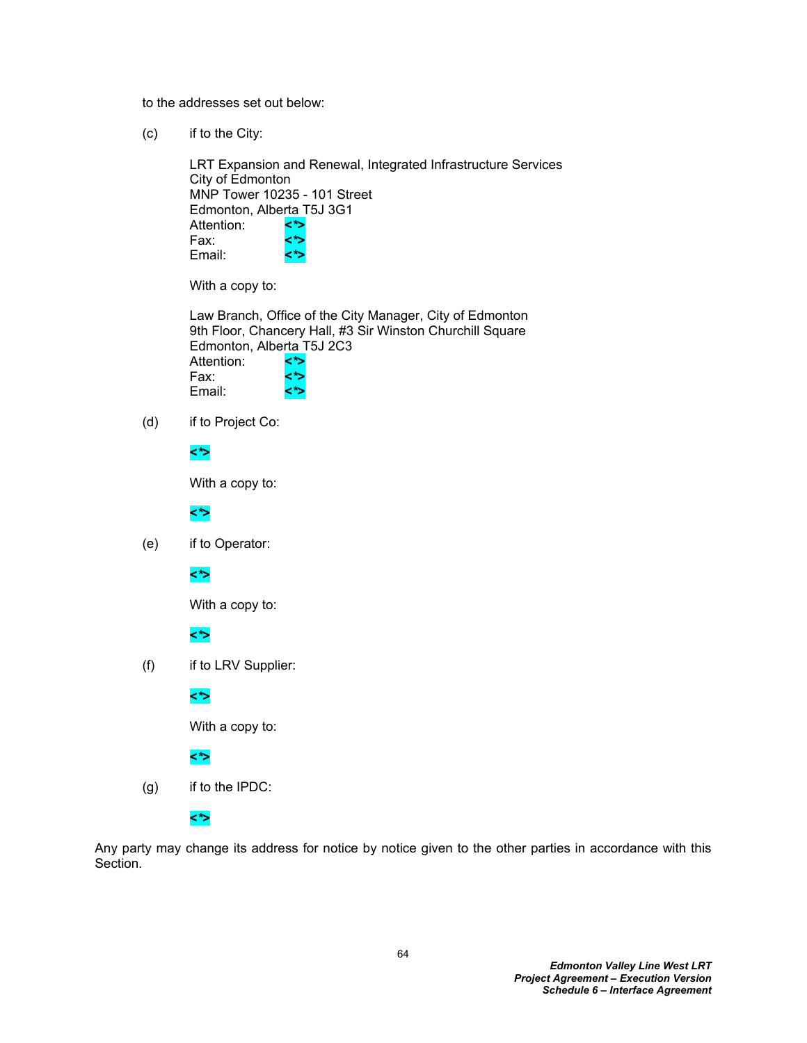to the addresses set out below:

(c) if to the City:

LRT Expansion and Renewal, Integrated Infrastructure Services
City of Edmonton
MNP Tower 10235 - 101 Street
Edmonton, Alberta T5J 3G1
Attention: <*>
Fax: <*>
Email: <*>

With a copy to:

Law Branch, Office of the City Manager, City of Edmonton
9th Floor, Chancery Hall, #3 Sir Winston Churchill Square
Edmonton, Alberta T5J 2C3
Attention: <*>
Fax: <*>
Email: <*>

(d) if to Project Co:

<*>

With a copy to:

<*>

(e) if to Operator:

<*>

With a copy to:

<*>

(f) if to LRV Supplier:

<*>

With a copy to:

<*>

(g) if to the IPDC:

<*>

Any party may change its address for notice by notice given to the other parties in accordance with this Section.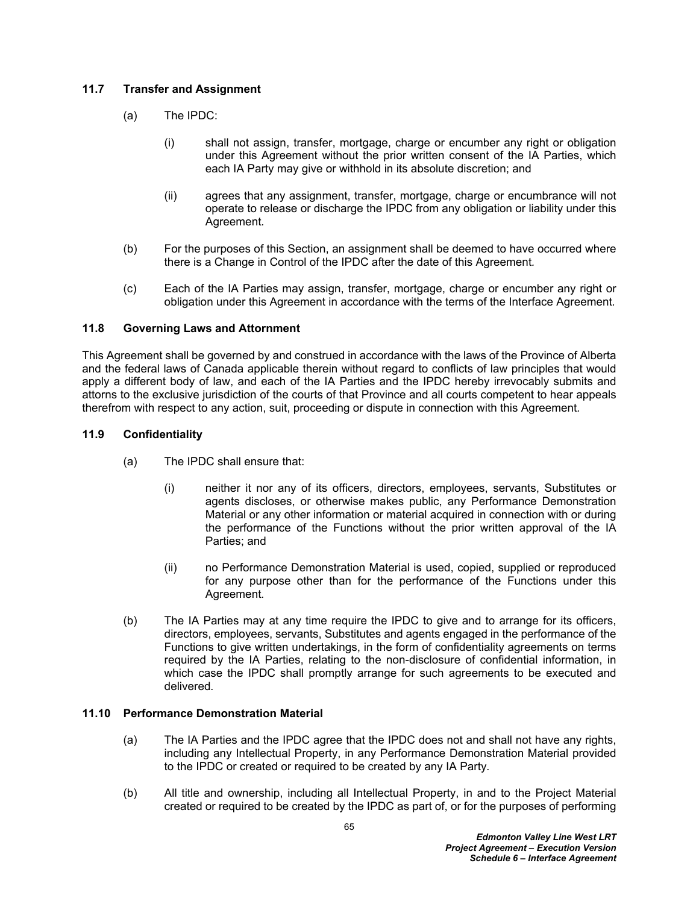### 11.7 Transfer and Assignment

(a) The IPDC:

(i) shall not assign, transfer, mortgage, charge or encumber any right or obligation under this Agreement without the prior written consent of the IA Parties, which each IA Party may give or withhold in its absolute discretion; and

(ii) agrees that any assignment, transfer, mortgage, charge or encumbrance will not operate to release or discharge the IPDC from any obligation or liability under this Agreement.

(b) For the purposes of this Section, an assignment shall be deemed to have occurred where there is a Change in Control of the IPDC after the date of this Agreement.

(c) Each of the IA Parties may assign, transfer, mortgage, charge or encumber any right or obligation under this Agreement in accordance with the terms of the Interface Agreement.

### 11.8 Governing Laws and Attornment

This Agreement shall be governed by and construed in accordance with the laws of the Province of Alberta and the federal laws of Canada applicable therein without regard to conflicts of law principles that would apply a different body of law, and each of the IA Parties and the IPDC hereby irrevocably submits and attorns to the exclusive jurisdiction of the courts of that Province and all courts competent to hear appeals therefrom with respect to any action, suit, proceeding or dispute in connection with this Agreement.

### 11.9 Confidentiality

(a) The IPDC shall ensure that:

(i) neither it nor any of its officers, directors, employees, servants, Substitutes or agents discloses, or otherwise makes public, any Performance Demonstration Material or any other information or material acquired in connection with or during the performance of the Functions without the prior written approval of the IA Parties; and

(ii) no Performance Demonstration Material is used, copied, supplied or reproduced for any purpose other than for the performance of the Functions under this Agreement.

(b) The IA Parties may at any time require the IPDC to give and to arrange for its officers, directors, employees, servants, Substitutes and agents engaged in the performance of the Functions to give written undertakings, in the form of confidentiality agreements on terms required by the IA Parties, relating to the non-disclosure of confidential information, in which case the IPDC shall promptly arrange for such agreements to be executed and delivered.

### 11.10 Performance Demonstration Material

(a) The IA Parties and the IPDC agree that the IPDC does not and shall not have any rights, including any Intellectual Property, in any Performance Demonstration Material provided to the IPDC or created or required to be created by any IA Party.

(b) All title and ownership, including all Intellectual Property, in and to the Project Material created or required to be created by the IPDC as part of, or for the purposes of performing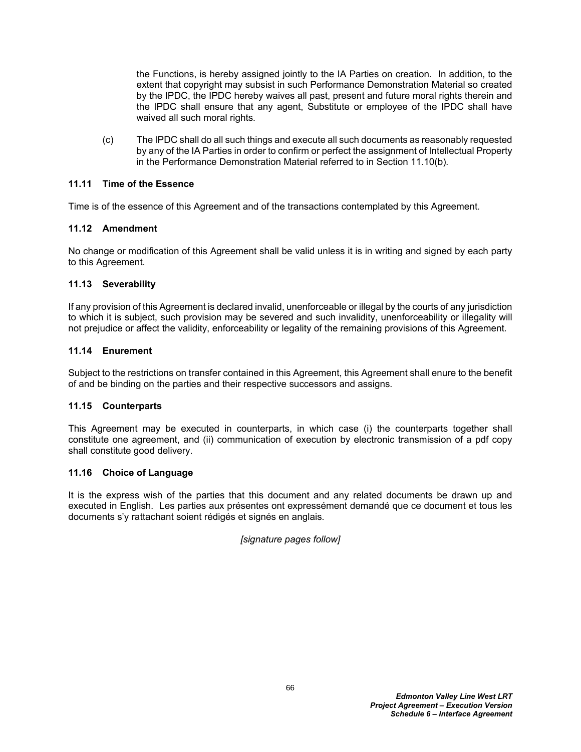the Functions, is hereby assigned jointly to the IA Parties on creation. In addition, to the extent that copyright may subsist in such Performance Demonstration Material so created by the IPDC, the IPDC hereby waives all past, present and future moral rights therein and the IPDC shall ensure that any agent, Substitute or employee of the IPDC shall have waived all such moral rights.

(c) The IPDC shall do all such things and execute all such documents as reasonably requested by any of the IA Parties in order to confirm or perfect the assignment of Intellectual Property in the Performance Demonstration Material referred to in Section 11.10(b).

### 11.11 Time of the Essence

Time is of the essence of this Agreement and of the transactions contemplated by this Agreement.

### 11.12 Amendment

No change or modification of this Agreement shall be valid unless it is in writing and signed by each party to this Agreement.

### 11.13 Severability

If any provision of this Agreement is declared invalid, unenforceable or illegal by the courts of any jurisdiction to which it is subject, such provision may be severed and such invalidity, unenforceability or illegality will not prejudice or affect the validity, enforceability or legality of the remaining provisions of this Agreement.

### 11.14 Enurement

Subject to the restrictions on transfer contained in this Agreement, this Agreement shall enure to the benefit of and be binding on the parties and their respective successors and assigns.

### 11.15 Counterparts

This Agreement may be executed in counterparts, in which case (i) the counterparts together shall constitute one agreement, and (ii) communication of execution by electronic transmission of a pdf copy shall constitute good delivery.

### 11.16 Choice of Language

It is the express wish of the parties that this document and any related documents be drawn up and executed in English. Les parties aux présentes ont expressément demandé que ce document et tous les documents s'y rattachant soient rédigés et signés en anglais.

*[signature pages follow]*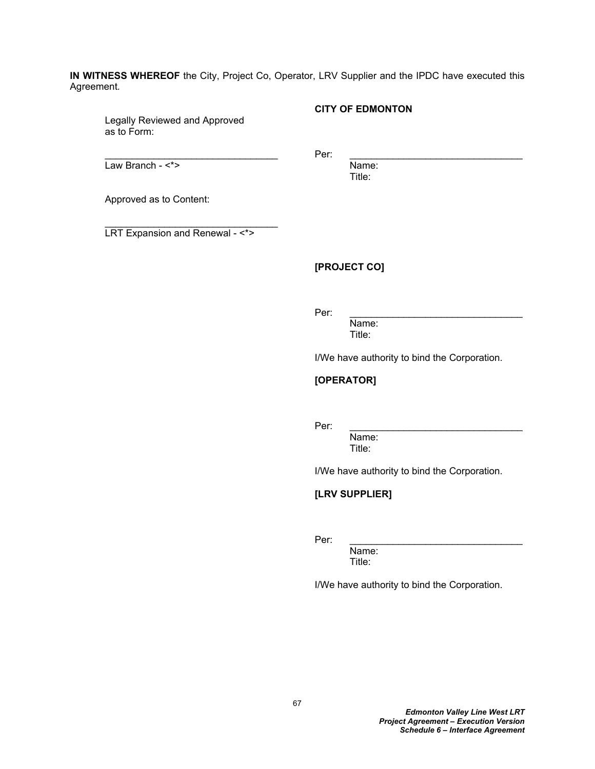**IN WITNESS WHEREOF** the City, Project Co, Operator, LRV Supplier and the IPDC have executed this Agreement.

Legally Reviewed and Approved as to Form:

________________________________
Law Branch - <*>

Approved as to Content:

________________________________
LRT Expansion and Renewal - <*>

**CITY OF EDMONTON**

Per: ________________________________
Name:
Title:

**[PROJECT CO]**

Per: ________________________________
Name:
Title:

I/We have authority to bind the Corporation.

**[OPERATOR]**

Per: ________________________________
Name:
Title:

I/We have authority to bind the Corporation.

**[LRV SUPPLIER]**

Per: ________________________________
Name:
Title:

I/We have authority to bind the Corporation.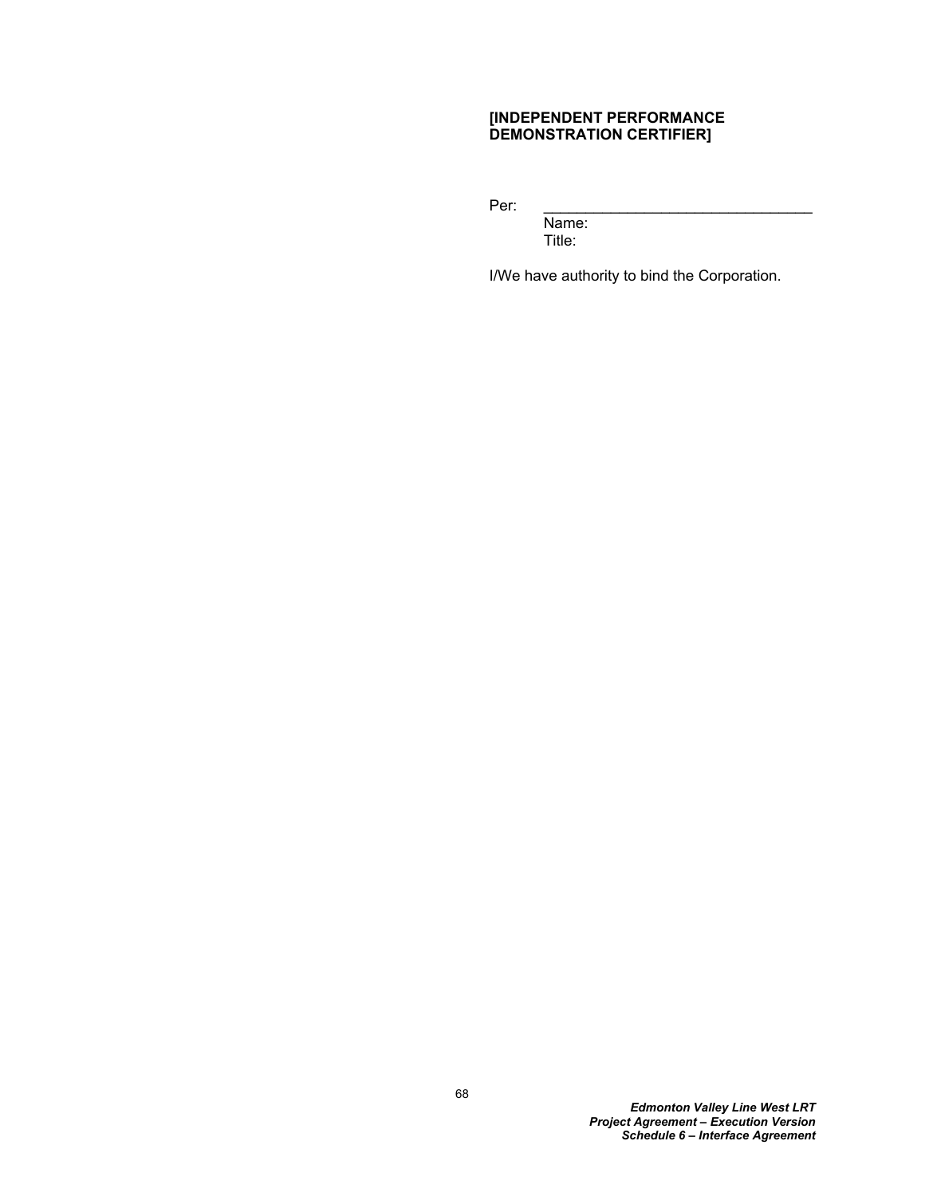**[INDEPENDENT PERFORMANCE DEMONSTRATION CERTIFIER]**

Per: \_\_\_\_\_\_\_\_\_\_\_\_\_\_\_\_\_\_\_\_\_\_\_\_\_\_\_\_\_\_\_\_\_\_
Name:
Title:

I/We have authority to bind the Corporation.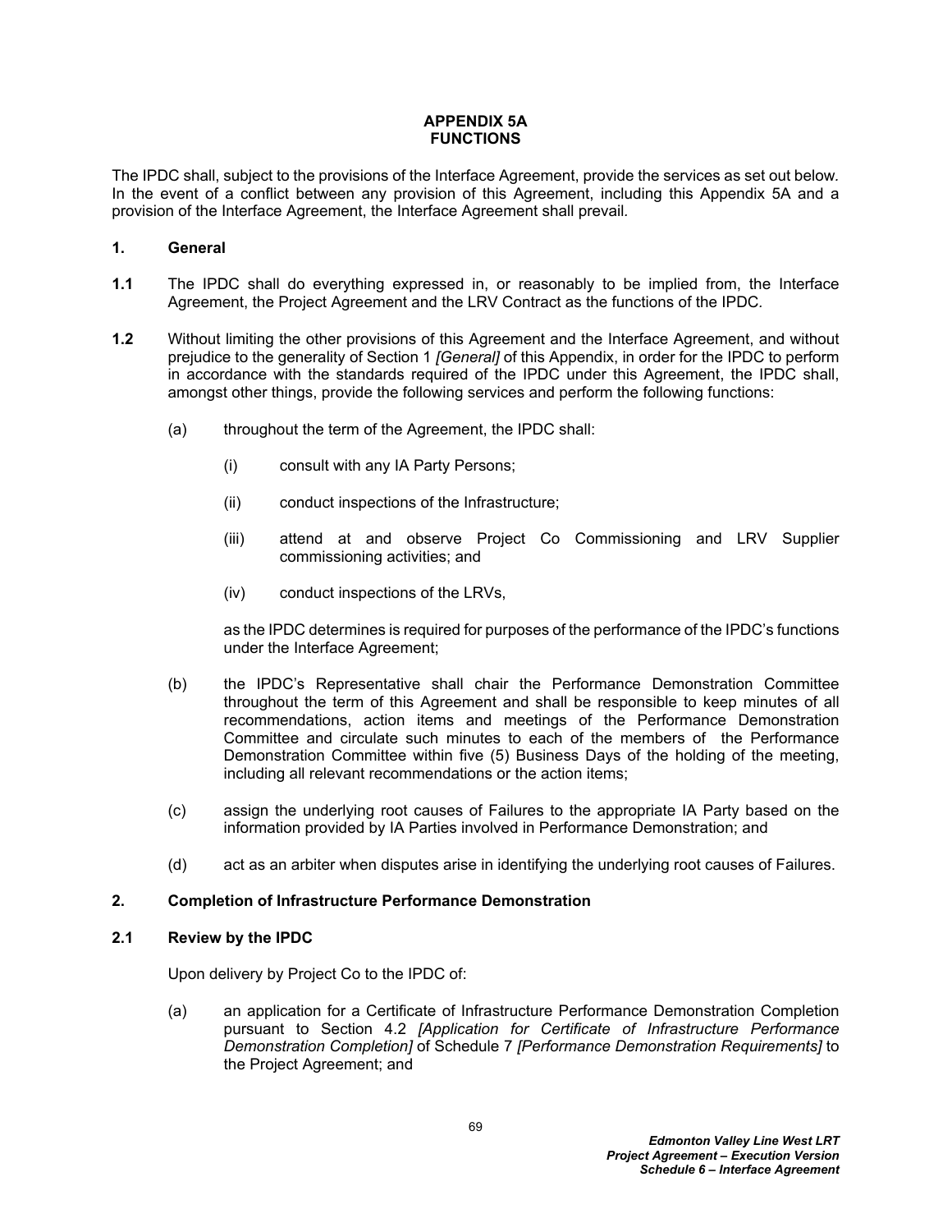# APPENDIX 5A
# FUNCTIONS

The IPDC shall, subject to the provisions of the Interface Agreement, provide the services as set out below. In the event of a conflict between any provision of this Agreement, including this Appendix 5A and a provision of the Interface Agreement, the Interface Agreement shall prevail.

## 1. General

**1.1** The IPDC shall do everything expressed in, or reasonably to be implied from, the Interface Agreement, the Project Agreement and the LRV Contract as the functions of the IPDC.

**1.2** Without limiting the other provisions of this Agreement and the Interface Agreement, and without prejudice to the generality of Section 1 *[General]* of this Appendix, in order for the IPDC to perform in accordance with the standards required of the IPDC under this Agreement, the IPDC shall, amongst other things, provide the following services and perform the following functions:

(a) throughout the term of the Agreement, the IPDC shall:

(i) consult with any IA Party Persons;

(ii) conduct inspections of the Infrastructure;

(iii) attend at and observe Project Co Commissioning and LRV Supplier commissioning activities; and

(iv) conduct inspections of the LRVs,

as the IPDC determines is required for purposes of the performance of the IPDC's functions under the Interface Agreement;

(b) the IPDC's Representative shall chair the Performance Demonstration Committee throughout the term of this Agreement and shall be responsible to keep minutes of all recommendations, action items and meetings of the Performance Demonstration Committee and circulate such minutes to each of the members of the Performance Demonstration Committee within five (5) Business Days of the holding of the meeting, including all relevant recommendations or the action items;

(c) assign the underlying root causes of Failures to the appropriate IA Party based on the information provided by IA Parties involved in Performance Demonstration; and

(d) act as an arbiter when disputes arise in identifying the underlying root causes of Failures.

## 2. Completion of Infrastructure Performance Demonstration

### 2.1 Review by the IPDC

Upon delivery by Project Co to the IPDC of:

(a) an application for a Certificate of Infrastructure Performance Demonstration Completion pursuant to Section 4.2 *[Application for Certificate of Infrastructure Performance Demonstration Completion]* of Schedule 7 *[Performance Demonstration Requirements]* to the Project Agreement; and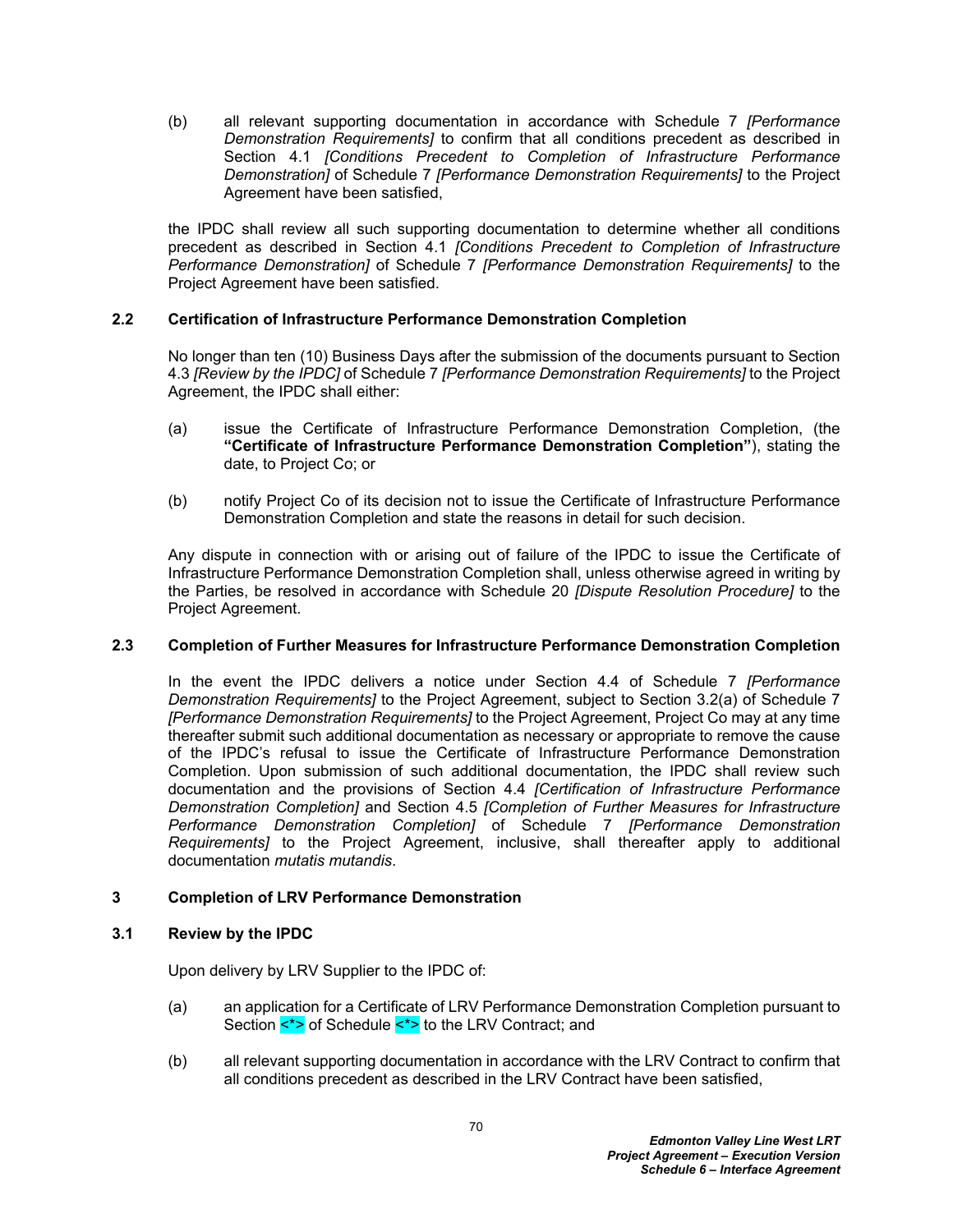(b) all relevant supporting documentation in accordance with Schedule 7 *[Performance Demonstration Requirements]* to confirm that all conditions precedent as described in Section 4.1 *[Conditions Precedent to Completion of Infrastructure Performance Demonstration]* of Schedule 7 *[Performance Demonstration Requirements]* to the Project Agreement have been satisfied,

the IPDC shall review all such supporting documentation to determine whether all conditions precedent as described in Section 4.1 *[Conditions Precedent to Completion of Infrastructure Performance Demonstration]* of Schedule 7 *[Performance Demonstration Requirements]* to the Project Agreement have been satisfied.

### 2.2 Certification of Infrastructure Performance Demonstration Completion

No longer than ten (10) Business Days after the submission of the documents pursuant to Section 4.3 *[Review by the IPDC]* of Schedule 7 *[Performance Demonstration Requirements]* to the Project Agreement, the IPDC shall either:

(a) issue the Certificate of Infrastructure Performance Demonstration Completion, (the **"Certificate of Infrastructure Performance Demonstration Completion"**), stating the date, to Project Co; or

(b) notify Project Co of its decision not to issue the Certificate of Infrastructure Performance Demonstration Completion and state the reasons in detail for such decision.

Any dispute in connection with or arising out of failure of the IPDC to issue the Certificate of Infrastructure Performance Demonstration Completion shall, unless otherwise agreed in writing by the Parties, be resolved in accordance with Schedule 20 *[Dispute Resolution Procedure]* to the Project Agreement.

### 2.3 Completion of Further Measures for Infrastructure Performance Demonstration Completion

In the event the IPDC delivers a notice under Section 4.4 of Schedule 7 *[Performance Demonstration Requirements]* to the Project Agreement, subject to Section 3.2(a) of Schedule 7 *[Performance Demonstration Requirements]* to the Project Agreement, Project Co may at any time thereafter submit such additional documentation as necessary or appropriate to remove the cause of the IPDC's refusal to issue the Certificate of Infrastructure Performance Demonstration Completion. Upon submission of such additional documentation, the IPDC shall review such documentation and the provisions of Section 4.4 *[Certification of Infrastructure Performance Demonstration Completion]* and Section 4.5 *[Completion of Further Measures for Infrastructure Performance Demonstration Completion]* of Schedule 7 *[Performance Demonstration Requirements]* to the Project Agreement, inclusive, shall thereafter apply to additional documentation *mutatis mutandis*.

## 3 Completion of LRV Performance Demonstration

### 3.1 Review by the IPDC

Upon delivery by LRV Supplier to the IPDC of:

(a) an application for a Certificate of LRV Performance Demonstration Completion pursuant to Section <*> of Schedule <*> to the LRV Contract; and

(b) all relevant supporting documentation in accordance with the LRV Contract to confirm that all conditions precedent as described in the LRV Contract have been satisfied,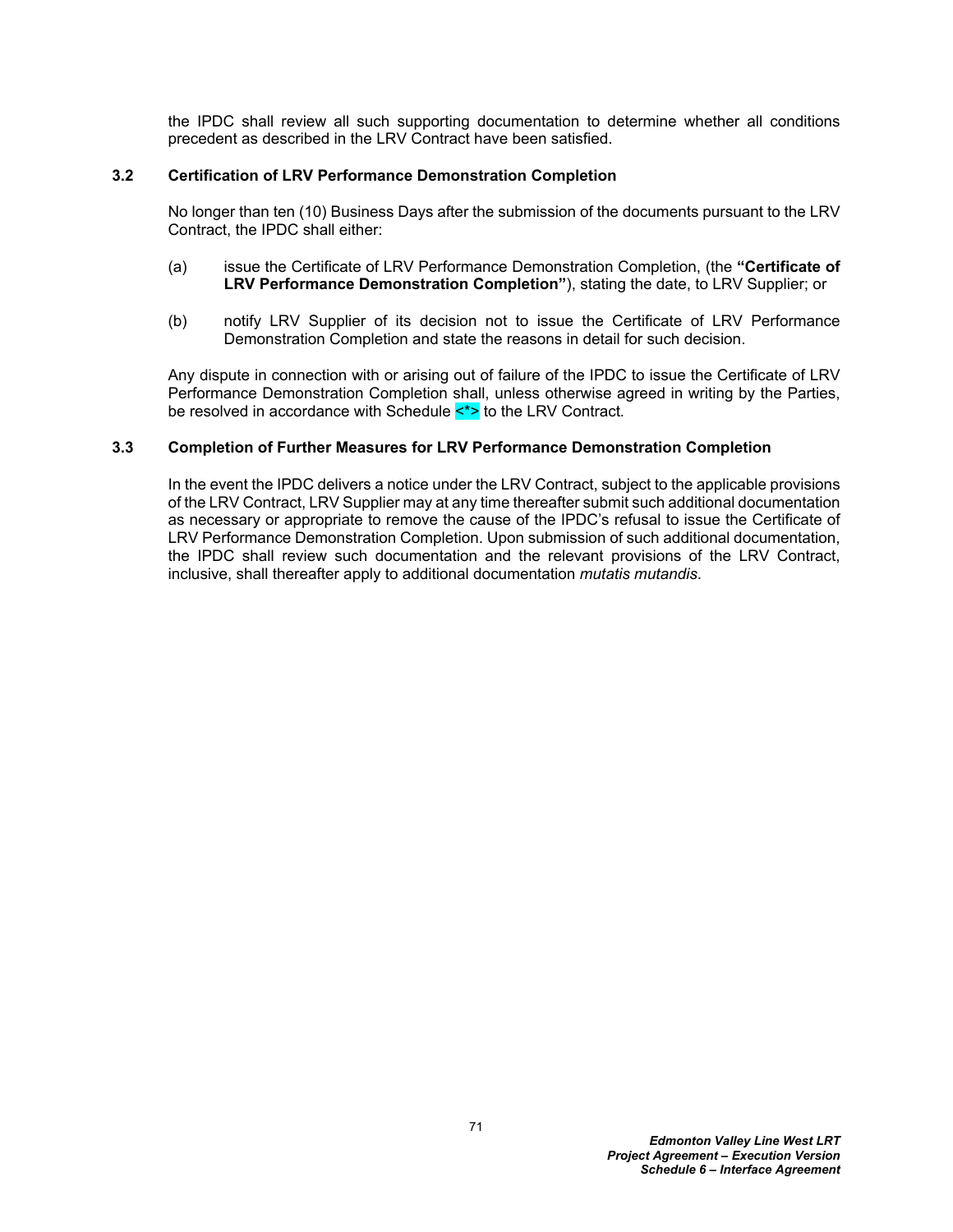the IPDC shall review all such supporting documentation to determine whether all conditions precedent as described in the LRV Contract have been satisfied.

### 3.2 Certification of LRV Performance Demonstration Completion

No longer than ten (10) Business Days after the submission of the documents pursuant to the LRV Contract, the IPDC shall either:

(a) issue the Certificate of LRV Performance Demonstration Completion, (the **"Certificate of LRV Performance Demonstration Completion"**), stating the date, to LRV Supplier; or

(b) notify LRV Supplier of its decision not to issue the Certificate of LRV Performance Demonstration Completion and state the reasons in detail for such decision.

Any dispute in connection with or arising out of failure of the IPDC to issue the Certificate of LRV Performance Demonstration Completion shall, unless otherwise agreed in writing by the Parties, be resolved in accordance with Schedule <*> to the LRV Contract.

### 3.3 Completion of Further Measures for LRV Performance Demonstration Completion

In the event the IPDC delivers a notice under the LRV Contract, subject to the applicable provisions of the LRV Contract, LRV Supplier may at any time thereafter submit such additional documentation as necessary or appropriate to remove the cause of the IPDC's refusal to issue the Certificate of LRV Performance Demonstration Completion. Upon submission of such additional documentation, the IPDC shall review such documentation and the relevant provisions of the LRV Contract, inclusive, shall thereafter apply to additional documentation *mutatis mutandis*.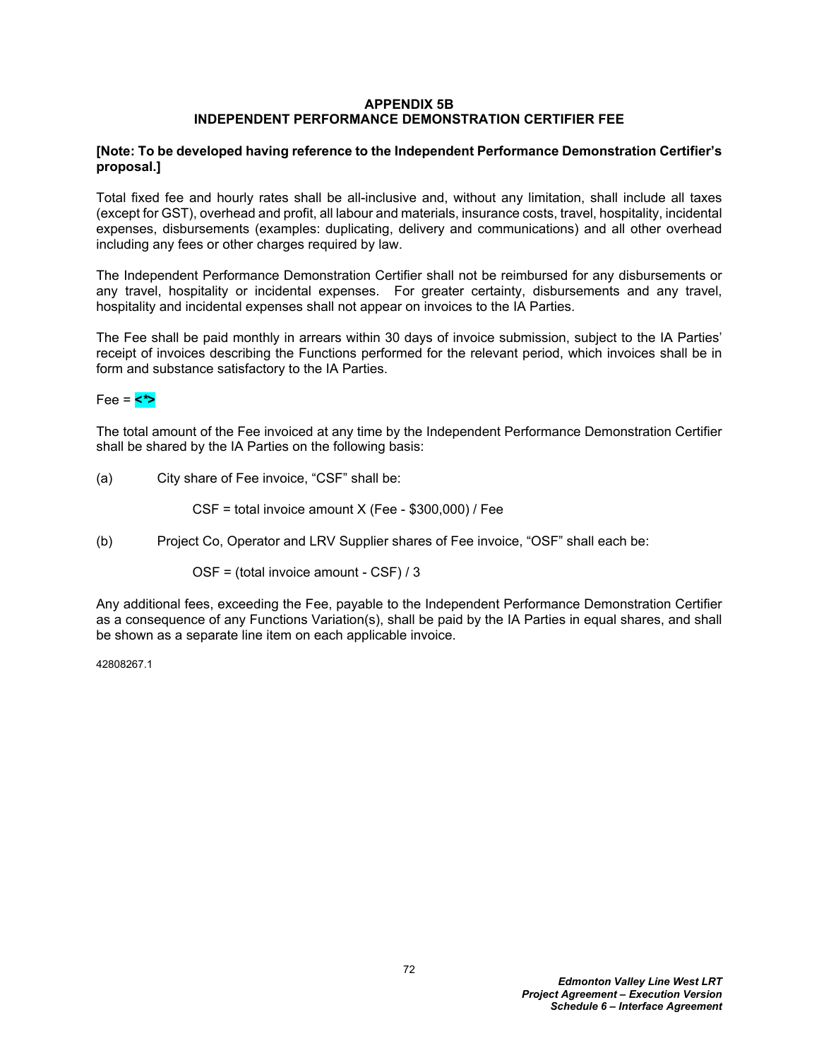# APPENDIX 5B
# INDEPENDENT PERFORMANCE DEMONSTRATION CERTIFIER FEE

**[Note: To be developed having reference to the Independent Performance Demonstration Certifier's proposal.]**

Total fixed fee and hourly rates shall be all-inclusive and, without any limitation, shall include all taxes (except for GST), overhead and profit, all labour and materials, insurance costs, travel, hospitality, incidental expenses, disbursements (examples: duplicating, delivery and communications) and all other overhead including any fees or other charges required by law.

The Independent Performance Demonstration Certifier shall not be reimbursed for any disbursements or any travel, hospitality or incidental expenses. For greater certainty, disbursements and any travel, hospitality and incidental expenses shall not appear on invoices to the IA Parties.

The Fee shall be paid monthly in arrears within 30 days of invoice submission, subject to the IA Parties' receipt of invoices describing the Functions performed for the relevant period, which invoices shall be in form and substance satisfactory to the IA Parties.

Fee = **<*>**

The total amount of the Fee invoiced at any time by the Independent Performance Demonstration Certifier shall be shared by the IA Parties on the following basis:

(a) City share of Fee invoice, "CSF" shall be:

CSF = total invoice amount X (Fee - $300,000) / Fee

(b) Project Co, Operator and LRV Supplier shares of Fee invoice, "OSF" shall each be:

OSF = (total invoice amount - CSF) / 3

Any additional fees, exceeding the Fee, payable to the Independent Performance Demonstration Certifier as a consequence of any Functions Variation(s), shall be paid by the IA Parties in equal shares, and shall be shown as a separate line item on each applicable invoice.

42808267.1